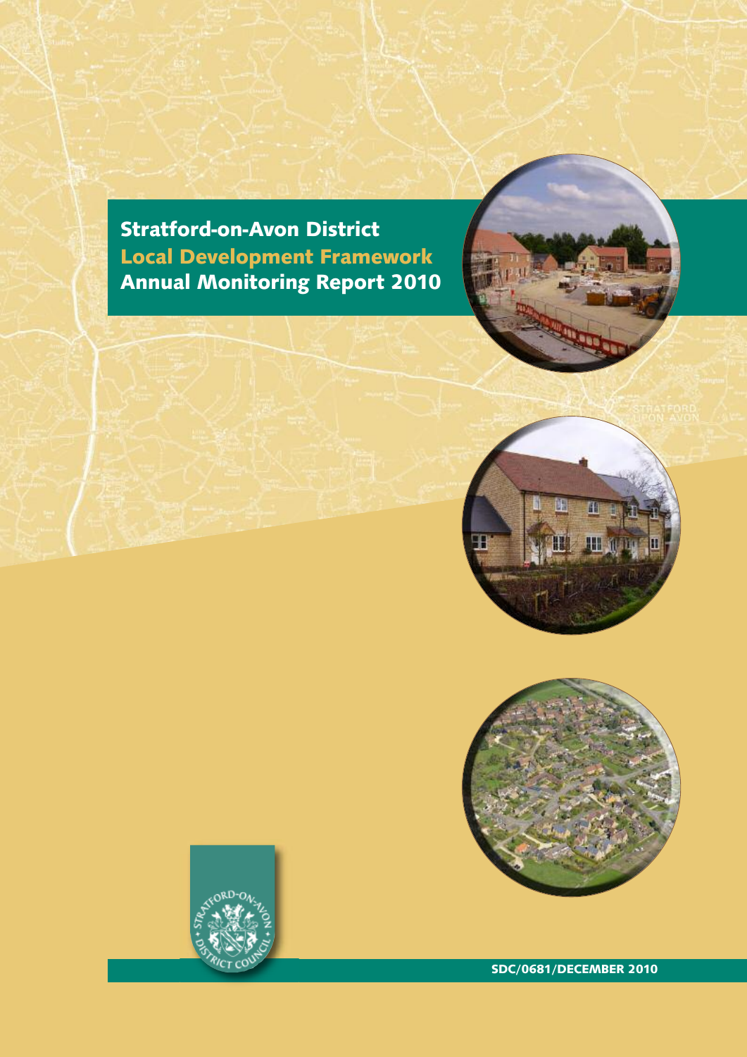# Stratford-on-Avon District

## Local Development Framework

## Annual Monitoring Report 2010

SDC/0681/DECEMBER 2010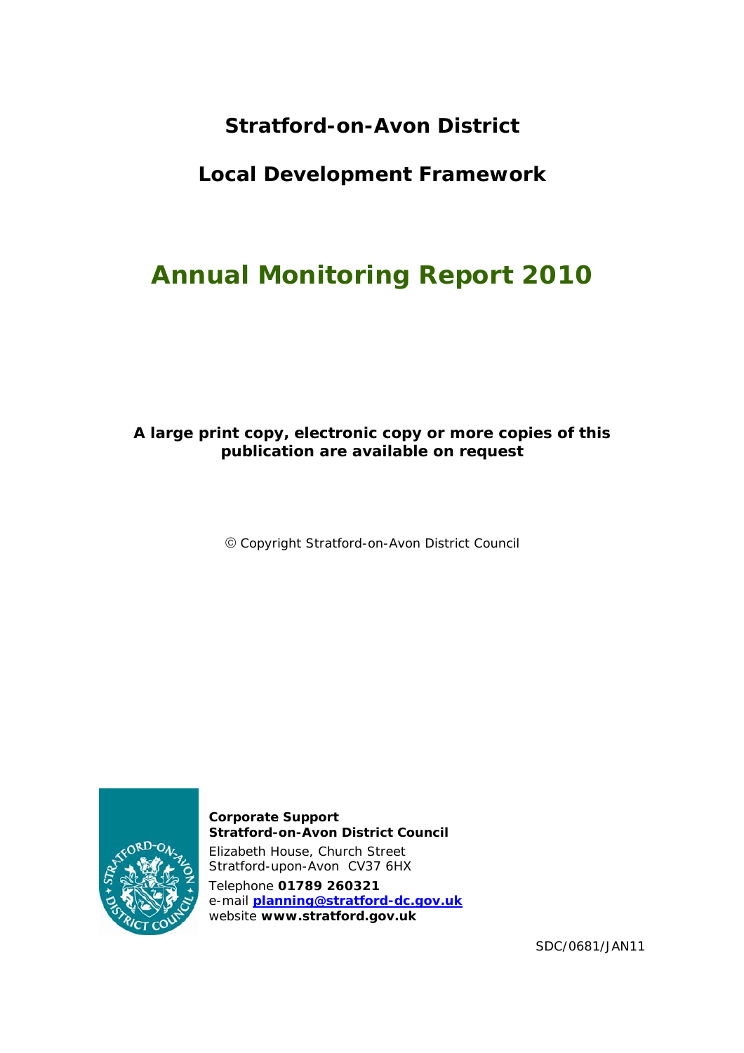**Stratford-on-Avon District**

**Local Development Framework**

# Annual Monitoring Report 2010

**A large print copy, electronic copy or more copies of this publication are available on request**

© Copyright Stratford-on-Avon District Council

**Corporate Support**
**Stratford-on-Avon District Council**
Elizabeth House, Church Street
Stratford-upon-Avon CV37 6HX
Telephone **01789 260321**
e-mail **planning@stratford-dc.gov.uk**
website **www.stratford.gov.uk**

SDC/0681/JAN11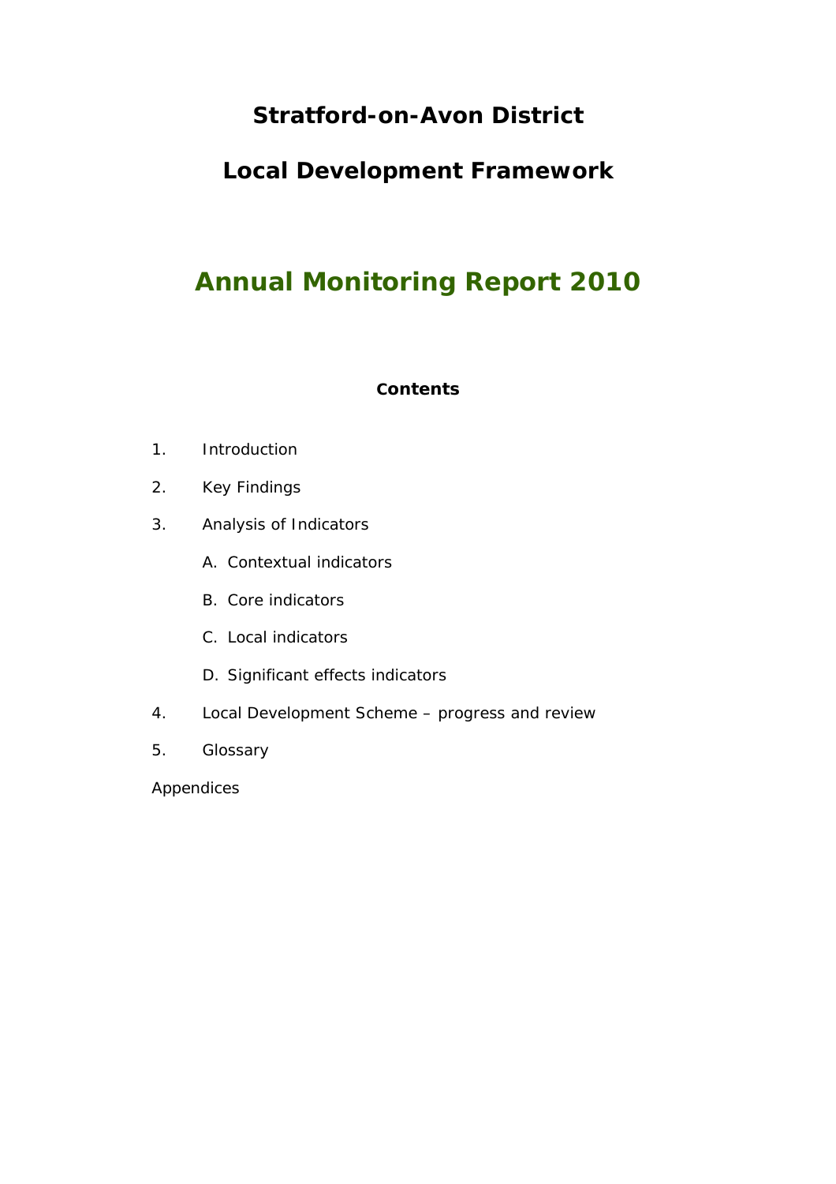# Stratford-on-Avon District

# Local Development Framework

## Annual Monitoring Report 2010

### Contents

1. Introduction
2. Key Findings
3. Analysis of Indicators
   - A. Contextual indicators
   - B. Core indicators
   - C. Local indicators
   - D. Significant effects indicators
4. Local Development Scheme – progress and review
5. Glossary

Appendices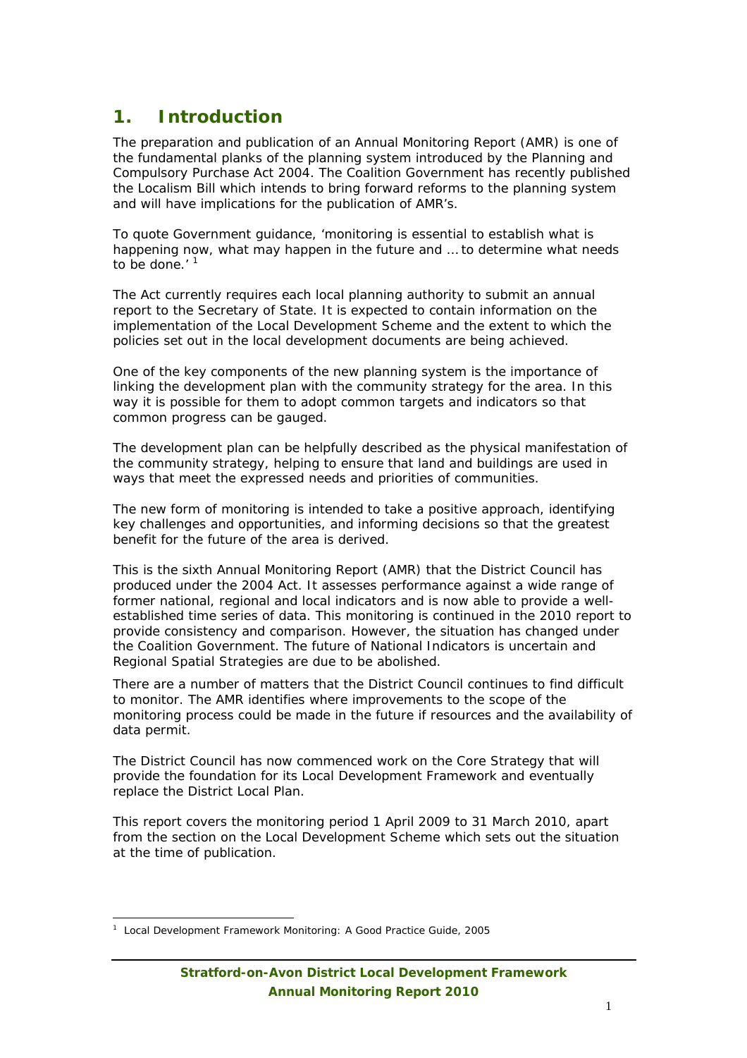# 1. Introduction

The preparation and publication of an Annual Monitoring Report (AMR) is one of the fundamental planks of the planning system introduced by the Planning and Compulsory Purchase Act 2004. The Coalition Government has recently published the Localism Bill which intends to bring forward reforms to the planning system and will have implications for the publication of AMR's.

To quote Government guidance, 'monitoring is essential to establish what is happening now, what may happen in the future and … to determine what needs to be done.' [1]

The Act currently requires each local planning authority to submit an annual report to the Secretary of State. It is expected to contain information on the implementation of the Local Development Scheme and the extent to which the policies set out in the local development documents are being achieved.

One of the key components of the new planning system is the importance of linking the development plan with the community strategy for the area. In this way it is possible for them to adopt common targets and indicators so that common progress can be gauged.

The development plan can be helpfully described as the physical manifestation of the community strategy, helping to ensure that land and buildings are used in ways that meet the expressed needs and priorities of communities.

The new form of monitoring is intended to take a positive approach, identifying key challenges and opportunities, and informing decisions so that the greatest benefit for the future of the area is derived.

This is the sixth Annual Monitoring Report (AMR) that the District Council has produced under the 2004 Act. It assesses performance against a wide range of former national, regional and local indicators and is now able to provide a well-established time series of data. This monitoring is continued in the 2010 report to provide consistency and comparison. However, the situation has changed under the Coalition Government. The future of National Indicators is uncertain and Regional Spatial Strategies are due to be abolished.

There are a number of matters that the District Council continues to find difficult to monitor. The AMR identifies where improvements to the scope of the monitoring process could be made in the future if resources and the availability of data permit.

The District Council has now commenced work on the Core Strategy that will provide the foundation for its Local Development Framework and eventually replace the District Local Plan.

This report covers the monitoring period 1 April 2009 to 31 March 2010, apart from the section on the Local Development Scheme which sets out the situation at the time of publication.

[1] Local Development Framework Monitoring: A Good Practice Guide, 2005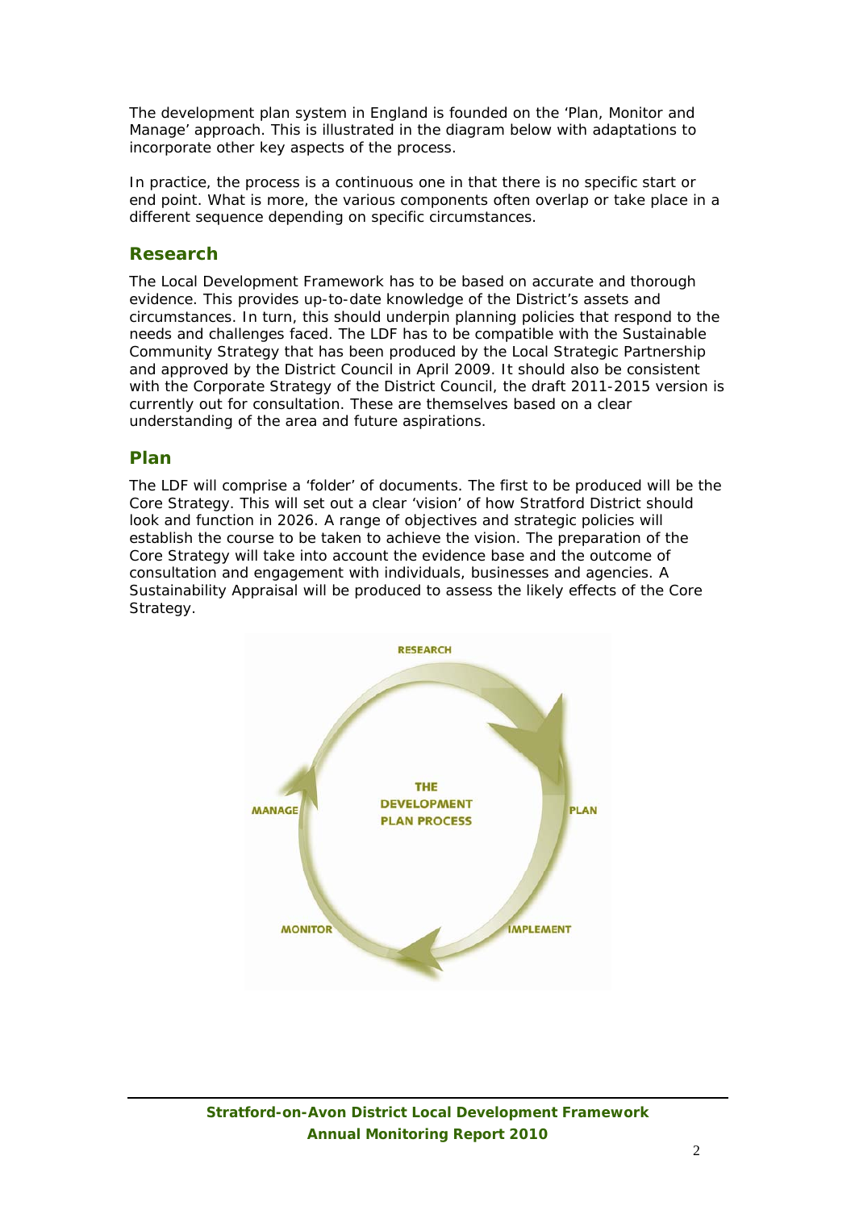The development plan system in England is founded on the 'Plan, Monitor and Manage' approach. This is illustrated in the diagram below with adaptations to incorporate other key aspects of the process.

In practice, the process is a continuous one in that there is no specific start or end point. What is more, the various components often overlap or take place in a different sequence depending on specific circumstances.

## Research

The Local Development Framework has to be based on accurate and thorough evidence. This provides up-to-date knowledge of the District's assets and circumstances. In turn, this should underpin planning policies that respond to the needs and challenges faced. The LDF has to be compatible with the Sustainable Community Strategy that has been produced by the Local Strategic Partnership and approved by the District Council in April 2009. It should also be consistent with the Corporate Strategy of the District Council, the draft 2011-2015 version is currently out for consultation. These are themselves based on a clear understanding of the area and future aspirations.

## Plan

The LDF will comprise a 'folder' of documents. The first to be produced will be the Core Strategy. This will set out a clear 'vision' of how Stratford District should look and function in 2026. A range of objectives and strategic policies will establish the course to be taken to achieve the vision. The preparation of the Core Strategy will take into account the evidence base and the outcome of consultation and engagement with individuals, businesses and agencies. A Sustainability Appraisal will be produced to assess the likely effects of the Core Strategy.

RESEARCH

THE DEVELOPMENT PLAN PROCESS

PLAN

IMPLEMENT

MONITOR

MANAGE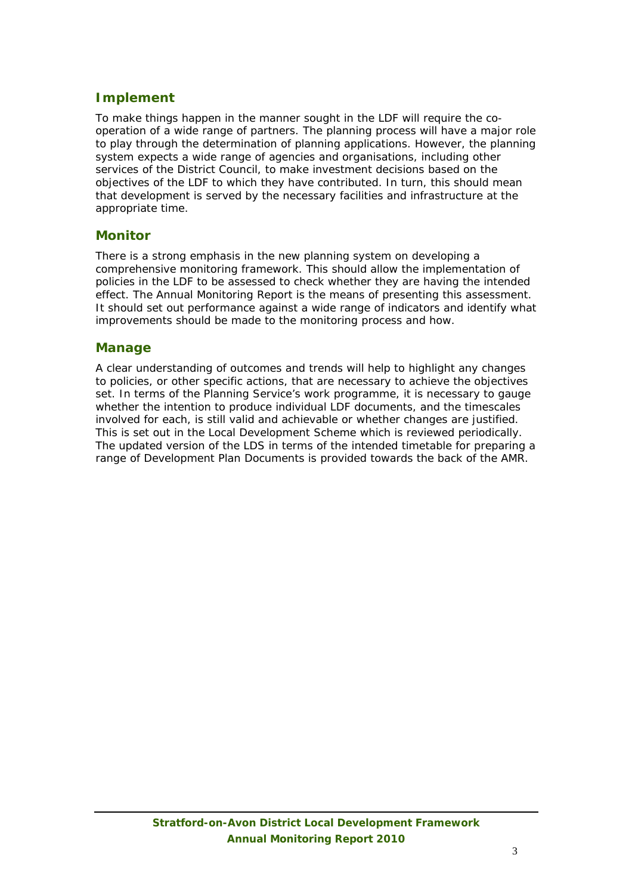## Implement

To make things happen in the manner sought in the LDF will require the co-operation of a wide range of partners. The planning process will have a major role to play through the determination of planning applications. However, the planning system expects a wide range of agencies and organisations, including other services of the District Council, to make investment decisions based on the objectives of the LDF to which they have contributed. In turn, this should mean that development is served by the necessary facilities and infrastructure at the appropriate time.

## Monitor

There is a strong emphasis in the new planning system on developing a comprehensive monitoring framework. This should allow the implementation of policies in the LDF to be assessed to check whether they are having the intended effect. The Annual Monitoring Report is the means of presenting this assessment. It should set out performance against a wide range of indicators and identify what improvements should be made to the monitoring process and how.

## Manage

A clear understanding of outcomes and trends will help to highlight any changes to policies, or other specific actions, that are necessary to achieve the objectives set. In terms of the Planning Service's work programme, it is necessary to gauge whether the intention to produce individual LDF documents, and the timescales involved for each, is still valid and achievable or whether changes are justified. This is set out in the Local Development Scheme which is reviewed periodically. The updated version of the LDS in terms of the intended timetable for preparing a range of Development Plan Documents is provided towards the back of the AMR.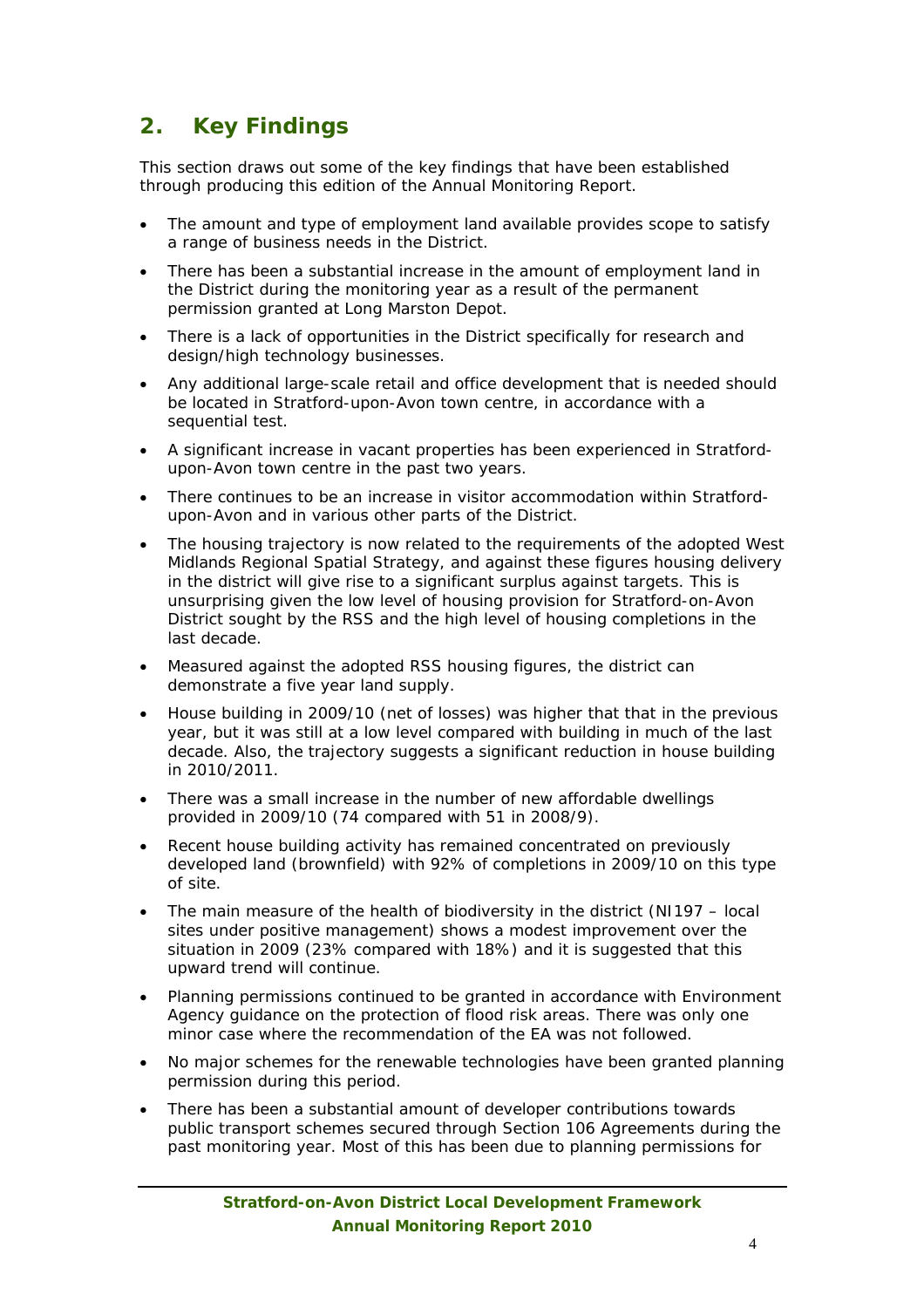## 2. Key Findings

This section draws out some of the key findings that have been established through producing this edition of the Annual Monitoring Report.

- The amount and type of employment land available provides scope to satisfy a range of business needs in the District.
- There has been a substantial increase in the amount of employment land in the District during the monitoring year as a result of the permanent permission granted at Long Marston Depot.
- There is a lack of opportunities in the District specifically for research and design/high technology businesses.
- Any additional large-scale retail and office development that is needed should be located in Stratford-upon-Avon town centre, in accordance with a sequential test.
- A significant increase in vacant properties has been experienced in Stratford-upon-Avon town centre in the past two years.
- There continues to be an increase in visitor accommodation within Stratford-upon-Avon and in various other parts of the District.
- The housing trajectory is now related to the requirements of the adopted West Midlands Regional Spatial Strategy, and against these figures housing delivery in the district will give rise to a significant surplus against targets. This is unsurprising given the low level of housing provision for Stratford-on-Avon District sought by the RSS and the high level of housing completions in the last decade.
- Measured against the adopted RSS housing figures, the district can demonstrate a five year land supply.
- House building in 2009/10 (net of losses) was higher that that in the previous year, but it was still at a low level compared with building in much of the last decade. Also, the trajectory suggests a significant reduction in house building in 2010/2011.
- There was a small increase in the number of new affordable dwellings provided in 2009/10 (74 compared with 51 in 2008/9).
- Recent house building activity has remained concentrated on previously developed land (brownfield) with 92% of completions in 2009/10 on this type of site.
- The main measure of the health of biodiversity in the district (NI197 – local sites under positive management) shows a modest improvement over the situation in 2009 (23% compared with 18%) and it is suggested that this upward trend will continue.
- Planning permissions continued to be granted in accordance with Environment Agency guidance on the protection of flood risk areas. There was only one minor case where the recommendation of the EA was not followed.
- No major schemes for the renewable technologies have been granted planning permission during this period.
- There has been a substantial amount of developer contributions towards public transport schemes secured through Section 106 Agreements during the past monitoring year. Most of this has been due to planning permissions for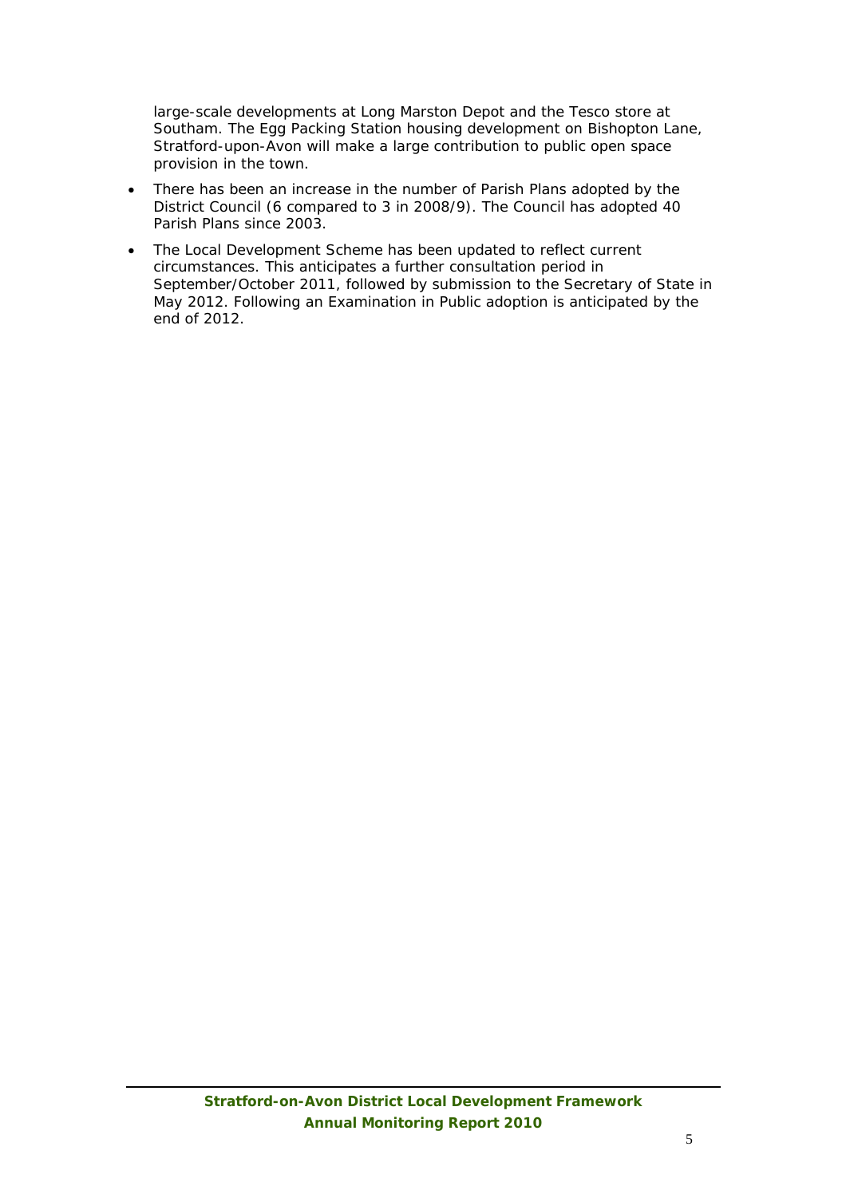large-scale developments at Long Marston Depot and the Tesco store at Southam. The Egg Packing Station housing development on Bishopton Lane, Stratford-upon-Avon will make a large contribution to public open space provision in the town.

- There has been an increase in the number of Parish Plans adopted by the District Council (6 compared to 3 in 2008/9). The Council has adopted 40 Parish Plans since 2003.
- The Local Development Scheme has been updated to reflect current circumstances. This anticipates a further consultation period in September/October 2011, followed by submission to the Secretary of State in May 2012. Following an Examination in Public adoption is anticipated by the end of 2012.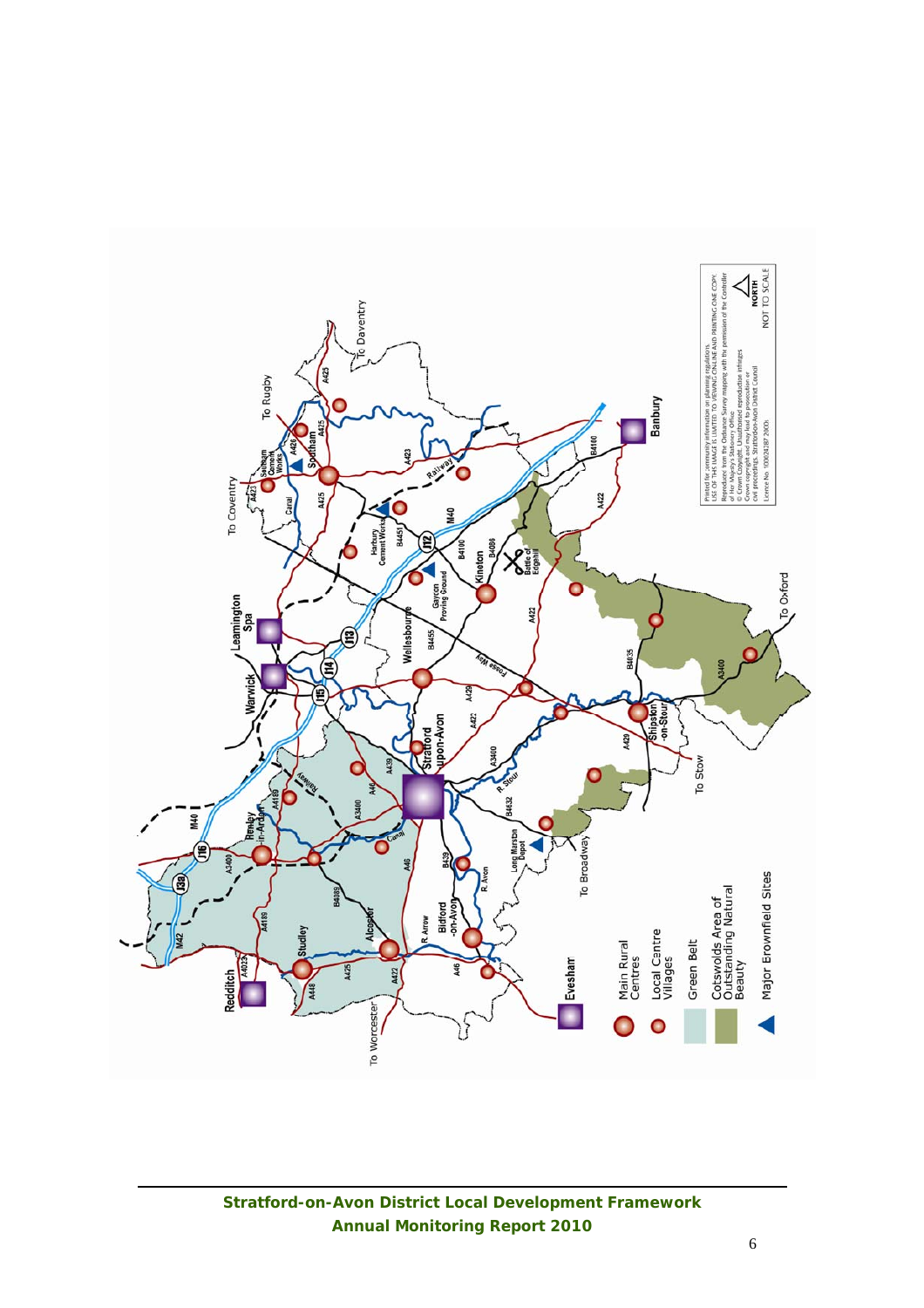Main Rural Centres

Local Centre Villages

Green Belt

Cotswolds Area of Outstanding Natural Beauty

Major Brownfield Sites

Printed for community information on planning regulations.
USE OF THIS IMAGE IS LIMITED TO VIEWING ONLINE AND PRINTING ONE COPY.
Reproduced from the Ordnance Survey mapping with the permission of the Controller of Her Majesty's Stationery Office.
© Crown Copyright. Unauthorised reproduction infringes Crown copyright and may lead to prosecution or civil proceedings. Stratford-on-Avon District Council
Licence No. 100024287 2005

NORTH

NOT TO SCALE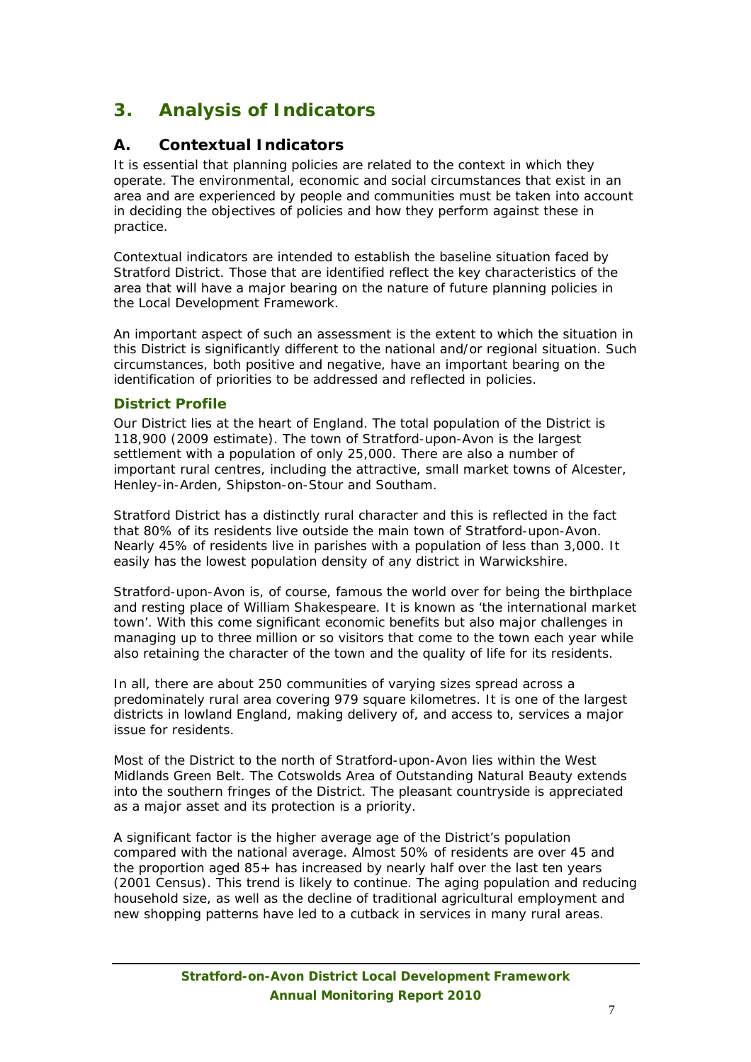# 3. Analysis of Indicators

## A. Contextual Indicators

It is essential that planning policies are related to the context in which they operate. The environmental, economic and social circumstances that exist in an area and are experienced by people and communities must be taken into account in deciding the objectives of policies and how they perform against these in practice.

Contextual indicators are intended to establish the baseline situation faced by Stratford District. Those that are identified reflect the key characteristics of the area that will have a major bearing on the nature of future planning policies in the Local Development Framework.

An important aspect of such an assessment is the extent to which the situation in this District is significantly different to the national and/or regional situation. Such circumstances, both positive and negative, have an important bearing on the identification of priorities to be addressed and reflected in policies.

### District Profile

Our District lies at the heart of England. The total population of the District is 118,900 (2009 estimate). The town of Stratford-upon-Avon is the largest settlement with a population of only 25,000. There are also a number of important rural centres, including the attractive, small market towns of Alcester, Henley-in-Arden, Shipston-on-Stour and Southam.

Stratford District has a distinctly rural character and this is reflected in the fact that 80% of its residents live outside the main town of Stratford-upon-Avon. Nearly 45% of residents live in parishes with a population of less than 3,000. It easily has the lowest population density of any district in Warwickshire.

Stratford-upon-Avon is, of course, famous the world over for being the birthplace and resting place of William Shakespeare. It is known as 'the international market town'. With this come significant economic benefits but also major challenges in managing up to three million or so visitors that come to the town each year while also retaining the character of the town and the quality of life for its residents.

In all, there are about 250 communities of varying sizes spread across a predominately rural area covering 979 square kilometres. It is one of the largest districts in lowland England, making delivery of, and access to, services a major issue for residents.

Most of the District to the north of Stratford-upon-Avon lies within the West Midlands Green Belt. The Cotswolds Area of Outstanding Natural Beauty extends into the southern fringes of the District. The pleasant countryside is appreciated as a major asset and its protection is a priority.

A significant factor is the higher average age of the District's population compared with the national average. Almost 50% of residents are over 45 and the proportion aged 85+ has increased by nearly half over the last ten years (2001 Census). This trend is likely to continue. The aging population and reducing household size, as well as the decline of traditional agricultural employment and new shopping patterns have led to a cutback in services in many rural areas.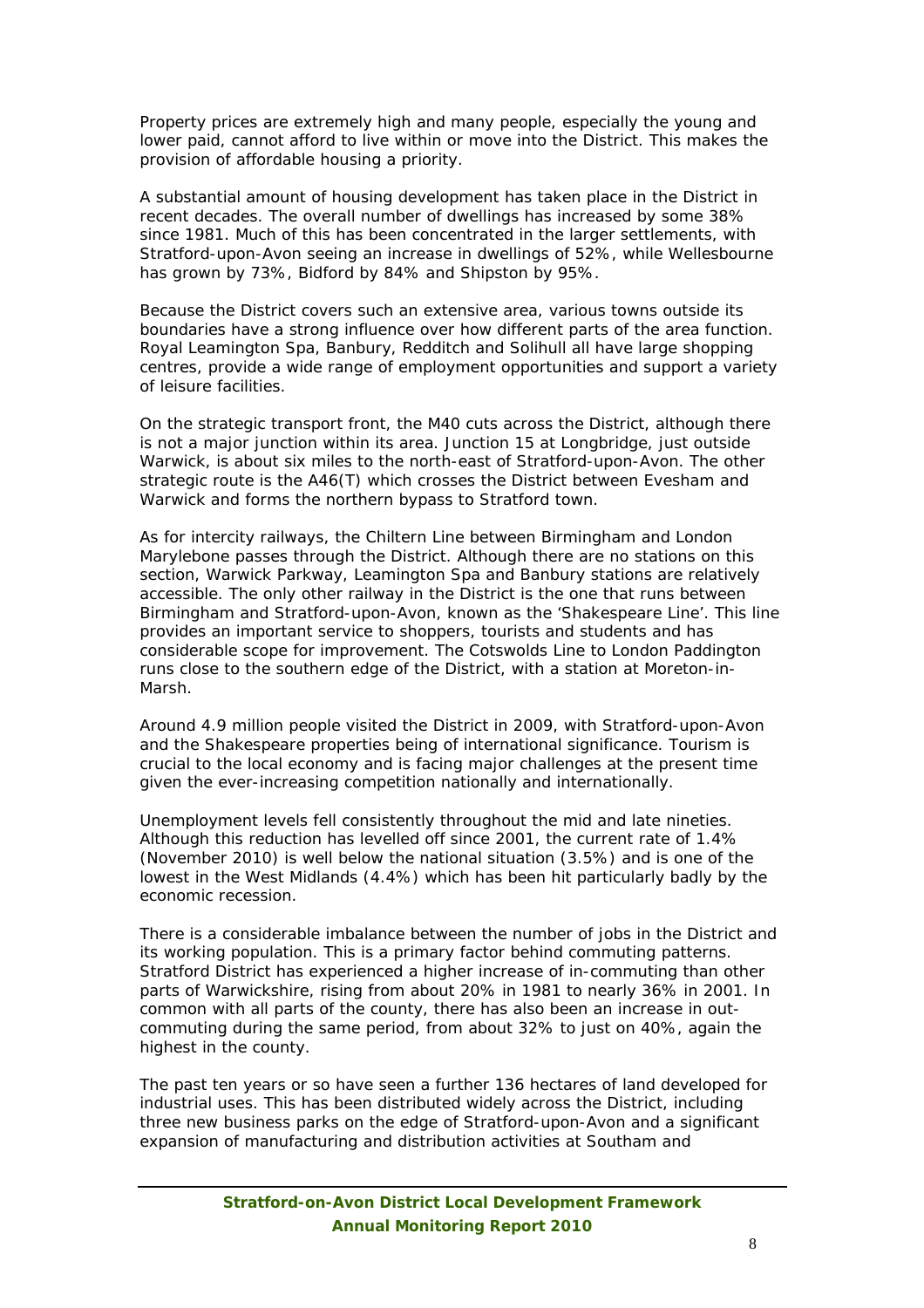Property prices are extremely high and many people, especially the young and lower paid, cannot afford to live within or move into the District. This makes the provision of affordable housing a priority.

A substantial amount of housing development has taken place in the District in recent decades. The overall number of dwellings has increased by some 38% since 1981. Much of this has been concentrated in the larger settlements, with Stratford-upon-Avon seeing an increase in dwellings of 52%, while Wellesbourne has grown by 73%, Bidford by 84% and Shipston by 95%.

Because the District covers such an extensive area, various towns outside its boundaries have a strong influence over how different parts of the area function. Royal Leamington Spa, Banbury, Redditch and Solihull all have large shopping centres, provide a wide range of employment opportunities and support a variety of leisure facilities.

On the strategic transport front, the M40 cuts across the District, although there is not a major junction within its area. Junction 15 at Longbridge, just outside Warwick, is about six miles to the north-east of Stratford-upon-Avon. The other strategic route is the A46(T) which crosses the District between Evesham and Warwick and forms the northern bypass to Stratford town.

As for intercity railways, the Chiltern Line between Birmingham and London Marylebone passes through the District. Although there are no stations on this section, Warwick Parkway, Leamington Spa and Banbury stations are relatively accessible. The only other railway in the District is the one that runs between Birmingham and Stratford-upon-Avon, known as the 'Shakespeare Line'. This line provides an important service to shoppers, tourists and students and has considerable scope for improvement. The Cotswolds Line to London Paddington runs close to the southern edge of the District, with a station at Moreton-in-Marsh.

Around 4.9 million people visited the District in 2009, with Stratford-upon-Avon and the Shakespeare properties being of international significance. Tourism is crucial to the local economy and is facing major challenges at the present time given the ever-increasing competition nationally and internationally.

Unemployment levels fell consistently throughout the mid and late nineties. Although this reduction has levelled off since 2001, the current rate of 1.4% (November 2010) is well below the national situation (3.5%) and is one of the lowest in the West Midlands (4.4%) which has been hit particularly badly by the economic recession.

There is a considerable imbalance between the number of jobs in the District and its working population. This is a primary factor behind commuting patterns. Stratford District has experienced a higher increase of in-commuting than other parts of Warwickshire, rising from about 20% in 1981 to nearly 36% in 2001. In common with all parts of the county, there has also been an increase in out-commuting during the same period, from about 32% to just on 40%, again the highest in the county.

The past ten years or so have seen a further 136 hectares of land developed for industrial uses. This has been distributed widely across the District, including three new business parks on the edge of Stratford-upon-Avon and a significant expansion of manufacturing and distribution activities at Southam and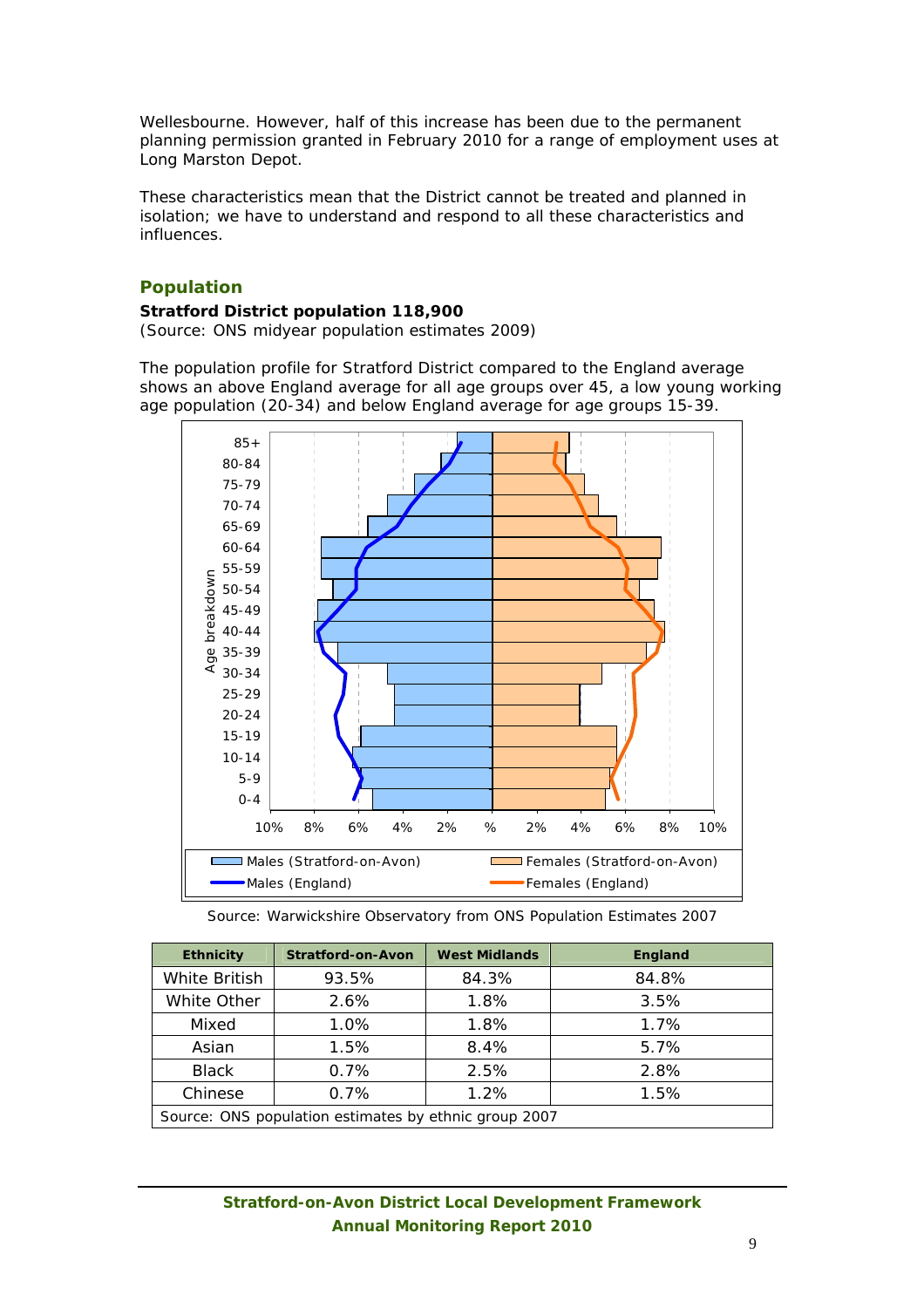Wellesbourne. However, half of this increase has been due to the permanent planning permission granted in February 2010 for a range of employment uses at Long Marston Depot.

These characteristics mean that the District cannot be treated and planned in isolation; we have to understand and respond to all these characteristics and influences.

## Population

**Stratford District population 118,900**
(Source: ONS midyear population estimates 2009)

The population profile for Stratford District compared to the England average shows an above England average for all age groups over 45, a low young working age population (20-34) and below England average for age groups 15-39.

Source: Warwickshire Observatory from ONS Population Estimates 2007

| Ethnicity | Stratford-on-Avon | West Midlands | England |
|---|---|---|---|
| White British | 93.5% | 84.3% | 84.8% |
| White Other | 2.6% | 1.8% | 3.5% |
| Mixed | 1.0% | 1.8% | 1.7% |
| Asian | 1.5% | 8.4% | 5.7% |
| Black | 0.7% | 2.5% | 2.8% |
| Chinese | 0.7% | 1.2% | 1.5% |
| Source: ONS population estimates by ethnic group 2007 | | | |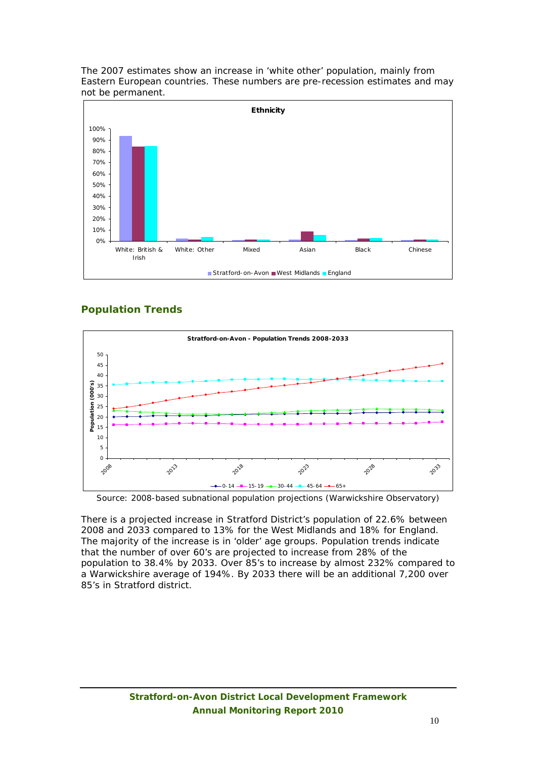The 2007 estimates show an increase in 'white other' population, mainly from Eastern European countries. These numbers are pre-recession estimates and may not be permanent.

## Population Trends

Source: 2008-based subnational population projections (Warwickshire Observatory)

There is a projected increase in Stratford District's population of 22.6% between 2008 and 2033 compared to 13% for the West Midlands and 18% for England. The majority of the increase is in 'older' age groups. Population trends indicate that the number of over 60's are projected to increase from 28% of the population to 38.4% by 2033. Over 85's to increase by almost 232% compared to a Warwickshire average of 194%. By 2033 there will be an additional 7,200 over 85's in Stratford district.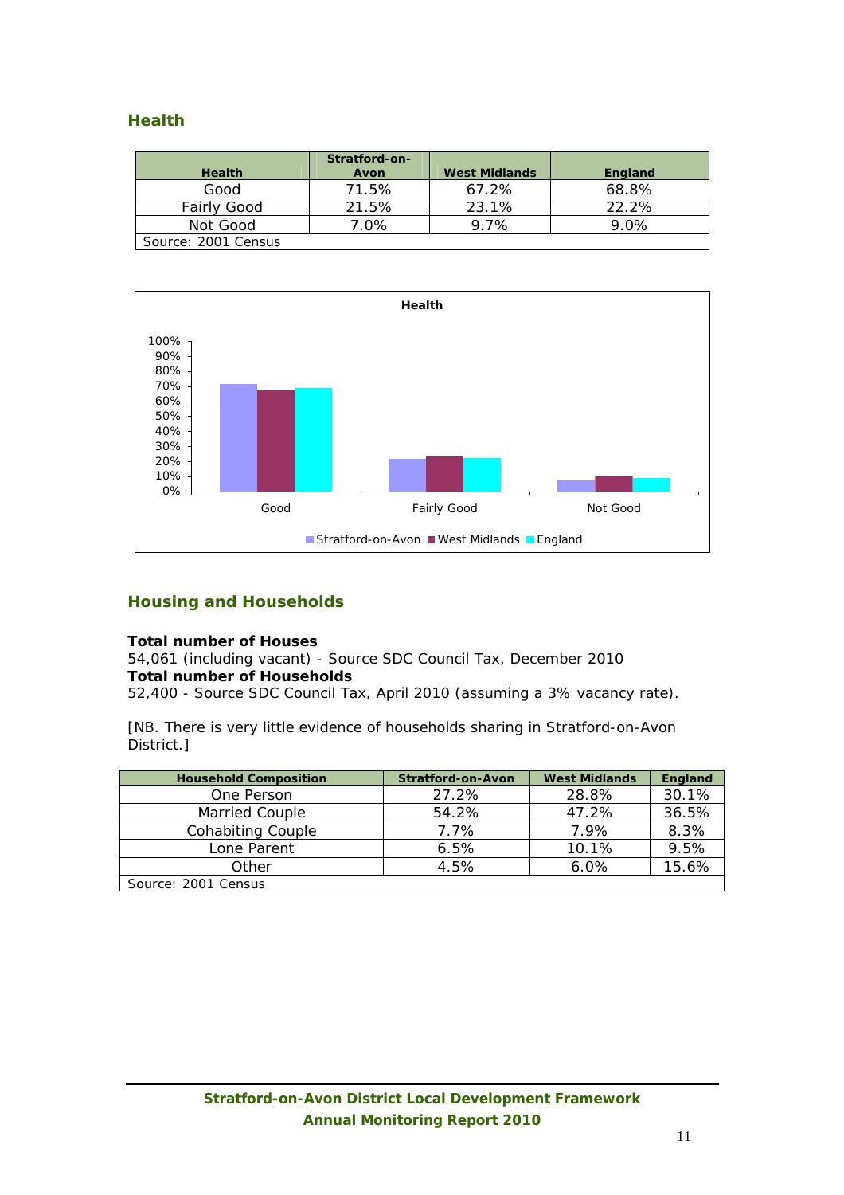## Health

| Health | Stratford-on-Avon | West Midlands | England |
|---|---|---|---|
| Good | 71.5% | 67.2% | 68.8% |
| Fairly Good | 21.5% | 23.1% | 22.2% |
| Not Good | 7.0% | 9.7% | 9.0% |
| Source: 2001 Census | | | |

## Housing and Households

**Total number of Houses**
54,061 (including vacant) - Source SDC Council Tax, December 2010
**Total number of Households**
52,400 - Source SDC Council Tax, April 2010 (assuming a 3% vacancy rate).

[NB. There is very little evidence of households sharing in Stratford-on-Avon District.]

| Household Composition | Stratford-on-Avon | West Midlands | England |
|---|---|---|---|
| One Person | 27.2% | 28.8% | 30.1% |
| Married Couple | 54.2% | 47.2% | 36.5% |
| Cohabiting Couple | 7.7% | 7.9% | 8.3% |
| Lone Parent | 6.5% | 10.1% | 9.5% |
| Other | 4.5% | 6.0% | 15.6% |
| Source: 2001 Census | | | |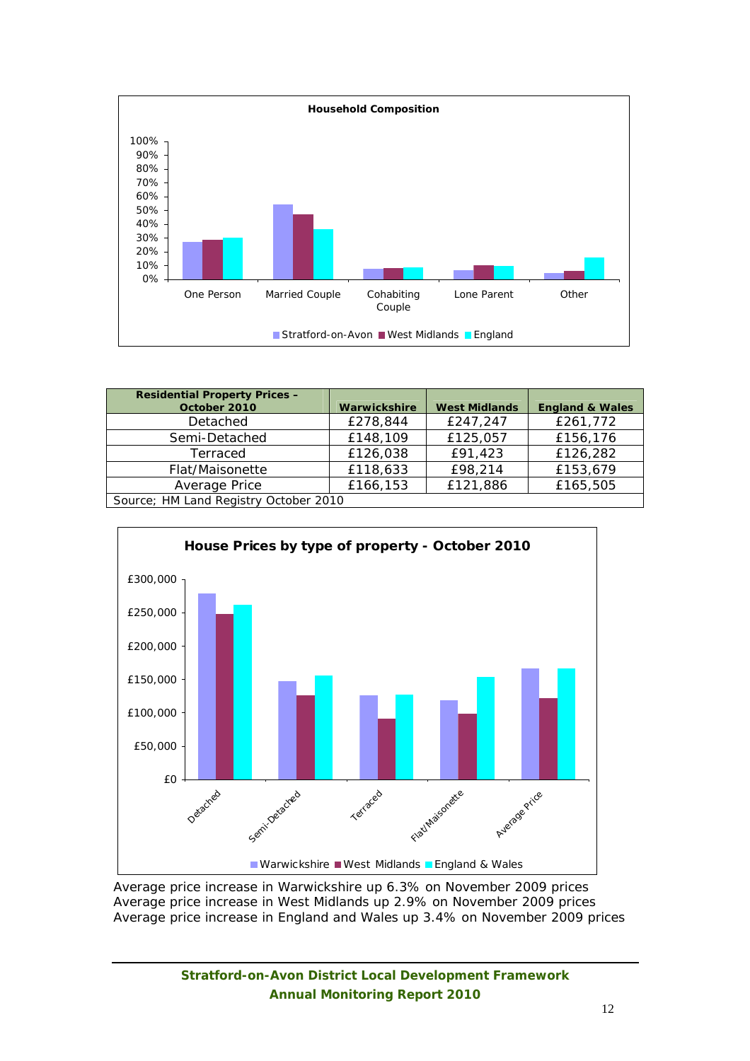**Household Composition**

| Residential Property Prices – October 2010 | Warwickshire | West Midlands | England & Wales |
|---|---|---|---|
| Detached | £278,844 | £247,247 | £261,772 |
| Semi-Detached | £148,109 | £125,057 | £156,176 |
| Terraced | £126,038 | £91,423 | £126,282 |
| Flat/Maisonette | £118,633 | £98,214 | £153,679 |
| Average Price | £166,153 | £121,886 | £165,505 |
| Source; HM Land Registry October 2010 | | | |

**House Prices by type of property - October 2010**

Average price increase in Warwickshire up 6.3% on November 2009 prices
Average price increase in West Midlands up 2.9% on November 2009 prices
Average price increase in England and Wales up 3.4% on November 2009 prices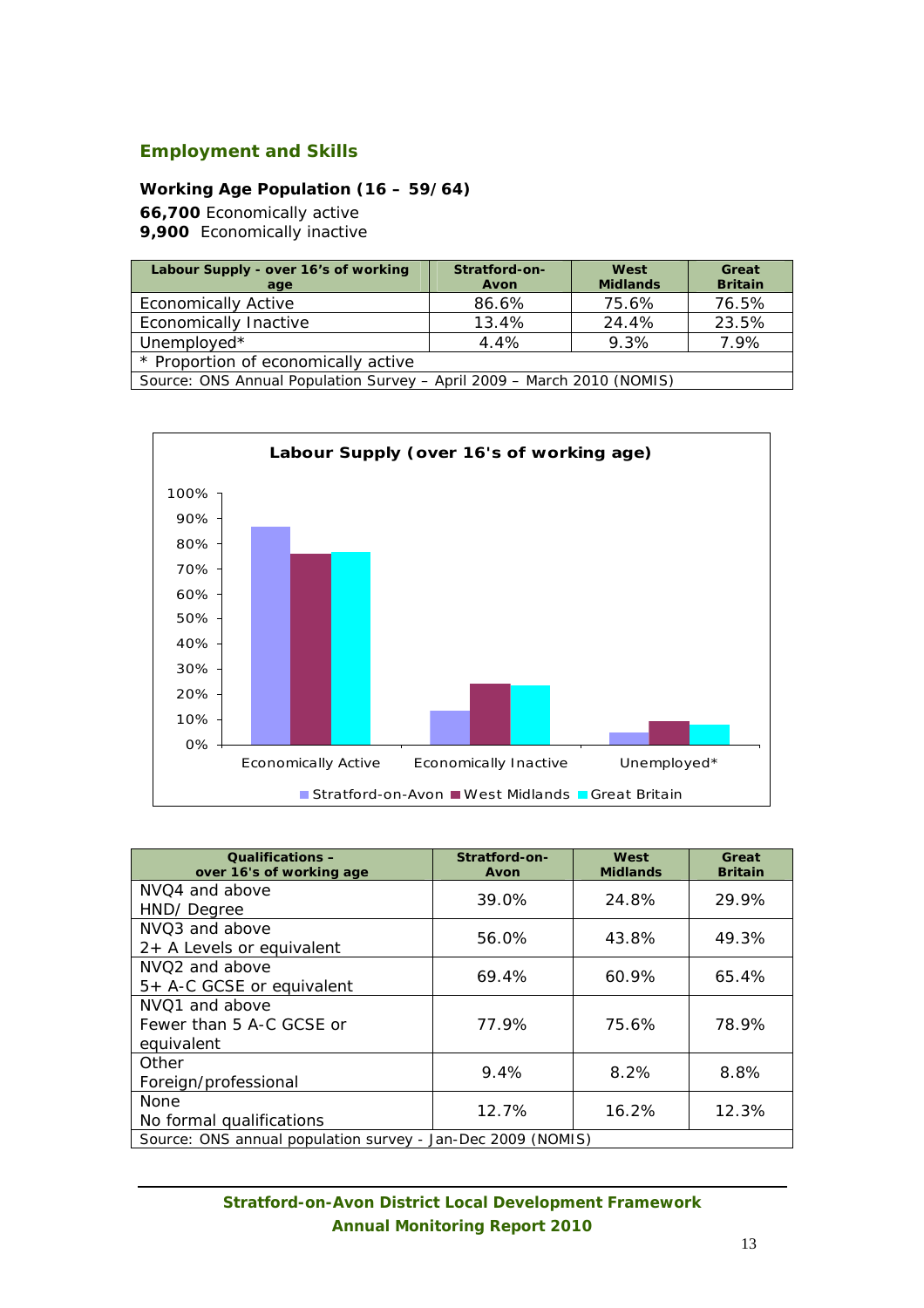## Employment and Skills

**Working Age Population (16 – 59/64)**

**66,700** Economically active
**9,900** Economically inactive

| Labour Supply - over 16's of working age | Stratford-on-Avon | West Midlands | Great Britain |
|---|---|---|---|
| Economically Active | 86.6% | 75.6% | 76.5% |
| Economically Inactive | 13.4% | 24.4% | 23.5% |
| Unemployed* | 4.4% | 9.3% | 7.9% |
| * Proportion of economically active | | | |
| Source: ONS Annual Population Survey – April 2009 – March 2010 (NOMIS) | | | |

**Labour Supply (over 16's of working age)**

| | Stratford-on-Avon | West Midlands | Great Britain |
|---|---|---|---|
| Economically Active | 86.6% | 75.6% | 76.5% |
| Economically Inactive | 13.4% | 24.4% | 23.5% |
| Unemployed* | 4.4% | 9.3% | 7.9% |

| Qualifications – over 16's of working age | Stratford-on-Avon | West Midlands | Great Britain |
|---|---|---|---|
| NVQ4 and above<br>HND/ Degree | 39.0% | 24.8% | 29.9% |
| NVQ3 and above<br>2+ A Levels or equivalent | 56.0% | 43.8% | 49.3% |
| NVQ2 and above<br>5+ A-C GCSE or equivalent | 69.4% | 60.9% | 65.4% |
| NVQ1 and above<br>Fewer than 5 A-C GCSE or equivalent | 77.9% | 75.6% | 78.9% |
| Other<br>Foreign/professional | 9.4% | 8.2% | 8.8% |
| None<br>No formal qualifications | 12.7% | 16.2% | 12.3% |
| Source: ONS annual population survey - Jan-Dec 2009 (NOMIS) | | | |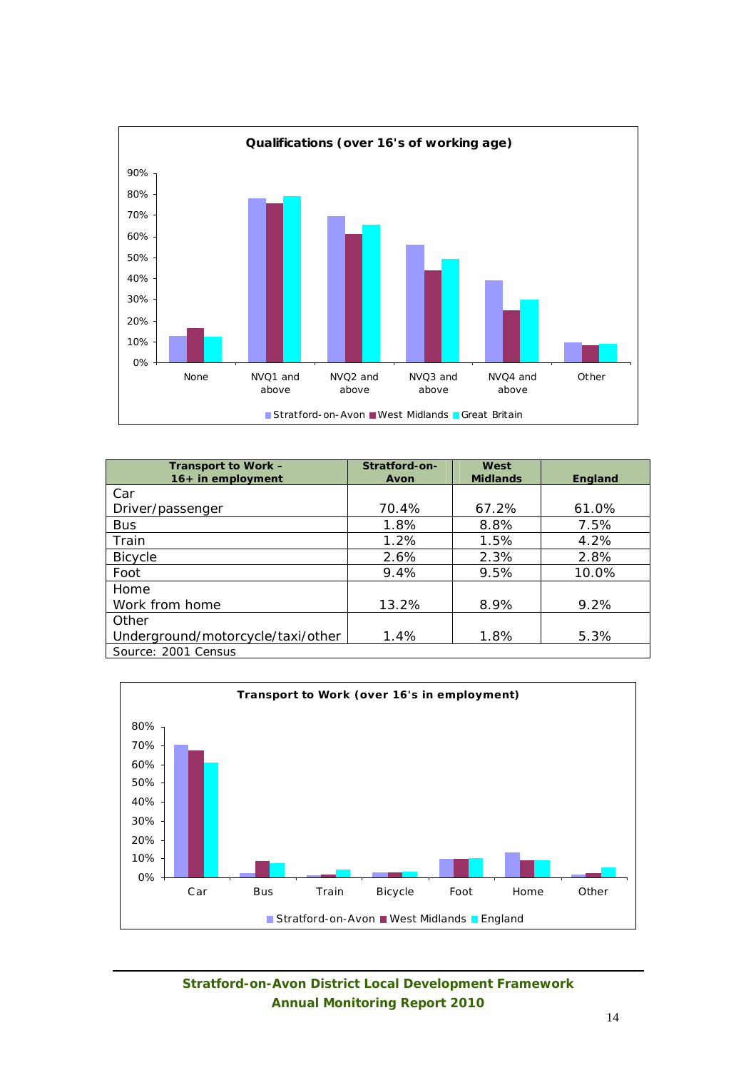**Qualifications (over 16's of working age)**

| | Stratford-on-Avon | West Midlands | Great Britain |
|---|---|---|---|
| None | | | |
| NVQ1 and above | | | |
| NVQ2 and above | | | |
| NVQ3 and above | | | |
| NVQ4 and above | | | |
| Other | | | |

| Transport to Work – 16+ in employment | Stratford-on-Avon | West Midlands | England |
|---|---|---|---|
| Car Driver/passenger | 70.4% | 67.2% | 61.0% |
| Bus | 1.8% | 8.8% | 7.5% |
| Train | 1.2% | 1.5% | 4.2% |
| Bicycle | 2.6% | 2.3% | 2.8% |
| Foot | 9.4% | 9.5% | 10.0% |
| Home Work from home | 13.2% | 8.9% | 9.2% |
| Other Underground/motorcycle/taxi/other | 1.4% | 1.8% | 5.3% |

Source: 2001 Census

**Transport to Work (over 16's in employment)**

Car, Bus, Train, Bicycle, Foot, Home, Other — Stratford-on-Avon, West Midlands, England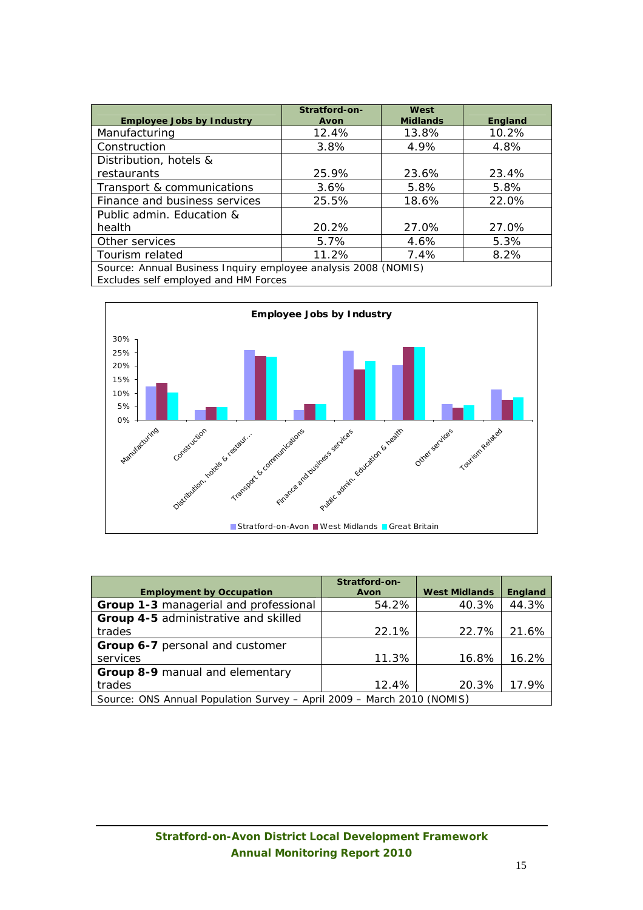| Employee Jobs by Industry | Stratford-on-Avon | West Midlands | England |
|---|---|---|---|
| Manufacturing | 12.4% | 13.8% | 10.2% |
| Construction | 3.8% | 4.9% | 4.8% |
| Distribution, hotels & restaurants | 25.9% | 23.6% | 23.4% |
| Transport & communications | 3.6% | 5.8% | 5.8% |
| Finance and business services | 25.5% | 18.6% | 22.0% |
| Public admin. Education & health | 20.2% | 27.0% | 27.0% |
| Other services | 5.7% | 4.6% | 5.3% |
| Tourism related | 11.2% | 7.4% | 8.2% |
| Source: Annual Business Inquiry employee analysis 2008 (NOMIS) Excludes self employed and HM Forces | | | |

**Employee Jobs by Industry**

| | Stratford-on-Avon | West Midlands | Great Britain |
|---|---|---|---|
| Manufacturing | 12.4% | 13.8% | 10.2% |
| Construction | 3.8% | 4.9% | 4.8% |
| Distribution, hotels & restaur... | 25.9% | 23.6% | 23.4% |
| Transport & communications | 3.6% | 5.8% | 5.8% |
| Finance and business services | 25.5% | 18.6% | 22.0% |
| Public admin. Education & health | 20.2% | 27.0% | 27.0% |
| Other services | 5.7% | 4.6% | 5.3% |
| Tourism Related | 11.2% | 7.4% | 8.2% |

| Employment by Occupation | Stratford-on-Avon | West Midlands | England |
|---|---|---|---|
| **Group 1-3** managerial and professional | 54.2% | 40.3% | 44.3% |
| **Group 4-5** administrative and skilled trades | 22.1% | 22.7% | 21.6% |
| **Group 6-7** personal and customer services | 11.3% | 16.8% | 16.2% |
| **Group 8-9** manual and elementary trades | 12.4% | 20.3% | 17.9% |
| Source: ONS Annual Population Survey – April 2009 – March 2010 (NOMIS) | | | |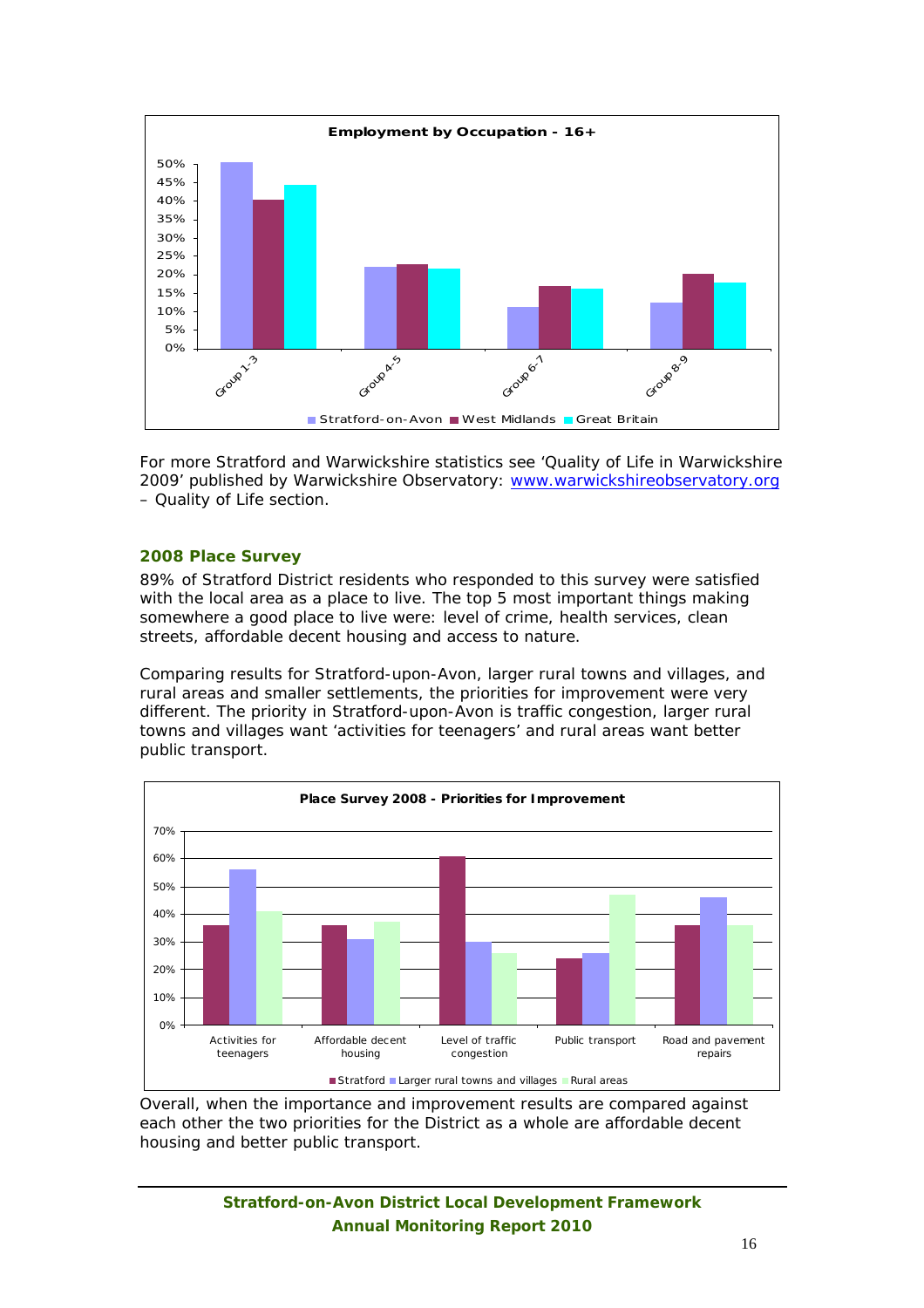**Employment by Occupation - 16+**

For more Stratford and Warwickshire statistics see 'Quality of Life in Warwickshire 2009' published by Warwickshire Observatory: www.warwickshireobservatory.org – Quality of Life section.

### 2008 Place Survey

89% of Stratford District residents who responded to this survey were satisfied with the local area as a place to live. The top 5 most important things making somewhere a good place to live were: level of crime, health services, clean streets, affordable decent housing and access to nature.

Comparing results for Stratford-upon-Avon, larger rural towns and villages, and rural areas and smaller settlements, the priorities for improvement were very different. The priority in Stratford-upon-Avon is traffic congestion, larger rural towns and villages want 'activities for teenagers' and rural areas want better public transport.

**Place Survey 2008 - Priorities for Improvement**

Overall, when the importance and improvement results are compared against each other the two priorities for the District as a whole are affordable decent housing and better public transport.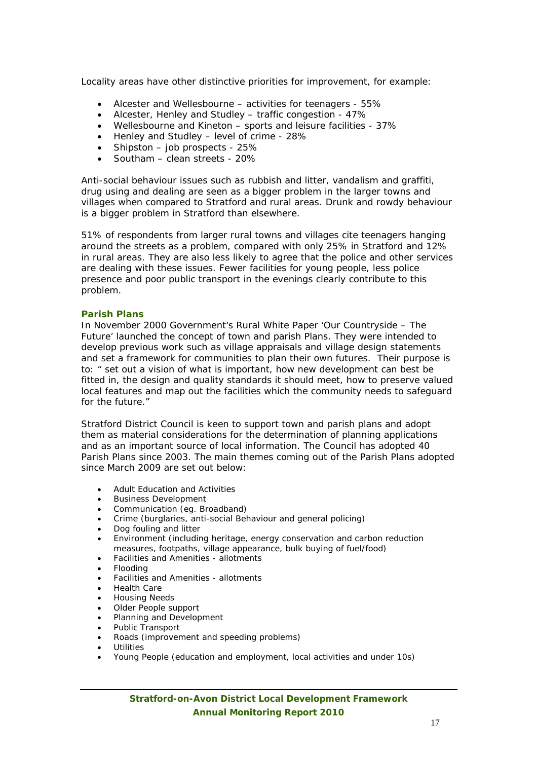Locality areas have other distinctive priorities for improvement, for example:

- Alcester and Wellesbourne – activities for teenagers - 55%
- Alcester, Henley and Studley – traffic congestion - 47%
- Wellesbourne and Kineton – sports and leisure facilities - 37%
- Henley and Studley – level of crime - 28%
- Shipston – job prospects - 25%
- Southam – clean streets - 20%

Anti-social behaviour issues such as rubbish and litter, vandalism and graffiti, drug using and dealing are seen as a bigger problem in the larger towns and villages when compared to Stratford and rural areas. Drunk and rowdy behaviour is a bigger problem in Stratford than elsewhere.

51% of respondents from larger rural towns and villages cite teenagers hanging around the streets as a problem, compared with only 25% in Stratford and 12% in rural areas. They are also less likely to agree that the police and other services are dealing with these issues. Fewer facilities for young people, less police presence and poor public transport in the evenings clearly contribute to this problem.

### Parish Plans

In November 2000 Government's Rural White Paper 'Our Countryside – The Future' launched the concept of town and parish Plans. They were intended to develop previous work such as village appraisals and village design statements and set a framework for communities to plan their own futures. Their purpose is to: " set out a vision of what is important, how new development can best be fitted in, the design and quality standards it should meet, how to preserve valued local features and map out the facilities which the community needs to safeguard for the future."

Stratford District Council is keen to support town and parish plans and adopt them as material considerations for the determination of planning applications and as an important source of local information. The Council has adopted 40 Parish Plans since 2003. The main themes coming out of the Parish Plans adopted since March 2009 are set out below:

- Adult Education and Activities
- Business Development
- Communication (eg. Broadband)
- Crime (burglaries, anti-social Behaviour and general policing)
- Dog fouling and litter
- Environment (including heritage, energy conservation and carbon reduction measures, footpaths, village appearance, bulk buying of fuel/food)
- Facilities and Amenities - allotments
- Flooding
- Facilities and Amenities - allotments
- Health Care
- Housing Needs
- Older People support
- Planning and Development
- Public Transport
- Roads (improvement and speeding problems)
- Utilities
- Young People (education and employment, local activities and under 10s)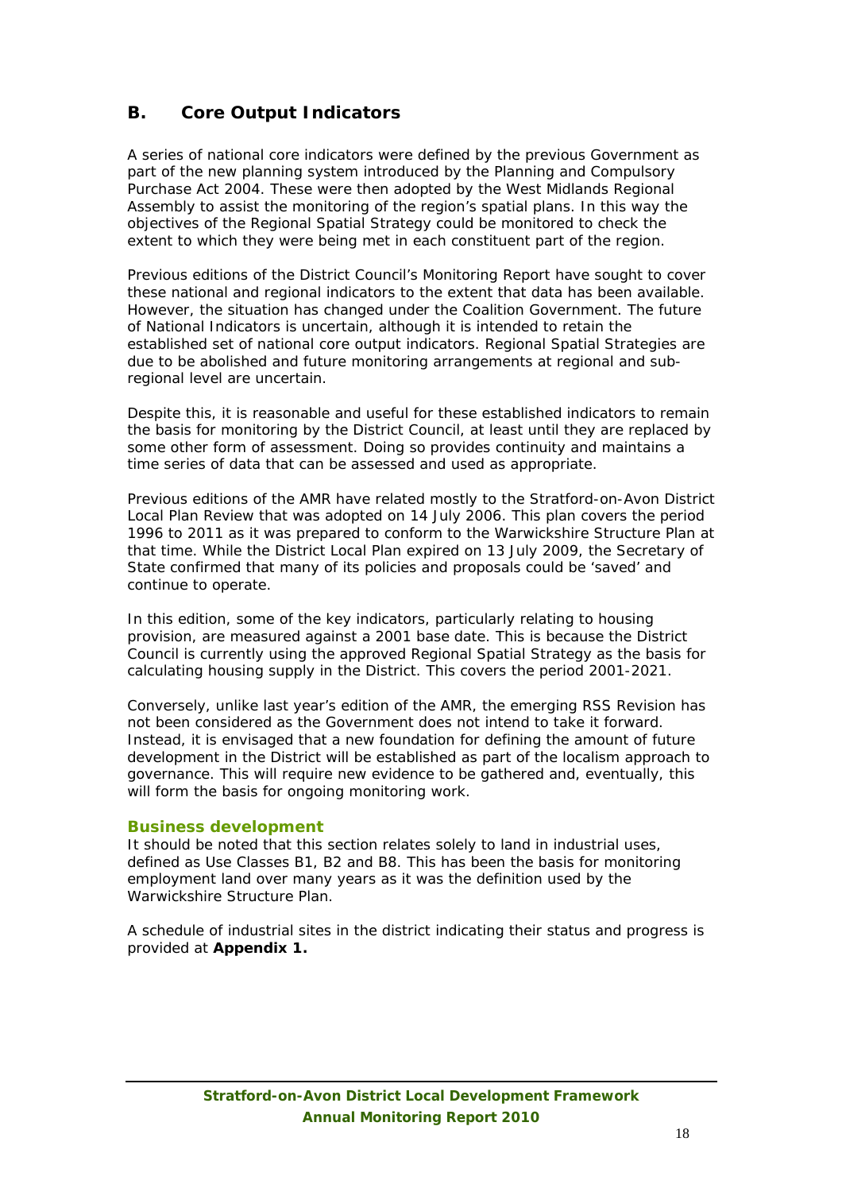## B. Core Output Indicators

A series of national core indicators were defined by the previous Government as part of the new planning system introduced by the Planning and Compulsory Purchase Act 2004. These were then adopted by the West Midlands Regional Assembly to assist the monitoring of the region's spatial plans. In this way the objectives of the Regional Spatial Strategy could be monitored to check the extent to which they were being met in each constituent part of the region.

Previous editions of the District Council's Monitoring Report have sought to cover these national and regional indicators to the extent that data has been available. However, the situation has changed under the Coalition Government. The future of National Indicators is uncertain, although it is intended to retain the established set of national core output indicators. Regional Spatial Strategies are due to be abolished and future monitoring arrangements at regional and sub-regional level are uncertain.

Despite this, it is reasonable and useful for these established indicators to remain the basis for monitoring by the District Council, at least until they are replaced by some other form of assessment. Doing so provides continuity and maintains a time series of data that can be assessed and used as appropriate.

Previous editions of the AMR have related mostly to the Stratford-on-Avon District Local Plan Review that was adopted on 14 July 2006. This plan covers the period 1996 to 2011 as it was prepared to conform to the Warwickshire Structure Plan at that time. While the District Local Plan expired on 13 July 2009, the Secretary of State confirmed that many of its policies and proposals could be 'saved' and continue to operate.

In this edition, some of the key indicators, particularly relating to housing provision, are measured against a 2001 base date. This is because the District Council is currently using the approved Regional Spatial Strategy as the basis for calculating housing supply in the District. This covers the period 2001-2021.

Conversely, unlike last year's edition of the AMR, the emerging RSS Revision has not been considered as the Government does not intend to take it forward. Instead, it is envisaged that a new foundation for defining the amount of future development in the District will be established as part of the localism approach to governance. This will require new evidence to be gathered and, eventually, this will form the basis for ongoing monitoring work.

### Business development

It should be noted that this section relates solely to land in industrial uses, defined as Use Classes B1, B2 and B8. This has been the basis for monitoring employment land over many years as it was the definition used by the Warwickshire Structure Plan.

A schedule of industrial sites in the district indicating their status and progress is provided at **Appendix 1.**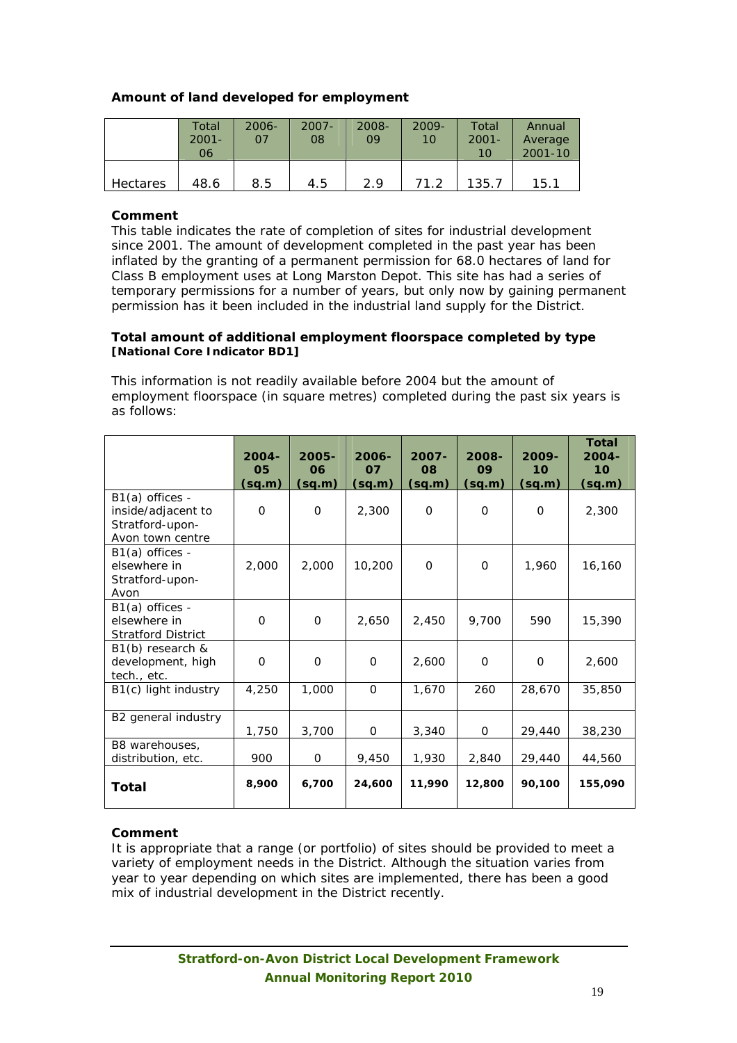**Amount of land developed for employment**

| | Total 2001-06 | 2006-07 | 2007-08 | 2008-09 | 2009-10 | Total 2001-10 | Annual Average 2001-10 |
|---|---|---|---|---|---|---|---|
| Hectares | 48.6 | 8.5 | 4.5 | 2.9 | 71.2 | 135.7 | 15.1 |

**Comment**

This table indicates the rate of completion of sites for industrial development since 2001. The amount of development completed in the past year has been inflated by the granting of a permanent permission for 68.0 hectares of land for Class B employment uses at Long Marston Depot. This site has had a series of temporary permissions for a number of years, but only now by gaining permanent permission has it been included in the industrial land supply for the District.

**Total amount of additional employment floorspace completed by type**
**[National Core Indicator BD1]**

This information is not readily available before 2004 but the amount of employment floorspace (in square metres) completed during the past six years is as follows:

| | **2004-05 (sq.m)** | **2005-06 (sq.m)** | **2006-07 (sq.m)** | **2007-08 (sq.m)** | **2008-09 (sq.m)** | **2009-10 (sq.m)** | **Total 2004-10 (sq.m)** |
|---|---|---|---|---|---|---|---|
| B1(a) offices - inside/adjacent to Stratford-upon-Avon town centre | 0 | 0 | 2,300 | 0 | 0 | 0 | 2,300 |
| B1(a) offices - elsewhere in Stratford-upon-Avon | 2,000 | 2,000 | 10,200 | 0 | 0 | 1,960 | 16,160 |
| B1(a) offices - elsewhere in Stratford District | 0 | 0 | 2,650 | 2,450 | 9,700 | 590 | 15,390 |
| B1(b) research & development, high tech., etc. | 0 | 0 | 0 | 2,600 | 0 | 0 | 2,600 |
| B1(c) light industry | 4,250 | 1,000 | 0 | 1,670 | 260 | 28,670 | 35,850 |
| B2 general industry | 1,750 | 3,700 | 0 | 3,340 | 0 | 29,440 | 38,230 |
| B8 warehouses, distribution, etc. | 900 | 0 | 9,450 | 1,930 | 2,840 | 29,440 | 44,560 |
| **Total** | **8,900** | **6,700** | **24,600** | **11,990** | **12,800** | **90,100** | **155,090** |

**Comment**

It is appropriate that a range (or portfolio) of sites should be provided to meet a variety of employment needs in the District. Although the situation varies from year to year depending on which sites are implemented, there has been a good mix of industrial development in the District recently.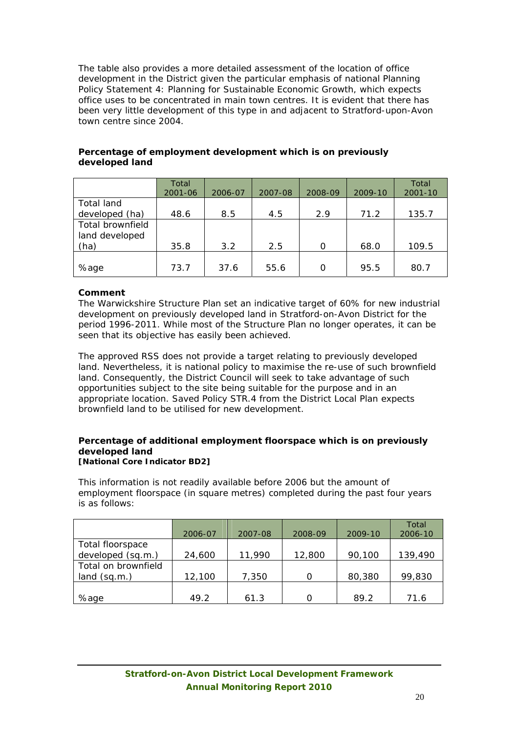The table also provides a more detailed assessment of the location of office development in the District given the particular emphasis of national Planning Policy Statement 4: Planning for Sustainable Economic Growth, which expects office uses to be concentrated in main town centres. It is evident that there has been very little development of this type in and adjacent to Stratford-upon-Avon town centre since 2004.

**Percentage of employment development which is on previously developed land**

| | Total 2001-06 | 2006-07 | 2007-08 | 2008-09 | 2009-10 | Total 2001-10 |
|---|---|---|---|---|---|---|
| Total land developed (ha) | 48.6 | 8.5 | 4.5 | 2.9 | 71.2 | 135.7 |
| Total brownfield land developed (ha) | 35.8 | 3.2 | 2.5 | 0 | 68.0 | 109.5 |
| %age | 73.7 | 37.6 | 55.6 | 0 | 95.5 | 80.7 |

**Comment**

The Warwickshire Structure Plan set an indicative target of 60% for new industrial development on previously developed land in Stratford-on-Avon District for the period 1996-2011. While most of the Structure Plan no longer operates, it can be seen that its objective has easily been achieved.

The approved RSS does not provide a target relating to previously developed land. Nevertheless, it is national policy to maximise the re-use of such brownfield land. Consequently, the District Council will seek to take advantage of such opportunities subject to the site being suitable for the purpose and in an appropriate location. Saved Policy STR.4 from the District Local Plan expects brownfield land to be utilised for new development.

**Percentage of additional employment floorspace which is on previously developed land**
**[National Core Indicator BD2]**

This information is not readily available before 2006 but the amount of employment floorspace (in square metres) completed during the past four years is as follows:

| | 2006-07 | 2007-08 | 2008-09 | 2009-10 | Total 2006-10 |
|---|---|---|---|---|---|
| Total floorspace developed (sq.m.) | 24,600 | 11,990 | 12,800 | 90,100 | 139,490 |
| Total on brownfield land (sq.m.) | 12,100 | 7,350 | 0 | 80,380 | 99,830 |
| %age | 49.2 | 61.3 | 0 | 89.2 | 71.6 |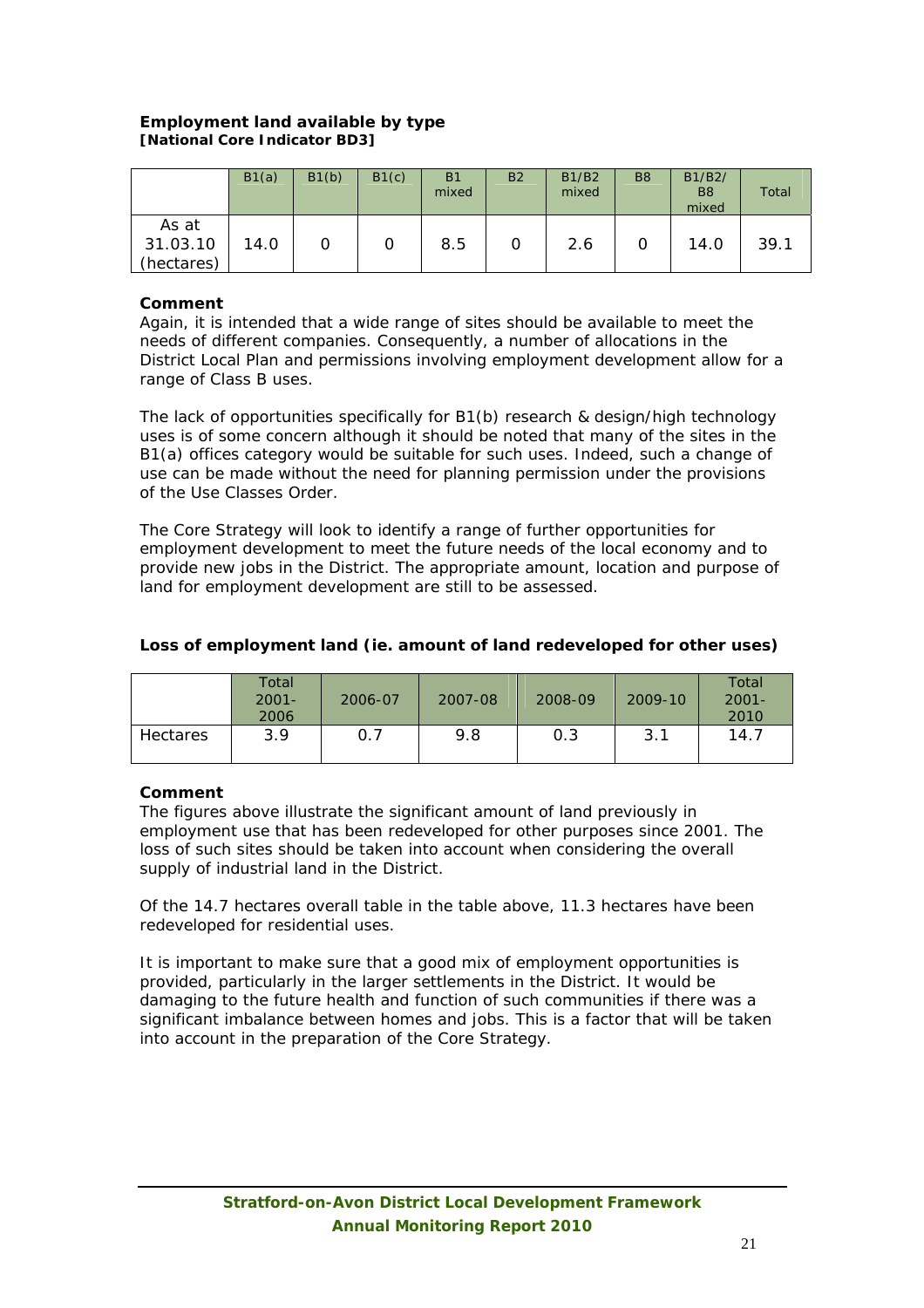**Employment land available by type**
**[National Core Indicator BD3]**

| | B1(a) | B1(b) | B1(c) | B1 mixed | B2 | B1/B2 mixed | B8 | B1/B2/ B8 mixed | Total |
|---|---|---|---|---|---|---|---|---|---|
| As at 31.03.10 (hectares) | 14.0 | 0 | 0 | 8.5 | 0 | 2.6 | 0 | 14.0 | 39.1 |

**Comment**

Again, it is intended that a wide range of sites should be available to meet the needs of different companies. Consequently, a number of allocations in the District Local Plan and permissions involving employment development allow for a range of Class B uses.

The lack of opportunities specifically for B1(b) research & design/high technology uses is of some concern although it should be noted that many of the sites in the B1(a) offices category would be suitable for such uses. Indeed, such a change of use can be made without the need for planning permission under the provisions of the Use Classes Order.

The Core Strategy will look to identify a range of further opportunities for employment development to meet the future needs of the local economy and to provide new jobs in the District. The appropriate amount, location and purpose of land for employment development are still to be assessed.

**Loss of employment land (ie. amount of land redeveloped for other uses)**

| | Total 2001-2006 | 2006-07 | 2007-08 | 2008-09 | 2009-10 | Total 2001-2010 |
|---|---|---|---|---|---|---|
| Hectares | 3.9 | 0.7 | 9.8 | 0.3 | 3.1 | 14.7 |

**Comment**

The figures above illustrate the significant amount of land previously in employment use that has been redeveloped for other purposes since 2001. The loss of such sites should be taken into account when considering the overall supply of industrial land in the District.

Of the 14.7 hectares overall table in the table above, 11.3 hectares have been redeveloped for residential uses.

It is important to make sure that a good mix of employment opportunities is provided, particularly in the larger settlements in the District. It would be damaging to the future health and function of such communities if there was a significant imbalance between homes and jobs. This is a factor that will be taken into account in the preparation of the Core Strategy.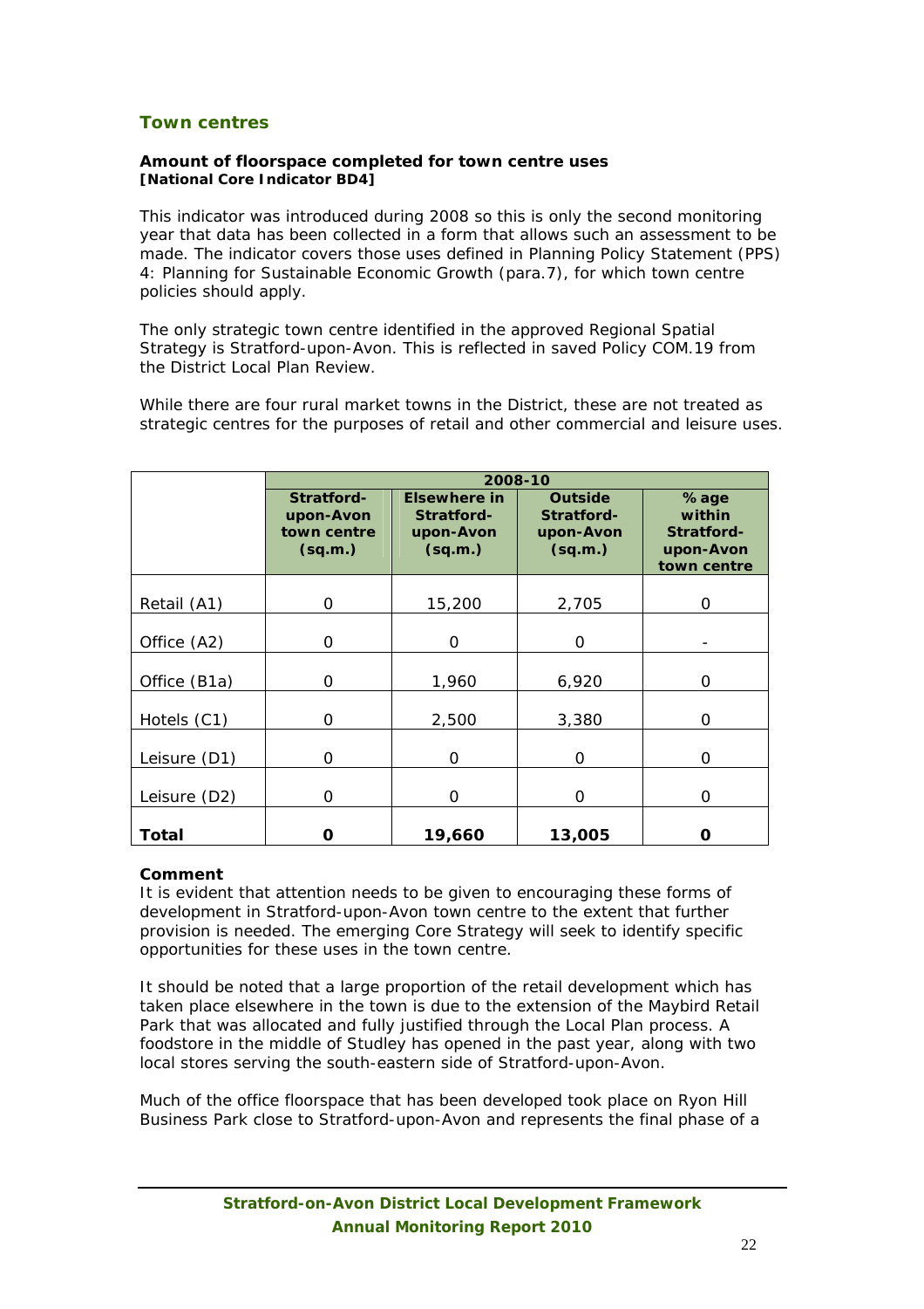## Town centres

**Amount of floorspace completed for town centre uses**
**[National Core Indicator BD4]**

This indicator was introduced during 2008 so this is only the second monitoring year that data has been collected in a form that allows such an assessment to be made. The indicator covers those uses defined in Planning Policy Statement (PPS) 4: Planning for Sustainable Economic Growth (para.7), for which town centre policies should apply.

The only strategic town centre identified in the approved Regional Spatial Strategy is Stratford-upon-Avon. This is reflected in saved Policy COM.19 from the District Local Plan Review.

While there are four rural market towns in the District, these are not treated as strategic centres for the purposes of retail and other commercial and leisure uses.

| | 2008-10 | | | |
|---|---|---|---|---|
| | **Stratford-upon-Avon town centre (sq.m.)** | **Elsewhere in Stratford-upon-Avon (sq.m.)** | **Outside Stratford-upon-Avon (sq.m.)** | **%age within Stratford-upon-Avon town centre** |
| Retail (A1) | 0 | 15,200 | 2,705 | 0 |
| Office (A2) | 0 | 0 | 0 | - |
| Office (B1a) | 0 | 1,960 | 6,920 | 0 |
| Hotels (C1) | 0 | 2,500 | 3,380 | 0 |
| Leisure (D1) | 0 | 0 | 0 | 0 |
| Leisure (D2) | 0 | 0 | 0 | 0 |
| **Total** | **0** | **19,660** | **13,005** | **0** |

**Comment**
It is evident that attention needs to be given to encouraging these forms of development in Stratford-upon-Avon town centre to the extent that further provision is needed. The emerging Core Strategy will seek to identify specific opportunities for these uses in the town centre.

It should be noted that a large proportion of the retail development which has taken place elsewhere in the town is due to the extension of the Maybird Retail Park that was allocated and fully justified through the Local Plan process. A foodstore in the middle of Studley has opened in the past year, along with two local stores serving the south-eastern side of Stratford-upon-Avon.

Much of the office floorspace that has been developed took place on Ryon Hill Business Park close to Stratford-upon-Avon and represents the final phase of a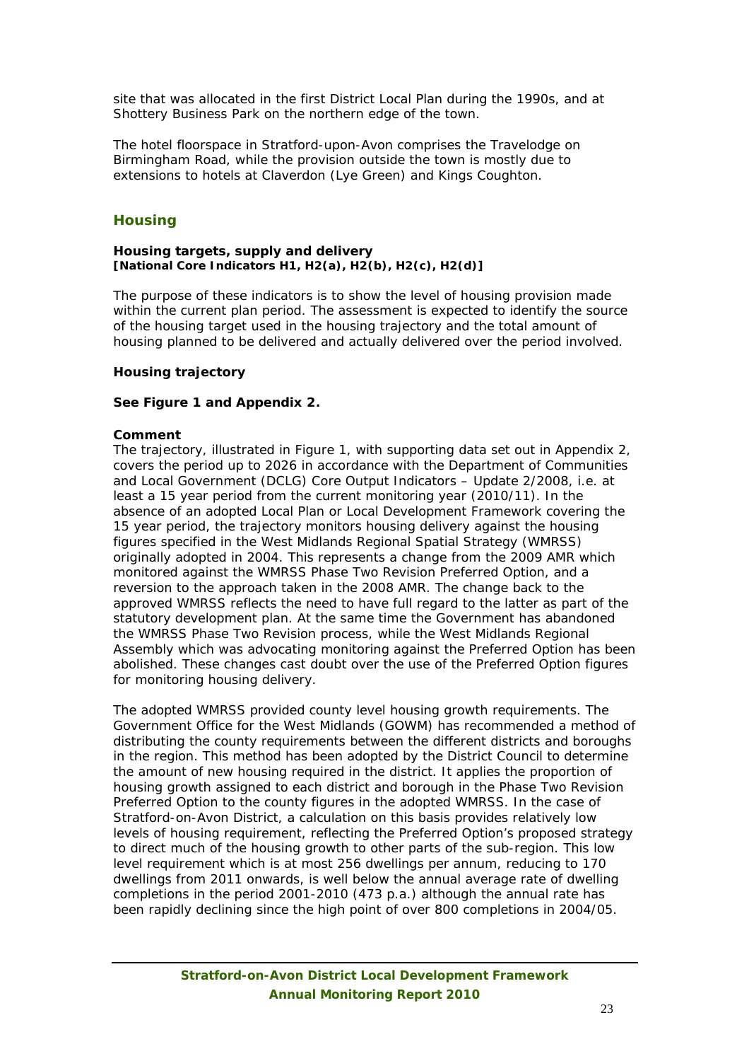site that was allocated in the first District Local Plan during the 1990s, and at Shottery Business Park on the northern edge of the town.

The hotel floorspace in Stratford-upon-Avon comprises the Travelodge on Birmingham Road, while the provision outside the town is mostly due to extensions to hotels at Claverdon (Lye Green) and Kings Coughton.

## Housing

**Housing targets, supply and delivery**
**[National Core Indicators H1, H2(a), H2(b), H2(c), H2(d)]**

The purpose of these indicators is to show the level of housing provision made within the current plan period. The assessment is expected to identify the source of the housing target used in the housing trajectory and the total amount of housing planned to be delivered and actually delivered over the period involved.

**Housing trajectory**

**See Figure 1 and Appendix 2.**

**Comment**
The trajectory, illustrated in Figure 1, with supporting data set out in Appendix 2, covers the period up to 2026 in accordance with the Department of Communities and Local Government (DCLG) Core Output Indicators – Update 2/2008, i.e. at least a 15 year period from the current monitoring year (2010/11). In the absence of an adopted Local Plan or Local Development Framework covering the 15 year period, the trajectory monitors housing delivery against the housing figures specified in the West Midlands Regional Spatial Strategy (WMRSS) originally adopted in 2004. This represents a change from the 2009 AMR which monitored against the WMRSS Phase Two Revision Preferred Option, and a reversion to the approach taken in the 2008 AMR. The change back to the approved WMRSS reflects the need to have full regard to the latter as part of the statutory development plan. At the same time the Government has abandoned the WMRSS Phase Two Revision process, while the West Midlands Regional Assembly which was advocating monitoring against the Preferred Option has been abolished. These changes cast doubt over the use of the Preferred Option figures for monitoring housing delivery.

The adopted WMRSS provided county level housing growth requirements. The Government Office for the West Midlands (GOWM) has recommended a method of distributing the county requirements between the different districts and boroughs in the region. This method has been adopted by the District Council to determine the amount of new housing required in the district. It applies the proportion of housing growth assigned to each district and borough in the Phase Two Revision Preferred Option to the county figures in the adopted WMRSS. In the case of Stratford-on-Avon District, a calculation on this basis provides relatively low levels of housing requirement, reflecting the Preferred Option's proposed strategy to direct much of the housing growth to other parts of the sub-region. This low level requirement which is at most 256 dwellings per annum, reducing to 170 dwellings from 2011 onwards, is well below the annual average rate of dwelling completions in the period 2001-2010 (473 p.a.) although the annual rate has been rapidly declining since the high point of over 800 completions in 2004/05.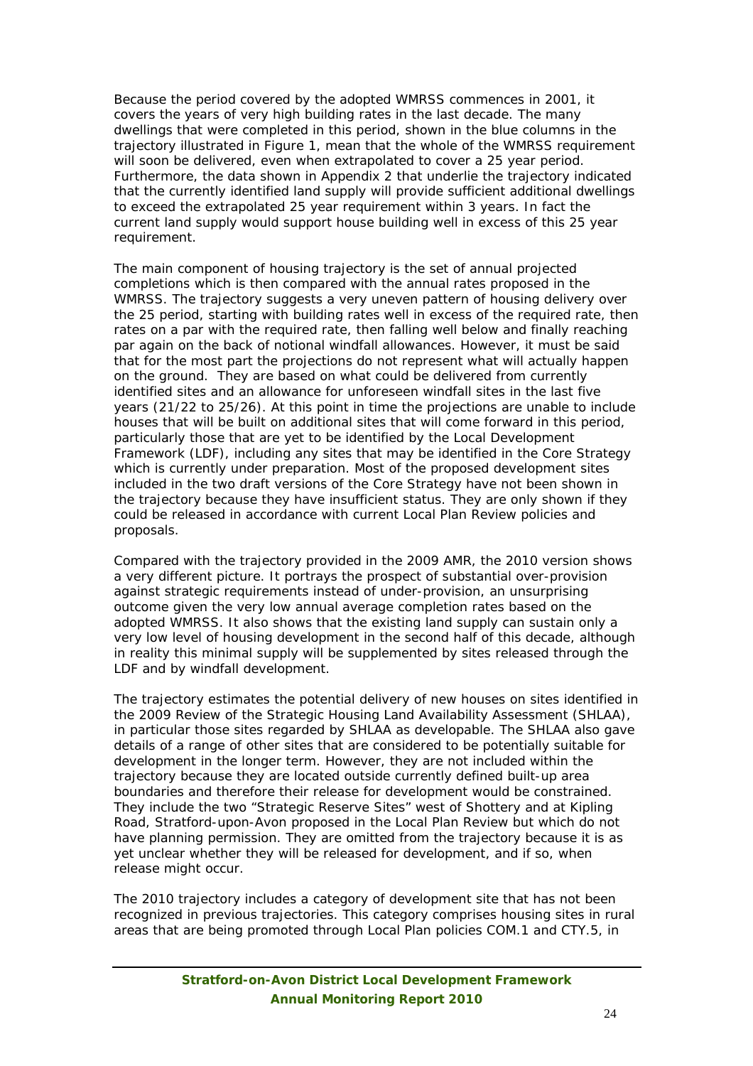Because the period covered by the adopted WMRSS commences in 2001, it covers the years of very high building rates in the last decade. The many dwellings that were completed in this period, shown in the blue columns in the trajectory illustrated in Figure 1, mean that the whole of the WMRSS requirement will soon be delivered, even when extrapolated to cover a 25 year period. Furthermore, the data shown in Appendix 2 that underlie the trajectory indicated that the currently identified land supply will provide sufficient additional dwellings to exceed the extrapolated 25 year requirement within 3 years. In fact the current land supply would support house building well in excess of this 25 year requirement.

The main component of housing trajectory is the set of annual projected completions which is then compared with the annual rates proposed in the WMRSS. The trajectory suggests a very uneven pattern of housing delivery over the 25 period, starting with building rates well in excess of the required rate, then rates on a par with the required rate, then falling well below and finally reaching par again on the back of notional windfall allowances. However, it must be said that for the most part the projections do not represent what will actually happen on the ground. They are based on what could be delivered from currently identified sites and an allowance for unforeseen windfall sites in the last five years (21/22 to 25/26). At this point in time the projections are unable to include houses that will be built on additional sites that will come forward in this period, particularly those that are yet to be identified by the Local Development Framework (LDF), including any sites that may be identified in the Core Strategy which is currently under preparation. Most of the proposed development sites included in the two draft versions of the Core Strategy have not been shown in the trajectory because they have insufficient status. They are only shown if they could be released in accordance with current Local Plan Review policies and proposals.

Compared with the trajectory provided in the 2009 AMR, the 2010 version shows a very different picture. It portrays the prospect of substantial over-provision against strategic requirements instead of under-provision, an unsurprising outcome given the very low annual average completion rates based on the adopted WMRSS. It also shows that the existing land supply can sustain only a very low level of housing development in the second half of this decade, although in reality this minimal supply will be supplemented by sites released through the LDF and by windfall development.

The trajectory estimates the potential delivery of new houses on sites identified in the 2009 Review of the Strategic Housing Land Availability Assessment (SHLAA), in particular those sites regarded by SHLAA as developable. The SHLAA also gave details of a range of other sites that are considered to be potentially suitable for development in the longer term. However, they are not included within the trajectory because they are located outside currently defined built-up area boundaries and therefore their release for development would be constrained. They include the two "Strategic Reserve Sites" west of Shottery and at Kipling Road, Stratford-upon-Avon proposed in the Local Plan Review but which do not have planning permission. They are omitted from the trajectory because it is as yet unclear whether they will be released for development, and if so, when release might occur.

The 2010 trajectory includes a category of development site that has not been recognized in previous trajectories. This category comprises housing sites in rural areas that are being promoted through Local Plan policies COM.1 and CTY.5, in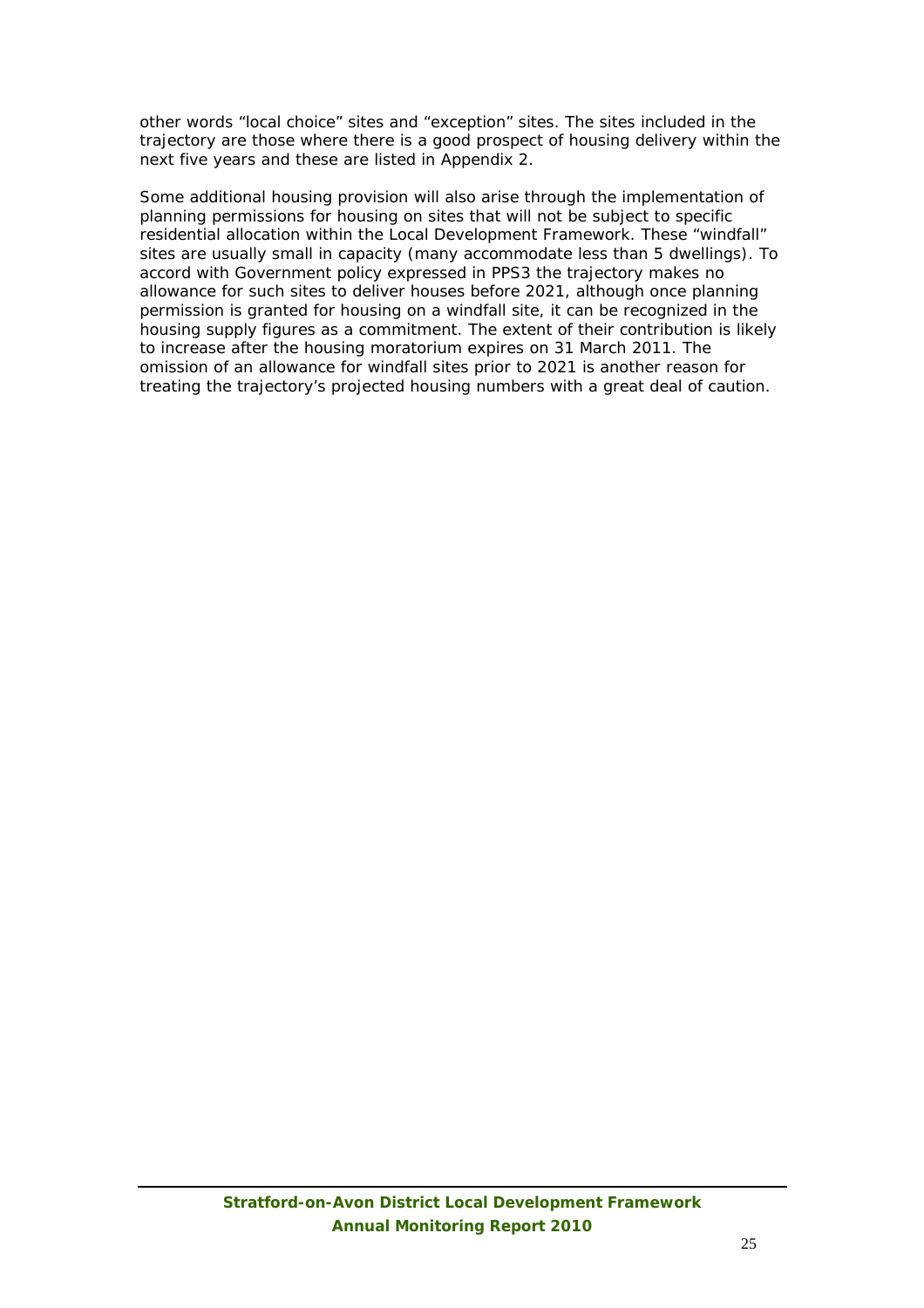other words "local choice" sites and "exception" sites. The sites included in the trajectory are those where there is a good prospect of housing delivery within the next five years and these are listed in Appendix 2.

Some additional housing provision will also arise through the implementation of planning permissions for housing on sites that will not be subject to specific residential allocation within the Local Development Framework. These "windfall" sites are usually small in capacity (many accommodate less than 5 dwellings). To accord with Government policy expressed in PPS3 the trajectory makes no allowance for such sites to deliver houses before 2021, although once planning permission is granted for housing on a windfall site, it can be recognized in the housing supply figures as a commitment. The extent of their contribution is likely to increase after the housing moratorium expires on 31 March 2011. The omission of an allowance for windfall sites prior to 2021 is another reason for treating the trajectory's projected housing numbers with a great deal of caution.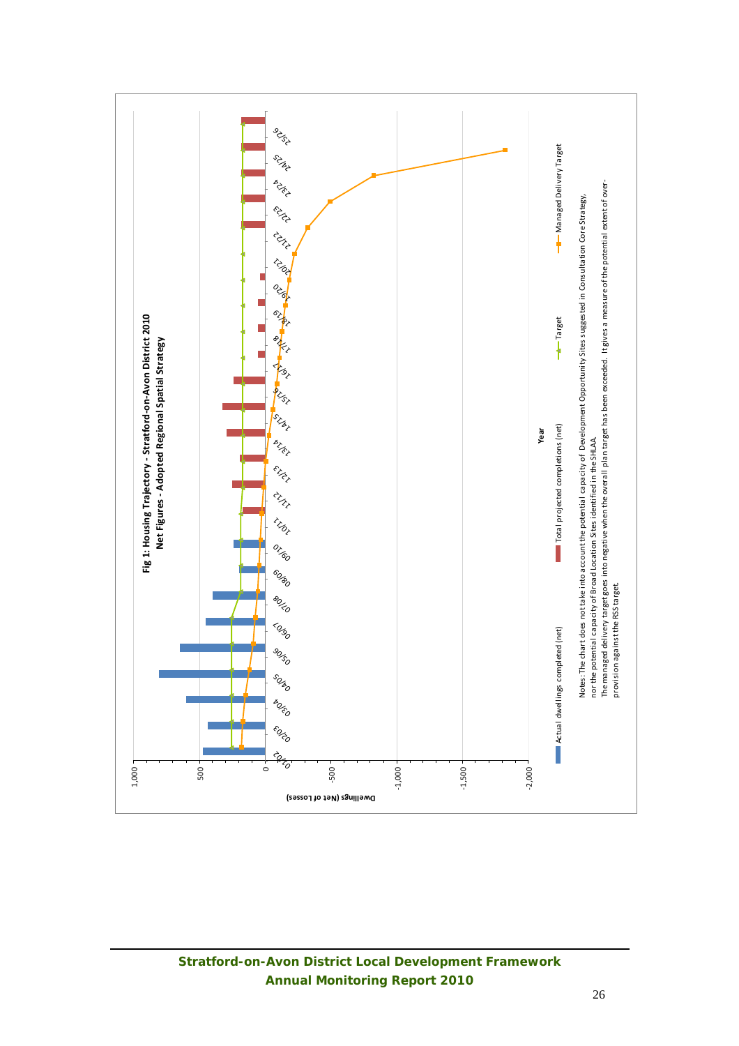**Fig 1: Housing Trajectory - Stratford-on-Avon District 2010**
**Net Figures - Adopted Regional Spatial Strategy**

Dwellings (Net of Losses): 1,000; 500; 0; -500; -1,000; -1,500; -2,000

Year: 01/02; 02/03; 03/04; 04/05; 05/06; 06/07; 07/08; 08/09; 09/10; 10/11; 11/12; 12/13; 13/14; 14/15; 15/16; 16/17; 17/18; 18/19; 19/20; 20/21; 21/22; 22/23; 23/24; 24/25; 25/26

Actual dwellings completed (net) — Total projected completions (net) — Target — Managed Delivery Target

Notes: The chart does not take into account the potential capacity of Development Opportunity Sites suggested in Consultation Core Strategy, nor the potential capacity of Broad Location Sites identified in the SHLAA.
The managed delivery target goes into negative when the overall plan target has been exceeded. It gives a measure of the potential extent of over-provision against the RSS target.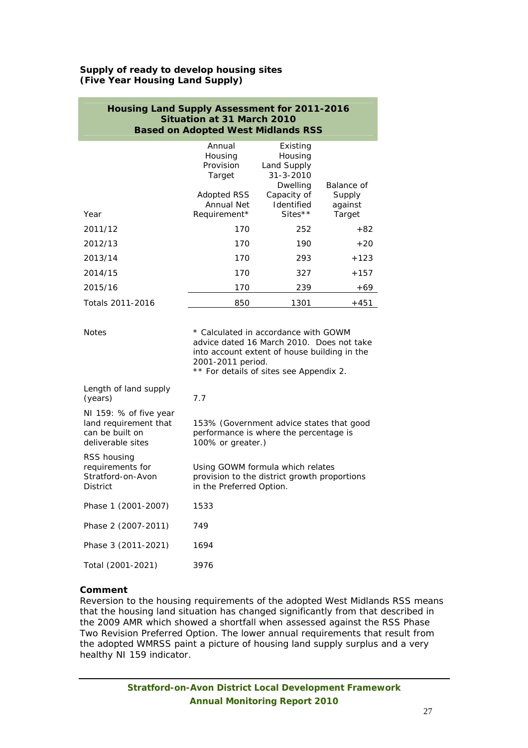**Supply of ready to develop housing sites**
**(Five Year Housing Land Supply)**

| **Housing Land Supply Assessment for 2011-2016<br>Situation at 31 March 2010<br>Based on Adopted West Midlands RSS** | | | |
|---|---|---|---|
| Year | Annual Housing Provision Target<br><br>Adopted RSS Annual Net Requirement* | Existing Housing Land Supply 31-3-2010 Dwelling Capacity of Identified Sites** | Balance of Supply against Target |
| 2011/12 | 170 | 252 | +82 |
| 2012/13 | 170 | 190 | +20 |
| 2013/14 | 170 | 293 | +123 |
| 2014/15 | 170 | 327 | +157 |
| 2015/16 | 170 | 239 | +69 |
| Totals 2011-2016 | 850 | 1301 | +451 |

| | |
|---|---|
| Notes | * Calculated in accordance with GOWM advice dated 16 March 2010. Does not take into account extent of house building in the 2001-2011 period.<br>** For details of sites see Appendix 2. |
| Length of land supply (years) | 7.7 |
| NI 159: % of five year land requirement that can be built on deliverable sites | 153% (Government advice states that good performance is where the percentage is 100% or greater.) |
| RSS housing requirements for Stratford-on-Avon District | Using GOWM formula which relates provision to the district growth proportions in the Preferred Option. |
| Phase 1 (2001-2007) | 1533 |
| Phase 2 (2007-2011) | 749 |
| Phase 3 (2011-2021) | 1694 |
| Total (2001-2021) | 3976 |

**Comment**

Reversion to the housing requirements of the adopted West Midlands RSS means that the housing land situation has changed significantly from that described in the 2009 AMR which showed a shortfall when assessed against the RSS Phase Two Revision Preferred Option. The lower annual requirements that result from the adopted WMRSS paint a picture of housing land supply surplus and a very healthy NI 159 indicator.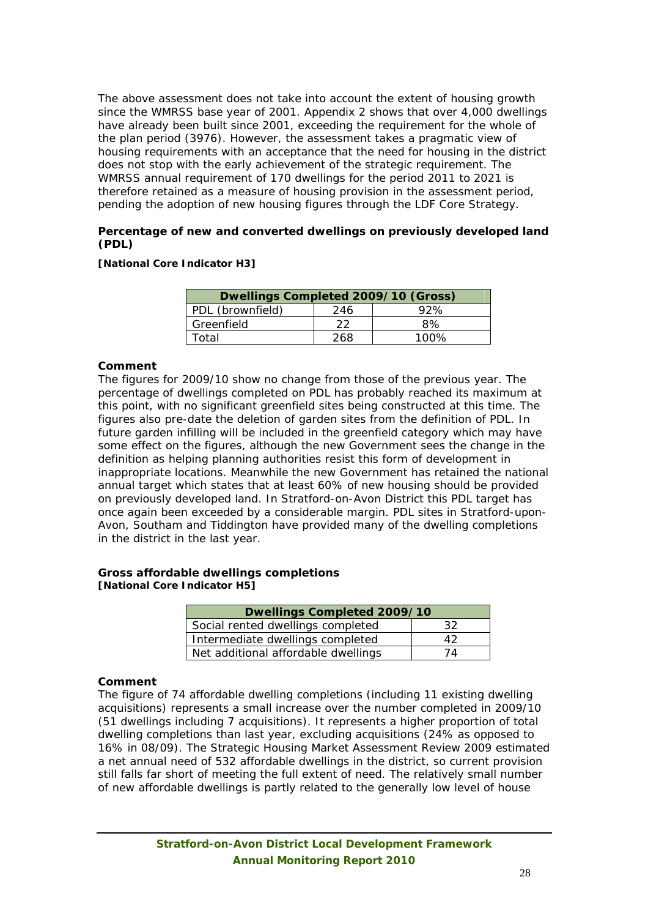The above assessment does not take into account the extent of housing growth since the WMRSS base year of 2001. Appendix 2 shows that over 4,000 dwellings have already been built since 2001, exceeding the requirement for the whole of the plan period (3976). However, the assessment takes a pragmatic view of housing requirements with an acceptance that the need for housing in the district does not stop with the early achievement of the strategic requirement. The WMRSS annual requirement of 170 dwellings for the period 2011 to 2021 is therefore retained as a measure of housing provision in the assessment period, pending the adoption of new housing figures through the LDF Core Strategy.

**Percentage of new and converted dwellings on previously developed land (PDL)**

**[National Core Indicator H3]**

| Dwellings Completed 2009/10 (Gross) | | |
|---|---|---|
| PDL (brownfield) | 246 | 92% |
| Greenfield | 22 | 8% |
| Total | 268 | 100% |

**Comment**

The figures for 2009/10 show no change from those of the previous year. The percentage of dwellings completed on PDL has probably reached its maximum at this point, with no significant greenfield sites being constructed at this time. The figures also pre-date the deletion of garden sites from the definition of PDL. In future garden infilling will be included in the greenfield category which may have some effect on the figures, although the new Government sees the change in the definition as helping planning authorities resist this form of development in inappropriate locations. Meanwhile the new Government has retained the national annual target which states that at least 60% of new housing should be provided on previously developed land. In Stratford-on-Avon District this PDL target has once again been exceeded by a considerable margin. PDL sites in Stratford-upon-Avon, Southam and Tiddington have provided many of the dwelling completions in the district in the last year.

**Gross affordable dwellings completions**
**[National Core Indicator H5]**

| Dwellings Completed 2009/10 | |
|---|---|
| Social rented dwellings completed | 32 |
| Intermediate dwellings completed | 42 |
| Net additional affordable dwellings | 74 |

**Comment**

The figure of 74 affordable dwelling completions (including 11 existing dwelling acquisitions) represents a small increase over the number completed in 2009/10 (51 dwellings including 7 acquisitions). It represents a higher proportion of total dwelling completions than last year, excluding acquisitions (24% as opposed to 16% in 08/09). The Strategic Housing Market Assessment Review 2009 estimated a net annual need of 532 affordable dwellings in the district, so current provision still falls far short of meeting the full extent of need. The relatively small number of new affordable dwellings is partly related to the generally low level of house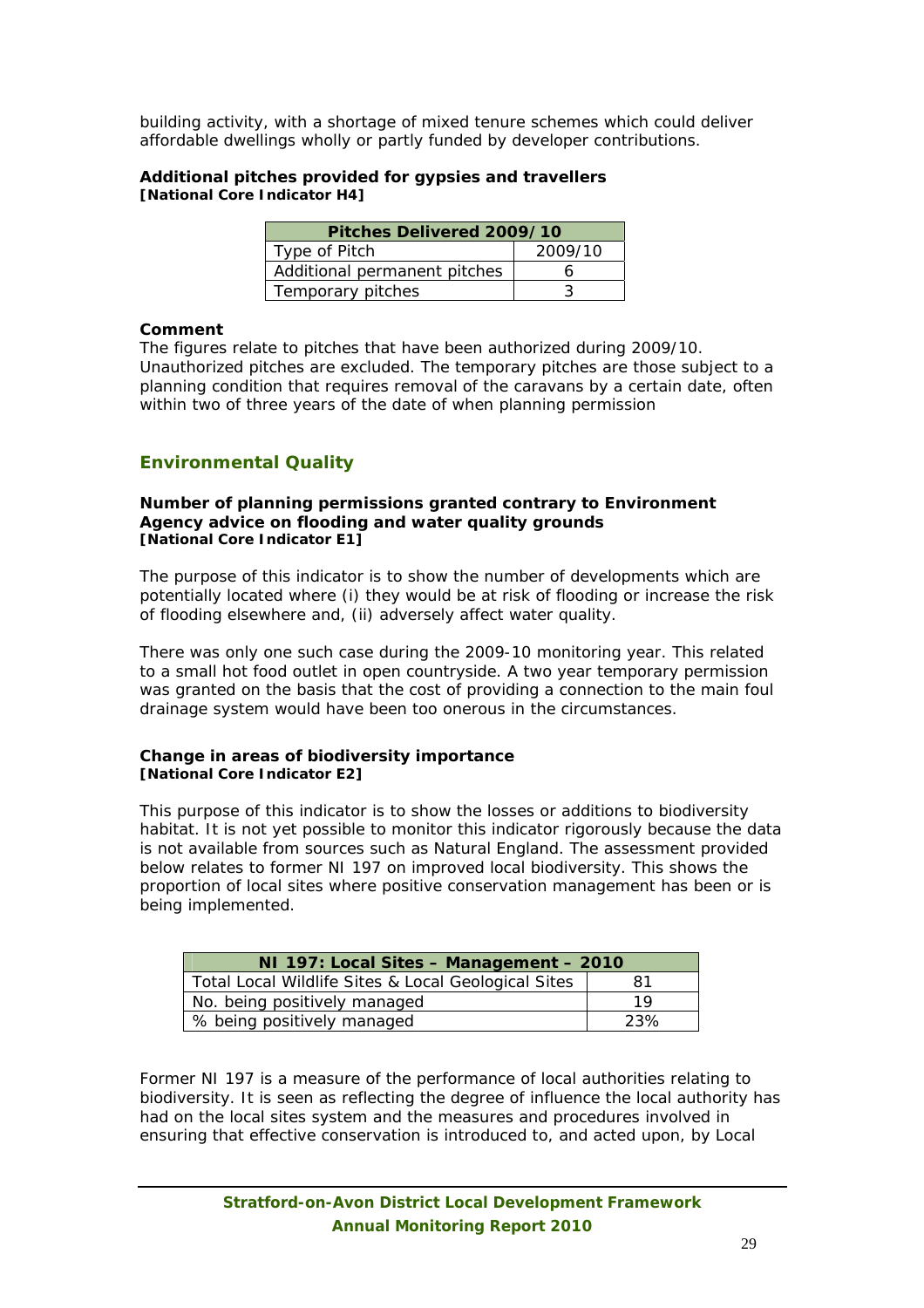building activity, with a shortage of mixed tenure schemes which could deliver affordable dwellings wholly or partly funded by developer contributions.

**Additional pitches provided for gypsies and travellers**
**[National Core Indicator H4]**

| Pitches Delivered 2009/10 | |
|---|---|
| Type of Pitch | 2009/10 |
| Additional permanent pitches | 6 |
| Temporary pitches | 3 |

**Comment**
The figures relate to pitches that have been authorized during 2009/10. Unauthorized pitches are excluded. The temporary pitches are those subject to a planning condition that requires removal of the caravans by a certain date, often within two of three years of the date of when planning permission

## Environmental Quality

**Number of planning permissions granted contrary to Environment Agency advice on flooding and water quality grounds**
**[National Core Indicator E1]**

The purpose of this indicator is to show the number of developments which are potentially located where (i) they would be at risk of flooding or increase the risk of flooding elsewhere and, (ii) adversely affect water quality.

There was only one such case during the 2009-10 monitoring year. This related to a small hot food outlet in open countryside. A two year temporary permission was granted on the basis that the cost of providing a connection to the main foul drainage system would have been too onerous in the circumstances.

**Change in areas of biodiversity importance**
**[National Core Indicator E2]**

This purpose of this indicator is to show the losses or additions to biodiversity habitat. It is not yet possible to monitor this indicator rigorously because the data is not available from sources such as Natural England. The assessment provided below relates to former NI 197 on improved local biodiversity. This shows the proportion of local sites where positive conservation management has been or is being implemented.

| NI 197: Local Sites – Management – 2010 | |
|---|---|
| Total Local Wildlife Sites & Local Geological Sites | 81 |
| No. being positively managed | 19 |
| % being positively managed | 23% |

Former NI 197 is a measure of the performance of local authorities relating to biodiversity. It is seen as reflecting the degree of influence the local authority has had on the local sites system and the measures and procedures involved in ensuring that effective conservation is introduced to, and acted upon, by Local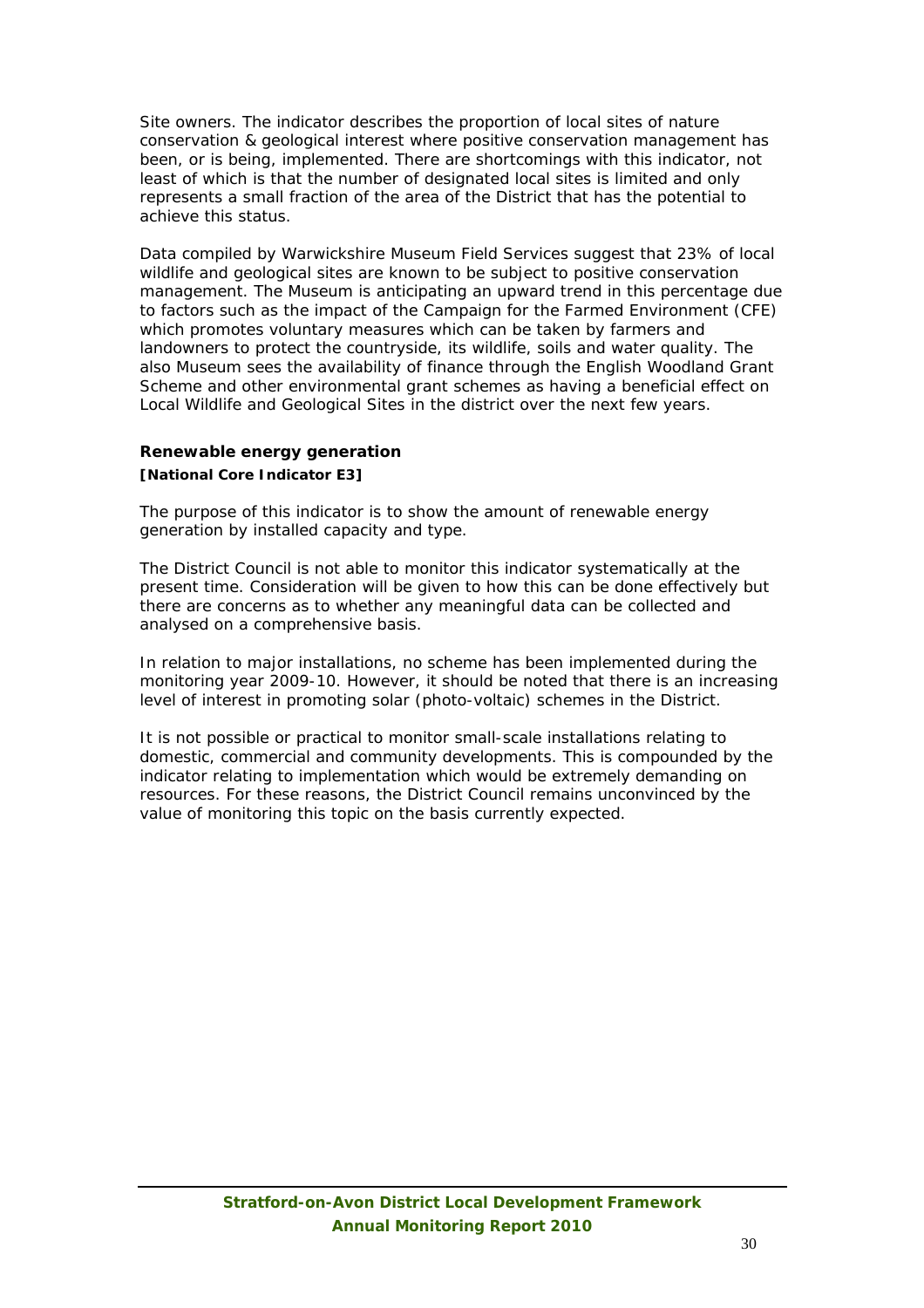Site owners. The indicator describes the proportion of local sites of nature conservation & geological interest where positive conservation management has been, or is being, implemented. There are shortcomings with this indicator, not least of which is that the number of designated local sites is limited and only represents a small fraction of the area of the District that has the potential to achieve this status.

Data compiled by Warwickshire Museum Field Services suggest that 23% of local wildlife and geological sites are known to be subject to positive conservation management. The Museum is anticipating an upward trend in this percentage due to factors such as the impact of the Campaign for the Farmed Environment (CFE) which promotes voluntary measures which can be taken by farmers and landowners to protect the countryside, its wildlife, soils and water quality. The also Museum sees the availability of finance through the English Woodland Grant Scheme and other environmental grant schemes as having a beneficial effect on Local Wildlife and Geological Sites in the district over the next few years.

### Renewable energy generation

**[National Core Indicator E3]**

The purpose of this indicator is to show the amount of renewable energy generation by installed capacity and type.

The District Council is not able to monitor this indicator systematically at the present time. Consideration will be given to how this can be done effectively but there are concerns as to whether any meaningful data can be collected and analysed on a comprehensive basis.

In relation to major installations, no scheme has been implemented during the monitoring year 2009-10. However, it should be noted that there is an increasing level of interest in promoting solar (photo-voltaic) schemes in the District.

It is not possible or practical to monitor small-scale installations relating to domestic, commercial and community developments. This is compounded by the indicator relating to implementation which would be extremely demanding on resources. For these reasons, the District Council remains unconvinced by the value of monitoring this topic on the basis currently expected.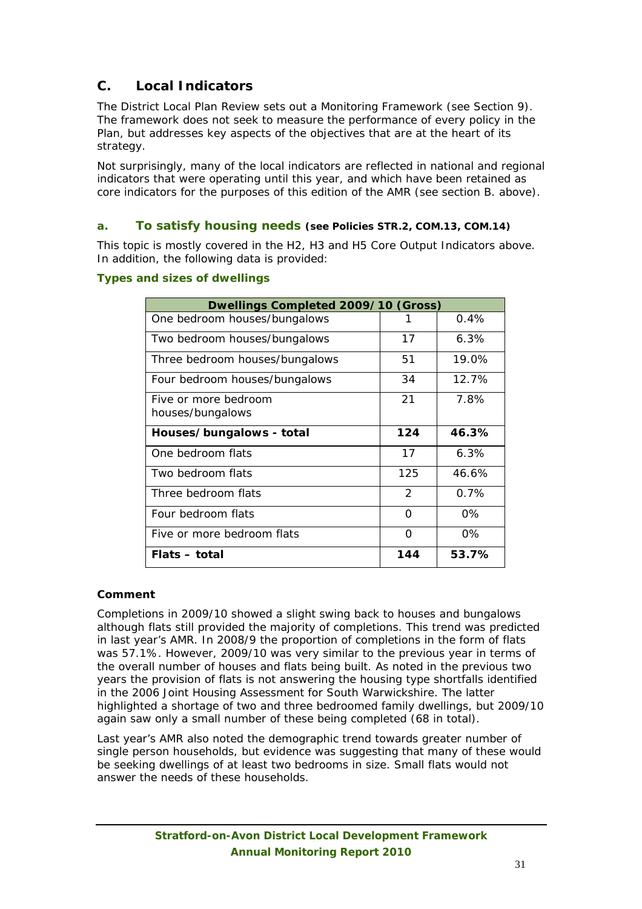## C. Local Indicators

The District Local Plan Review sets out a Monitoring Framework (see Section 9). The framework does not seek to measure the performance of every policy in the Plan, but addresses key aspects of the objectives that are at the heart of its strategy.

Not surprisingly, many of the local indicators are reflected in national and regional indicators that were operating until this year, and which have been retained as core indicators for the purposes of this edition of the AMR (see section B. above).

### a. To satisfy housing needs (see Policies STR.2, COM.13, COM.14)

This topic is mostly covered in the H2, H3 and H5 Core Output Indicators above. In addition, the following data is provided:

#### Types and sizes of dwellings

| Dwellings Completed 2009/10 (Gross) | | |
|---|---|---|
| One bedroom houses/bungalows | 1 | 0.4% |
| Two bedroom houses/bungalows | 17 | 6.3% |
| Three bedroom houses/bungalows | 51 | 19.0% |
| Four bedroom houses/bungalows | 34 | 12.7% |
| Five or more bedroom houses/bungalows | 21 | 7.8% |
| **Houses/bungalows - total** | **124** | **46.3%** |
| One bedroom flats | 17 | 6.3% |
| Two bedroom flats | 125 | 46.6% |
| Three bedroom flats | 2 | 0.7% |
| Four bedroom flats | 0 | 0% |
| Five or more bedroom flats | 0 | 0% |
| **Flats – total** | **144** | **53.7%** |

**Comment**

Completions in 2009/10 showed a slight swing back to houses and bungalows although flats still provided the majority of completions. This trend was predicted in last year's AMR. In 2008/9 the proportion of completions in the form of flats was 57.1%. However, 2009/10 was very similar to the previous year in terms of the overall number of houses and flats being built. As noted in the previous two years the provision of flats is not answering the housing type shortfalls identified in the 2006 Joint Housing Assessment for South Warwickshire. The latter highlighted a shortage of two and three bedroomed family dwellings, but 2009/10 again saw only a small number of these being completed (68 in total).

Last year's AMR also noted the demographic trend towards greater number of single person households, but evidence was suggesting that many of these would be seeking dwellings of at least two bedrooms in size. Small flats would not answer the needs of these households.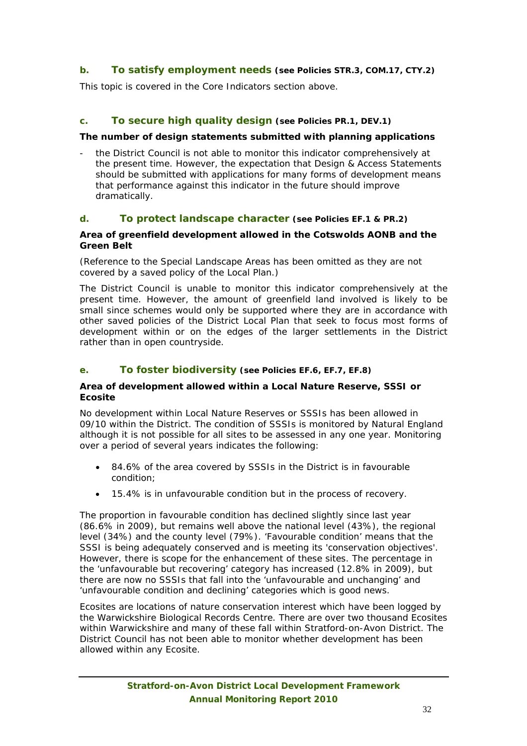### b. To satisfy employment needs (see Policies STR.3, COM.17, CTY.2)

This topic is covered in the Core Indicators section above.

### c. To secure high quality design (see Policies PR.1, DEV.1)

**The number of design statements submitted with planning applications**

- the District Council is not able to monitor this indicator comprehensively at the present time. However, the expectation that Design & Access Statements should be submitted with applications for many forms of development means that performance against this indicator in the future should improve dramatically.

### d. To protect landscape character (see Policies EF.1 & PR.2)

**Area of greenfield development allowed in the Cotswolds AONB and the Green Belt**

(Reference to the Special Landscape Areas has been omitted as they are not covered by a saved policy of the Local Plan.)

The District Council is unable to monitor this indicator comprehensively at the present time. However, the amount of greenfield land involved is likely to be small since schemes would only be supported where they are in accordance with other saved policies of the District Local Plan that seek to focus most forms of development within or on the edges of the larger settlements in the District rather than in open countryside.

### e. To foster biodiversity (see Policies EF.6, EF.7, EF.8)

**Area of development allowed within a Local Nature Reserve, SSSI or Ecosite**

No development within Local Nature Reserves or SSSIs has been allowed in 09/10 within the District. The condition of SSSIs is monitored by Natural England although it is not possible for all sites to be assessed in any one year. Monitoring over a period of several years indicates the following:

- 84.6% of the area covered by SSSIs in the District is in favourable condition;
- 15.4% is in unfavourable condition but in the process of recovery.

The proportion in favourable condition has declined slightly since last year (86.6% in 2009), but remains well above the national level (43%), the regional level (34%) and the county level (79%). 'Favourable condition' means that the SSSI is being adequately conserved and is meeting its 'conservation objectives'. However, there is scope for the enhancement of these sites. The percentage in the 'unfavourable but recovering' category has increased (12.8% in 2009), but there are now no SSSIs that fall into the 'unfavourable and unchanging' and 'unfavourable condition and declining' categories which is good news.

Ecosites are locations of nature conservation interest which have been logged by the Warwickshire Biological Records Centre. There are over two thousand Ecosites within Warwickshire and many of these fall within Stratford-on-Avon District. The District Council has not been able to monitor whether development has been allowed within any Ecosite.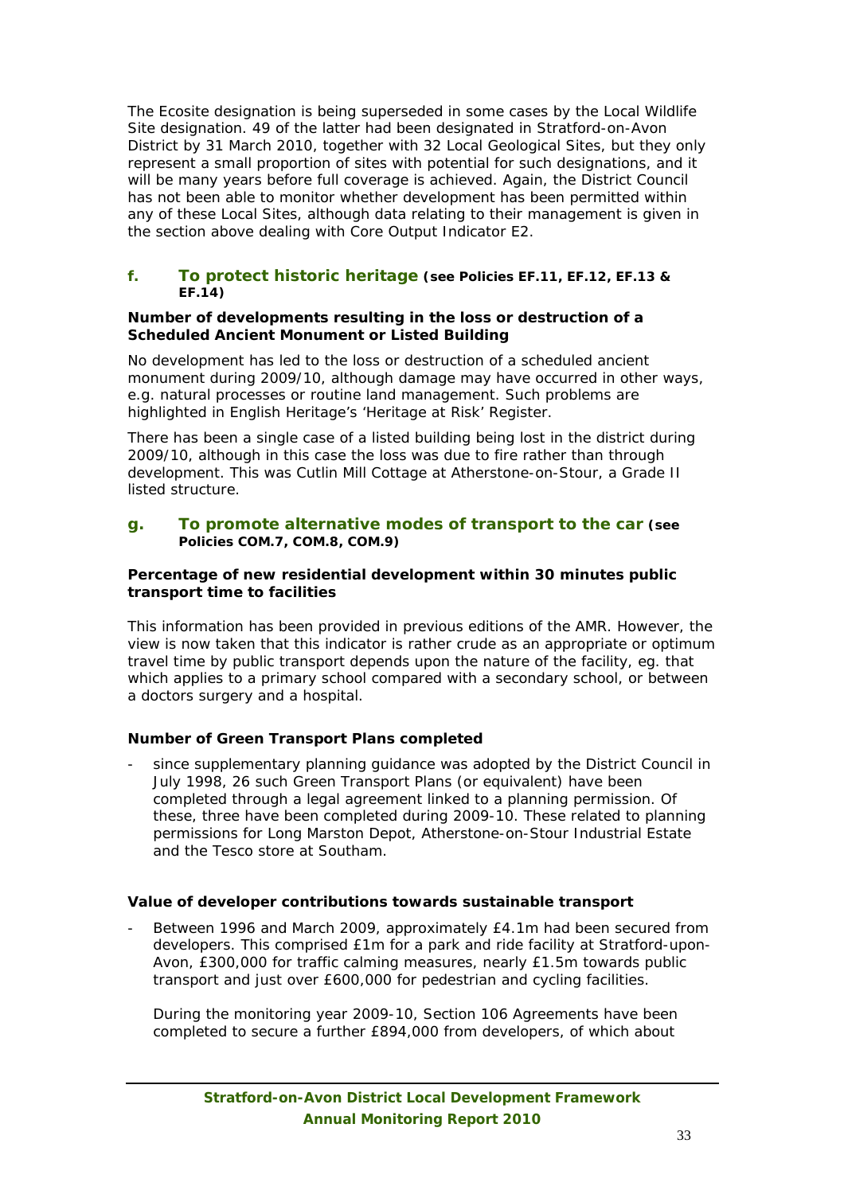The Ecosite designation is being superseded in some cases by the Local Wildlife Site designation. 49 of the latter had been designated in Stratford-on-Avon District by 31 March 2010, together with 32 Local Geological Sites, but they only represent a small proportion of sites with potential for such designations, and it will be many years before full coverage is achieved. Again, the District Council has not been able to monitor whether development has been permitted within any of these Local Sites, although data relating to their management is given in the section above dealing with Core Output Indicator E2.

### f. To protect historic heritage (see Policies EF.11, EF.12, EF.13 & EF.14)

**Number of developments resulting in the loss or destruction of a Scheduled Ancient Monument or Listed Building**

No development has led to the loss or destruction of a scheduled ancient monument during 2009/10, although damage may have occurred in other ways, e.g. natural processes or routine land management. Such problems are highlighted in English Heritage's 'Heritage at Risk' Register.

There has been a single case of a listed building being lost in the district during 2009/10, although in this case the loss was due to fire rather than through development. This was Cutlin Mill Cottage at Atherstone-on-Stour, a Grade II listed structure.

### g. To promote alternative modes of transport to the car (see Policies COM.7, COM.8, COM.9)

**Percentage of new residential development within 30 minutes public transport time to facilities**

This information has been provided in previous editions of the AMR. However, the view is now taken that this indicator is rather crude as an appropriate or optimum travel time by public transport depends upon the nature of the facility, eg. that which applies to a primary school compared with a secondary school, or between a doctors surgery and a hospital.

**Number of Green Transport Plans completed**

- since supplementary planning guidance was adopted by the District Council in July 1998, 26 such Green Transport Plans (or equivalent) have been completed through a legal agreement linked to a planning permission. Of these, three have been completed during 2009-10. These related to planning permissions for Long Marston Depot, Atherstone-on-Stour Industrial Estate and the Tesco store at Southam.

**Value of developer contributions towards sustainable transport**

- Between 1996 and March 2009, approximately £4.1m had been secured from developers. This comprised £1m for a park and ride facility at Stratford-upon-Avon, £300,000 for traffic calming measures, nearly £1.5m towards public transport and just over £600,000 for pedestrian and cycling facilities.

  During the monitoring year 2009-10, Section 106 Agreements have been completed to secure a further £894,000 from developers, of which about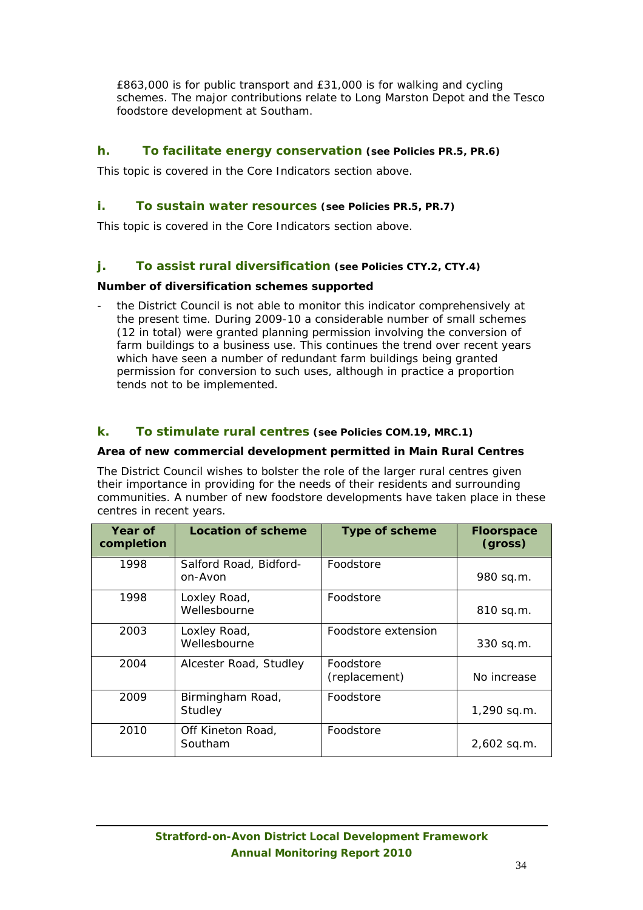£863,000 is for public transport and £31,000 is for walking and cycling schemes. The major contributions relate to Long Marston Depot and the Tesco foodstore development at Southam.

### h. To facilitate energy conservation (see Policies PR.5, PR.6)

This topic is covered in the Core Indicators section above.

### i. To sustain water resources (see Policies PR.5, PR.7)

This topic is covered in the Core Indicators section above.

### j. To assist rural diversification (see Policies CTY.2, CTY.4)

**Number of diversification schemes supported**

- the District Council is not able to monitor this indicator comprehensively at the present time. During 2009-10 a considerable number of small schemes (12 in total) were granted planning permission involving the conversion of farm buildings to a business use. This continues the trend over recent years which have seen a number of redundant farm buildings being granted permission for conversion to such uses, although in practice a proportion tends not to be implemented.

### k. To stimulate rural centres (see Policies COM.19, MRC.1)

**Area of new commercial development permitted in Main Rural Centres**

The District Council wishes to bolster the role of the larger rural centres given their importance in providing for the needs of their residents and surrounding communities. A number of new foodstore developments have taken place in these centres in recent years.

| Year of completion | Location of scheme | Type of scheme | Floorspace (gross) |
|---|---|---|---|
| 1998 | Salford Road, Bidford-on-Avon | Foodstore | 980 sq.m. |
| 1998 | Loxley Road, Wellesbourne | Foodstore | 810 sq.m. |
| 2003 | Loxley Road, Wellesbourne | Foodstore extension | 330 sq.m. |
| 2004 | Alcester Road, Studley | Foodstore (replacement) | No increase |
| 2009 | Birmingham Road, Studley | Foodstore | 1,290 sq.m. |
| 2010 | Off Kineton Road, Southam | Foodstore | 2,602 sq.m. |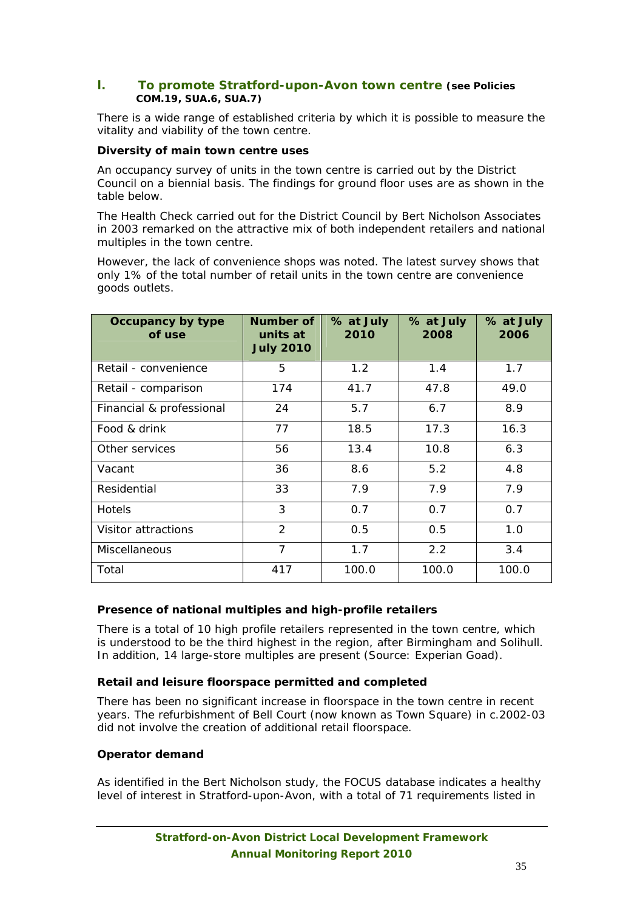## I. To promote Stratford-upon-Avon town centre (see Policies COM.19, SUA.6, SUA.7)

There is a wide range of established criteria by which it is possible to measure the vitality and viability of the town centre.

**Diversity of main town centre uses**

An occupancy survey of units in the town centre is carried out by the District Council on a biennial basis. The findings for ground floor uses are as shown in the table below.

The Health Check carried out for the District Council by Bert Nicholson Associates in 2003 remarked on the attractive mix of both independent retailers and national multiples in the town centre.

However, the lack of convenience shops was noted. The latest survey shows that only 1% of the total number of retail units in the town centre are convenience goods outlets.

| Occupancy by type of use | Number of units at July 2010 | % at July 2010 | % at July 2008 | % at July 2006 |
|---|---|---|---|---|
| Retail - convenience | 5 | 1.2 | 1.4 | 1.7 |
| Retail - comparison | 174 | 41.7 | 47.8 | 49.0 |
| Financial & professional | 24 | 5.7 | 6.7 | 8.9 |
| Food & drink | 77 | 18.5 | 17.3 | 16.3 |
| Other services | 56 | 13.4 | 10.8 | 6.3 |
| Vacant | 36 | 8.6 | 5.2 | 4.8 |
| Residential | 33 | 7.9 | 7.9 | 7.9 |
| Hotels | 3 | 0.7 | 0.7 | 0.7 |
| Visitor attractions | 2 | 0.5 | 0.5 | 1.0 |
| Miscellaneous | 7 | 1.7 | 2.2 | 3.4 |
| Total | 417 | 100.0 | 100.0 | 100.0 |

**Presence of national multiples and high-profile retailers**

There is a total of 10 high profile retailers represented in the town centre, which is understood to be the third highest in the region, after Birmingham and Solihull. In addition, 14 large-store multiples are present (Source: Experian Goad).

**Retail and leisure floorspace permitted and completed**

There has been no significant increase in floorspace in the town centre in recent years. The refurbishment of Bell Court (now known as Town Square) in c.2002-03 did not involve the creation of additional retail floorspace.

**Operator demand**

As identified in the Bert Nicholson study, the FOCUS database indicates a healthy level of interest in Stratford-upon-Avon, with a total of 71 requirements listed in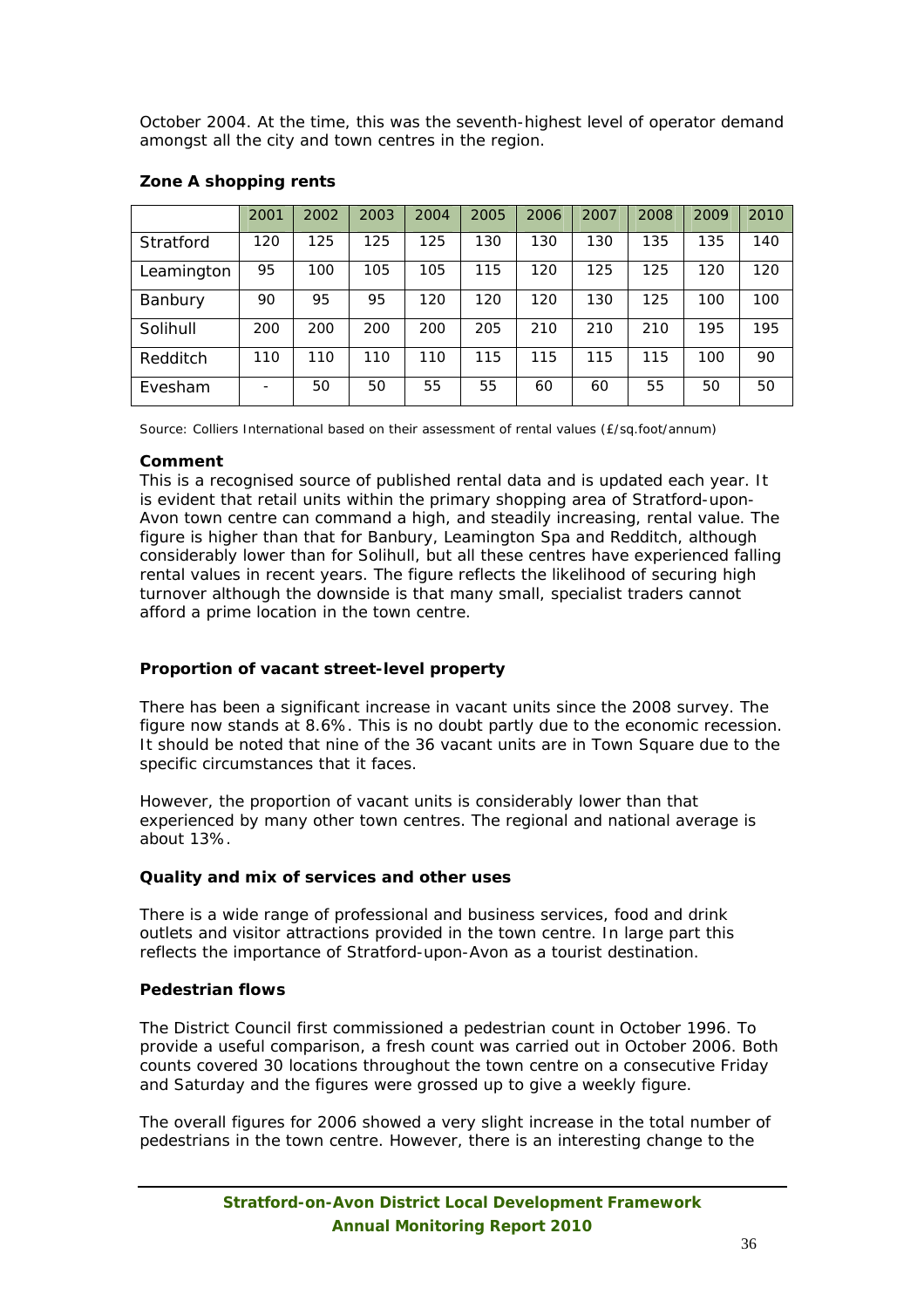October 2004. At the time, this was the seventh-highest level of operator demand amongst all the city and town centres in the region.

**Zone A shopping rents**

| | 2001 | 2002 | 2003 | 2004 | 2005 | 2006 | 2007 | 2008 | 2009 | 2010 |
|---|---|---|---|---|---|---|---|---|---|---|
| Stratford | 120 | 125 | 125 | 125 | 130 | 130 | 130 | 135 | 135 | 140 |
| Leamington | 95 | 100 | 105 | 105 | 115 | 120 | 125 | 125 | 120 | 120 |
| Banbury | 90 | 95 | 95 | 120 | 120 | 120 | 130 | 125 | 100 | 100 |
| Solihull | 200 | 200 | 200 | 200 | 205 | 210 | 210 | 210 | 195 | 195 |
| Redditch | 110 | 110 | 110 | 110 | 115 | 115 | 115 | 115 | 100 | 90 |
| Evesham | - | 50 | 50 | 55 | 55 | 60 | 60 | 55 | 50 | 50 |

Source: Colliers International based on their assessment of rental values (£/sq.foot/annum)

**Comment**

This is a recognised source of published rental data and is updated each year. It is evident that retail units within the primary shopping area of Stratford-upon-Avon town centre can command a high, and steadily increasing, rental value. The figure is higher than that for Banbury, Leamington Spa and Redditch, although considerably lower than for Solihull, but all these centres have experienced falling rental values in recent years. The figure reflects the likelihood of securing high turnover although the downside is that many small, specialist traders cannot afford a prime location in the town centre.

**Proportion of vacant street-level property**

There has been a significant increase in vacant units since the 2008 survey. The figure now stands at 8.6%. This is no doubt partly due to the economic recession. It should be noted that nine of the 36 vacant units are in Town Square due to the specific circumstances that it faces.

However, the proportion of vacant units is considerably lower than that experienced by many other town centres. The regional and national average is about 13%.

**Quality and mix of services and other uses**

There is a wide range of professional and business services, food and drink outlets and visitor attractions provided in the town centre. In large part this reflects the importance of Stratford-upon-Avon as a tourist destination.

**Pedestrian flows**

The District Council first commissioned a pedestrian count in October 1996. To provide a useful comparison, a fresh count was carried out in October 2006. Both counts covered 30 locations throughout the town centre on a consecutive Friday and Saturday and the figures were grossed up to give a weekly figure.

The overall figures for 2006 showed a very slight increase in the total number of pedestrians in the town centre. However, there is an interesting change to the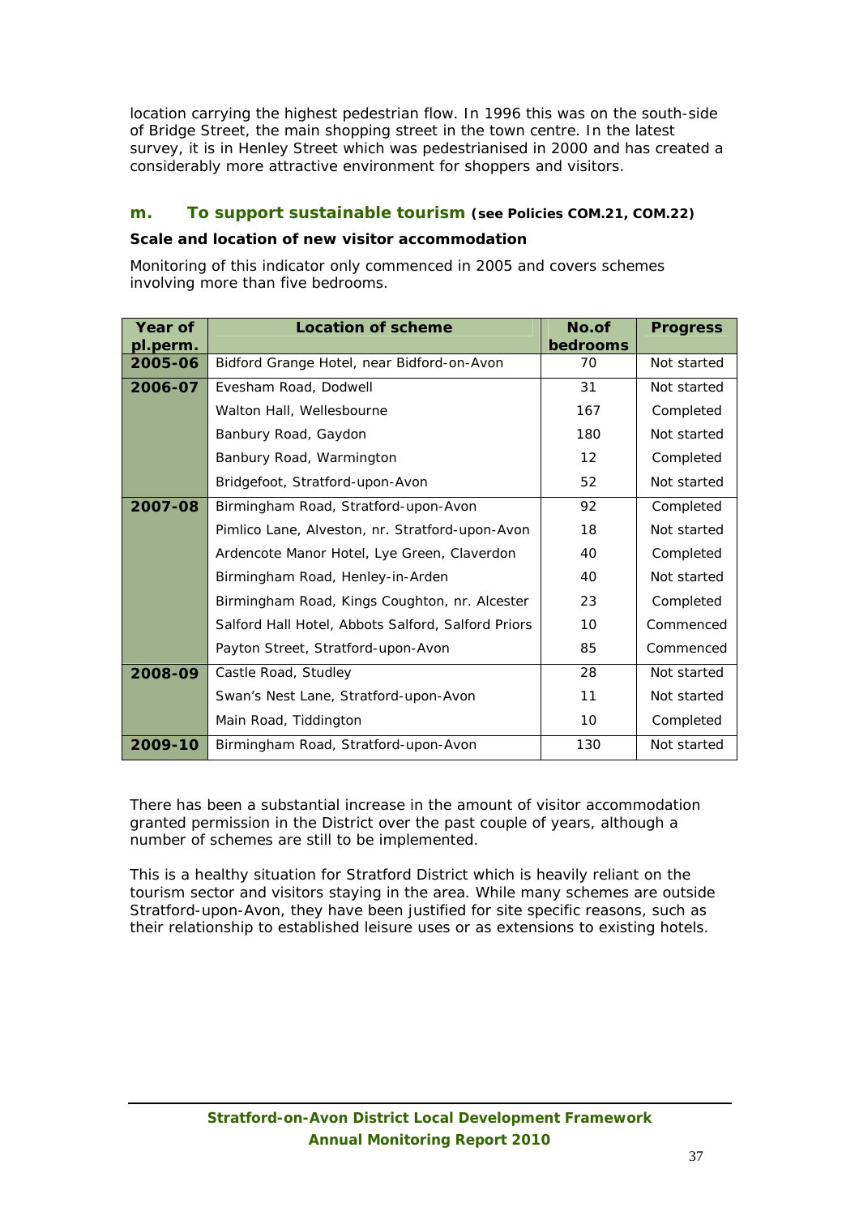location carrying the highest pedestrian flow. In 1996 this was on the south-side of Bridge Street, the main shopping street in the town centre. In the latest survey, it is in Henley Street which was pedestrianised in 2000 and has created a considerably more attractive environment for shoppers and visitors.

### m. To support sustainable tourism (see Policies COM.21, COM.22)

**Scale and location of new visitor accommodation**

Monitoring of this indicator only commenced in 2005 and covers schemes involving more than five bedrooms.

| Year of pl.perm. | Location of scheme | No.of bedrooms | Progress |
|---|---|---|---|
| 2005-06 | Bidford Grange Hotel, near Bidford-on-Avon | 70 | Not started |
| 2006-07 | Evesham Road, Dodwell | 31 | Not started |
| | Walton Hall, Wellesbourne | 167 | Completed |
| | Banbury Road, Gaydon | 180 | Not started |
| | Banbury Road, Warmington | 12 | Completed |
| | Bridgefoot, Stratford-upon-Avon | 52 | Not started |
| 2007-08 | Birmingham Road, Stratford-upon-Avon | 92 | Completed |
| | Pimlico Lane, Alveston, nr. Stratford-upon-Avon | 18 | Not started |
| | Ardencote Manor Hotel, Lye Green, Claverdon | 40 | Completed |
| | Birmingham Road, Henley-in-Arden | 40 | Not started |
| | Birmingham Road, Kings Coughton, nr. Alcester | 23 | Completed |
| | Salford Hall Hotel, Abbots Salford, Salford Priors | 10 | Commenced |
| | Payton Street, Stratford-upon-Avon | 85 | Commenced |
| 2008-09 | Castle Road, Studley | 28 | Not started |
| | Swan's Nest Lane, Stratford-upon-Avon | 11 | Not started |
| | Main Road, Tiddington | 10 | Completed |
| 2009-10 | Birmingham Road, Stratford-upon-Avon | 130 | Not started |

There has been a substantial increase in the amount of visitor accommodation granted permission in the District over the past couple of years, although a number of schemes are still to be implemented.

This is a healthy situation for Stratford District which is heavily reliant on the tourism sector and visitors staying in the area. While many schemes are outside Stratford-upon-Avon, they have been justified for site specific reasons, such as their relationship to established leisure uses or as extensions to existing hotels.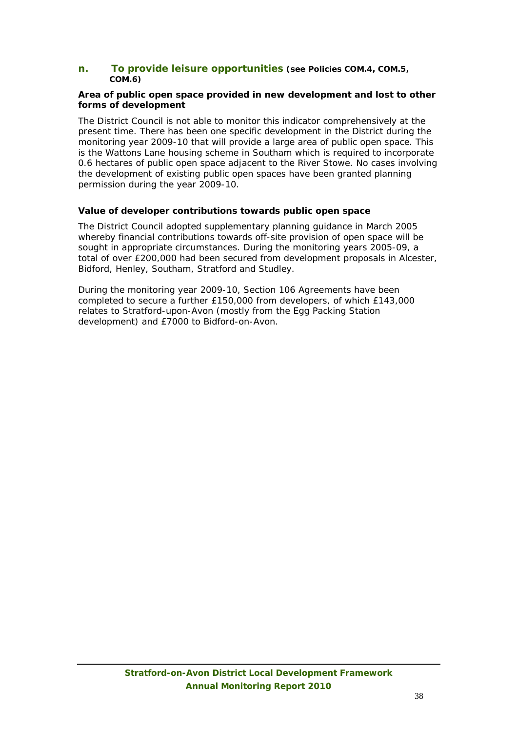## n. To provide leisure opportunities (see Policies COM.4, COM.5, COM.6)

**Area of public open space provided in new development and lost to other forms of development**

The District Council is not able to monitor this indicator comprehensively at the present time. There has been one specific development in the District during the monitoring year 2009-10 that will provide a large area of public open space. This is the Wattons Lane housing scheme in Southam which is required to incorporate 0.6 hectares of public open space adjacent to the River Stowe. No cases involving the development of existing public open spaces have been granted planning permission during the year 2009-10.

**Value of developer contributions towards public open space**

The District Council adopted supplementary planning guidance in March 2005 whereby financial contributions towards off-site provision of open space will be sought in appropriate circumstances. During the monitoring years 2005-09, a total of over £200,000 had been secured from development proposals in Alcester, Bidford, Henley, Southam, Stratford and Studley.

During the monitoring year 2009-10, Section 106 Agreements have been completed to secure a further £150,000 from developers, of which £143,000 relates to Stratford-upon-Avon (mostly from the Egg Packing Station development) and £7000 to Bidford-on-Avon.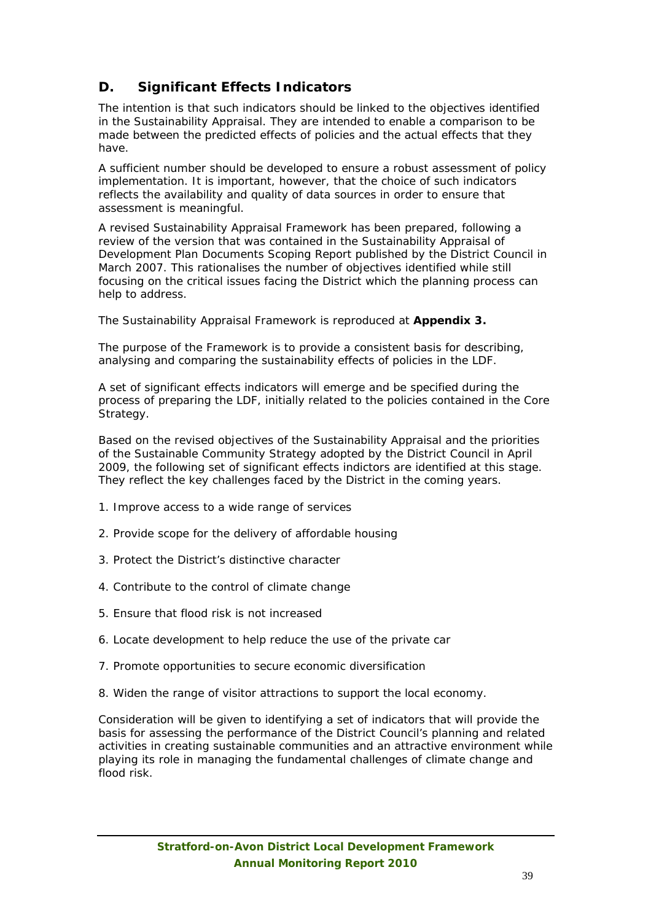## D. Significant Effects Indicators

The intention is that such indicators should be linked to the objectives identified in the Sustainability Appraisal. They are intended to enable a comparison to be made between the predicted effects of policies and the actual effects that they have.

A sufficient number should be developed to ensure a robust assessment of policy implementation. It is important, however, that the choice of such indicators reflects the availability and quality of data sources in order to ensure that assessment is meaningful.

A revised Sustainability Appraisal Framework has been prepared, following a review of the version that was contained in the Sustainability Appraisal of Development Plan Documents Scoping Report published by the District Council in March 2007. This rationalises the number of objectives identified while still focusing on the critical issues facing the District which the planning process can help to address.

The Sustainability Appraisal Framework is reproduced at **Appendix 3.**

The purpose of the Framework is to provide a consistent basis for describing, analysing and comparing the sustainability effects of policies in the LDF.

A set of significant effects indicators will emerge and be specified during the process of preparing the LDF, initially related to the policies contained in the Core Strategy.

Based on the revised objectives of the Sustainability Appraisal and the priorities of the Sustainable Community Strategy adopted by the District Council in April 2009, the following set of significant effects indictors are identified at this stage. They reflect the key challenges faced by the District in the coming years.

1. Improve access to a wide range of services
2. Provide scope for the delivery of affordable housing
3. Protect the District's distinctive character
4. Contribute to the control of climate change
5. Ensure that flood risk is not increased
6. Locate development to help reduce the use of the private car
7. Promote opportunities to secure economic diversification
8. Widen the range of visitor attractions to support the local economy.

Consideration will be given to identifying a set of indicators that will provide the basis for assessing the performance of the District Council's planning and related activities in creating sustainable communities and an attractive environment while playing its role in managing the fundamental challenges of climate change and flood risk.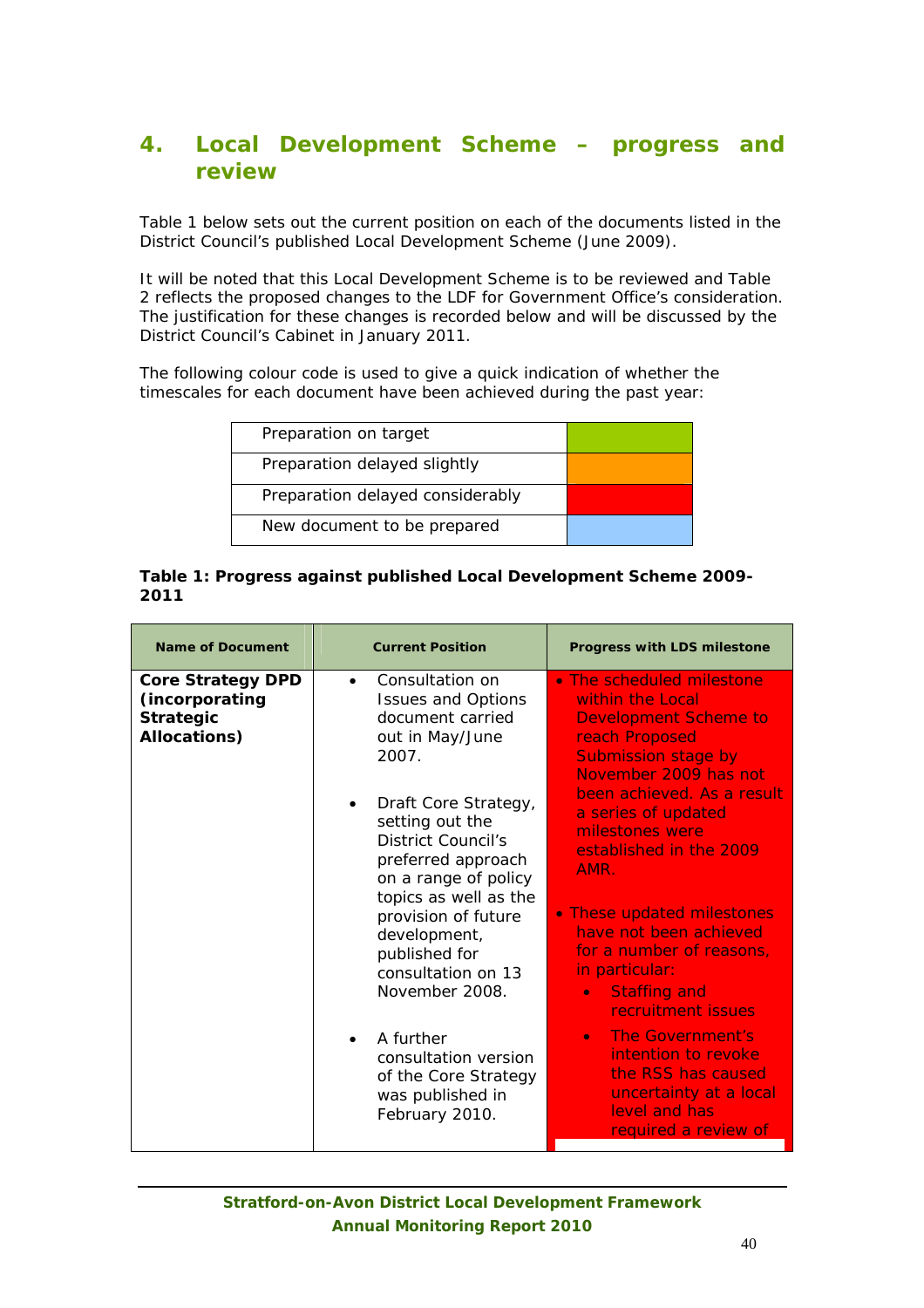## 4. Local Development Scheme – progress and review

Table 1 below sets out the current position on each of the documents listed in the District Council's published Local Development Scheme (June 2009).

It will be noted that this Local Development Scheme is to be reviewed and Table 2 reflects the proposed changes to the LDF for Government Office's consideration. The justification for these changes is recorded below and will be discussed by the District Council's Cabinet in January 2011.

The following colour code is used to give a quick indication of whether the timescales for each document have been achieved during the past year:

| | |
|---|---|
| Preparation on target | (green) |
| Preparation delayed slightly | (orange) |
| Preparation delayed considerably | (red) |
| New document to be prepared | (blue) |

**Table 1: Progress against published Local Development Scheme 2009-2011**

| Name of Document | Current Position | Progress with LDS milestone |
|---|---|---|
| **Core Strategy DPD (incorporating Strategic Allocations)** | • Consultation on Issues and Options document carried out in May/June 2007.<br><br>• Draft Core Strategy, setting out the District Council's preferred approach on a range of policy topics as well as the provision of future development, published for consultation on 13 November 2008.<br><br>• A further consultation version of the Core Strategy was published in February 2010. | • The scheduled milestone within the Local Development Scheme to reach Proposed Submission stage by November 2009 has not been achieved. As a result a series of updated milestones were established in the 2009 AMR.<br><br>• These updated milestones have not been achieved for a number of reasons, in particular:<br>  • Staffing and recruitment issues<br>  • The Government's intention to revoke the RSS has caused uncertainty at a local level and has required a review of |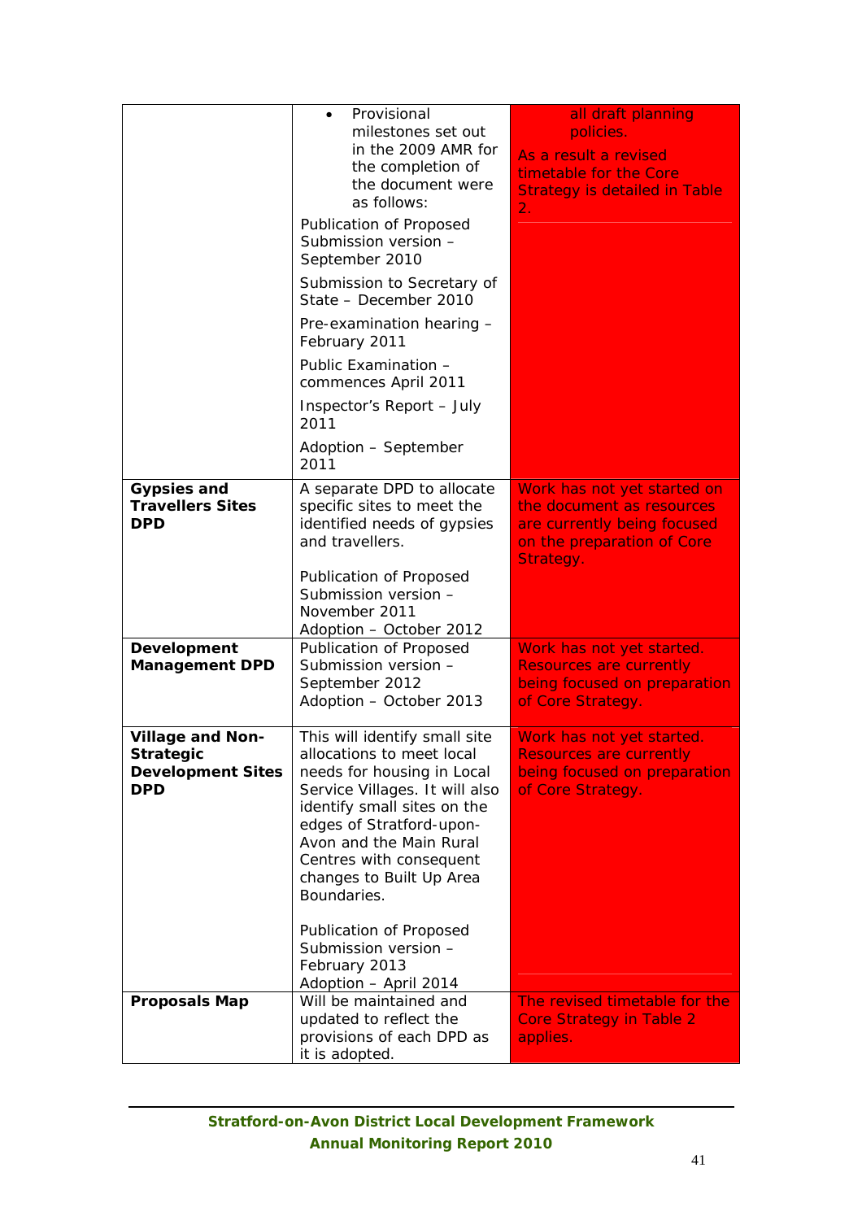| | | |
|---|---|---|
| | • Provisional milestones set out in the 2009 AMR for the completion of the document were as follows:<br><br>Publication of Proposed Submission version – September 2010<br><br>Submission to Secretary of State – December 2010<br><br>Pre-examination hearing – February 2011<br><br>Public Examination – commences April 2011<br><br>Inspector's Report – July 2011<br><br>Adoption – September 2011 | all draft planning policies.<br><br>As a result a revised timetable for the Core Strategy is detailed in Table 2. |
| **Gypsies and Travellers Sites DPD** | A separate DPD to allocate specific sites to meet the identified needs of gypsies and travellers.<br><br>Publication of Proposed Submission version – November 2011<br>Adoption – October 2012 | Work has not yet started on the document as resources are currently being focused on the preparation of Core Strategy. |
| **Development Management DPD** | Publication of Proposed Submission version – September 2012<br>Adoption – October 2013 | Work has not yet started. Resources are currently being focused on preparation of Core Strategy. |
| **Village and Non-Strategic Development Sites DPD** | This will identify small site allocations to meet local needs for housing in Local Service Villages. It will also identify small sites on the edges of Stratford-upon-Avon and the Main Rural Centres with consequent changes to Built Up Area Boundaries.<br><br>Publication of Proposed Submission version – February 2013<br>Adoption – April 2014 | Work has not yet started. Resources are currently being focused on preparation of Core Strategy. |
| **Proposals Map** | Will be maintained and updated to reflect the provisions of each DPD as it is adopted. | The revised timetable for the Core Strategy in Table 2 applies. |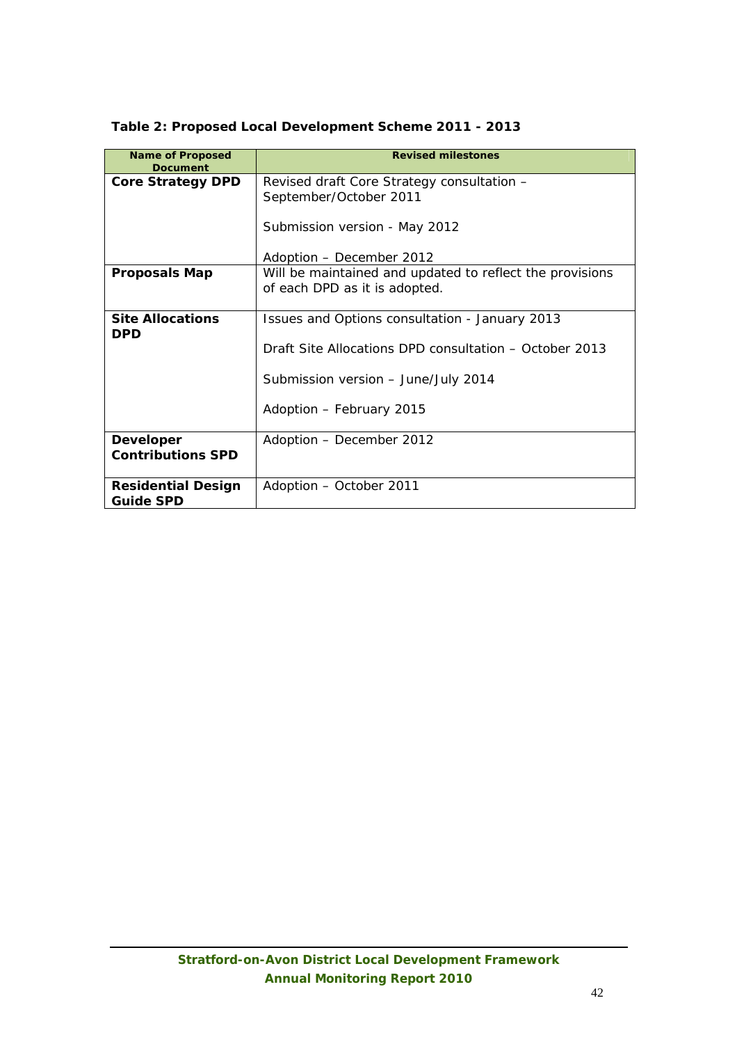**Table 2: Proposed Local Development Scheme 2011 - 2013**

| Name of Proposed Document | Revised milestones |
|---|---|
| **Core Strategy DPD** | Revised draft Core Strategy consultation – September/October 2011<br><br>Submission version - May 2012<br><br>Adoption – December 2012 |
| **Proposals Map** | Will be maintained and updated to reflect the provisions of each DPD as it is adopted. |
| **Site Allocations DPD** | Issues and Options consultation - January 2013<br><br>Draft Site Allocations DPD consultation – October 2013<br><br>Submission version – June/July 2014<br><br>Adoption – February 2015 |
| **Developer Contributions SPD** | Adoption – December 2012 |
| **Residential Design Guide SPD** | Adoption – October 2011 |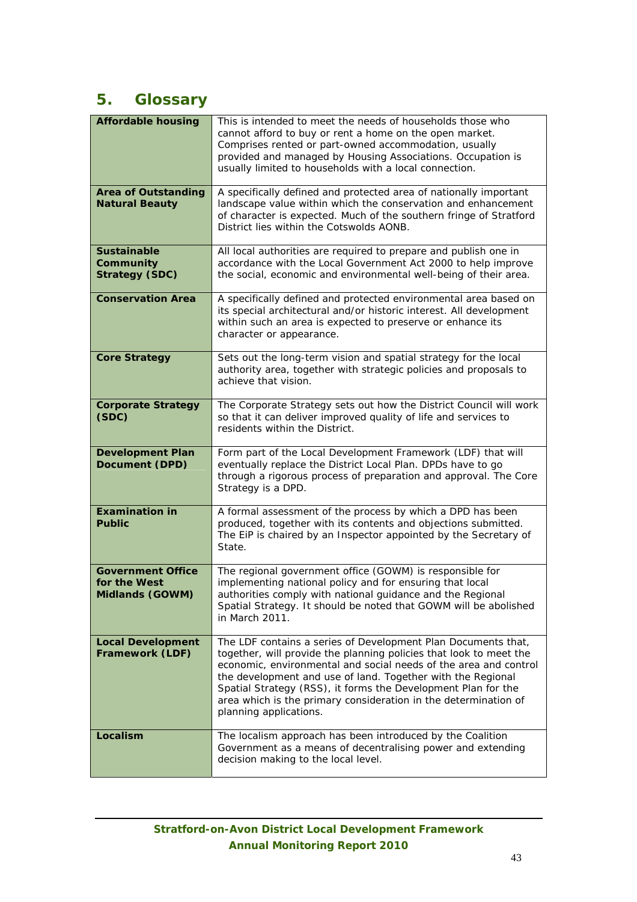# 5. Glossary

| Term | Definition |
|---|---|
| **Affordable housing** | This is intended to meet the needs of households those who cannot afford to buy or rent a home on the open market. Comprises rented or part-owned accommodation, usually provided and managed by Housing Associations. Occupation is usually limited to households with a local connection. |
| **Area of Outstanding Natural Beauty** | A specifically defined and protected area of nationally important landscape value within which the conservation and enhancement of character is expected. Much of the southern fringe of Stratford District lies within the Cotswolds AONB. |
| **Sustainable Community Strategy (SDC)** | All local authorities are required to prepare and publish one in accordance with the Local Government Act 2000 to help improve the social, economic and environmental well-being of their area. |
| **Conservation Area** | A specifically defined and protected environmental area based on its special architectural and/or historic interest. All development within such an area is expected to preserve or enhance its character or appearance. |
| **Core Strategy** | Sets out the long-term vision and spatial strategy for the local authority area, together with strategic policies and proposals to achieve that vision. |
| **Corporate Strategy (SDC)** | The Corporate Strategy sets out how the District Council will work so that it can deliver improved quality of life and services to residents within the District. |
| **Development Plan Document (DPD)** | Form part of the Local Development Framework (LDF) that will eventually replace the District Local Plan. DPDs have to go through a rigorous process of preparation and approval. The Core Strategy is a DPD. |
| **Examination in Public** | A formal assessment of the process by which a DPD has been produced, together with its contents and objections submitted. The EiP is chaired by an Inspector appointed by the Secretary of State. |
| **Government Office for the West Midlands (GOWM)** | The regional government office (GOWM) is responsible for implementing national policy and for ensuring that local authorities comply with national guidance and the Regional Spatial Strategy. It should be noted that GOWM will be abolished in March 2011. |
| **Local Development Framework (LDF)** | The LDF contains a series of Development Plan Documents that, together, will provide the planning policies that look to meet the economic, environmental and social needs of the area and control the development and use of land. Together with the Regional Spatial Strategy (RSS), it forms the Development Plan for the area which is the primary consideration in the determination of planning applications. |
| **Localism** | The localism approach has been introduced by the Coalition Government as a means of decentralising power and extending decision making to the local level. |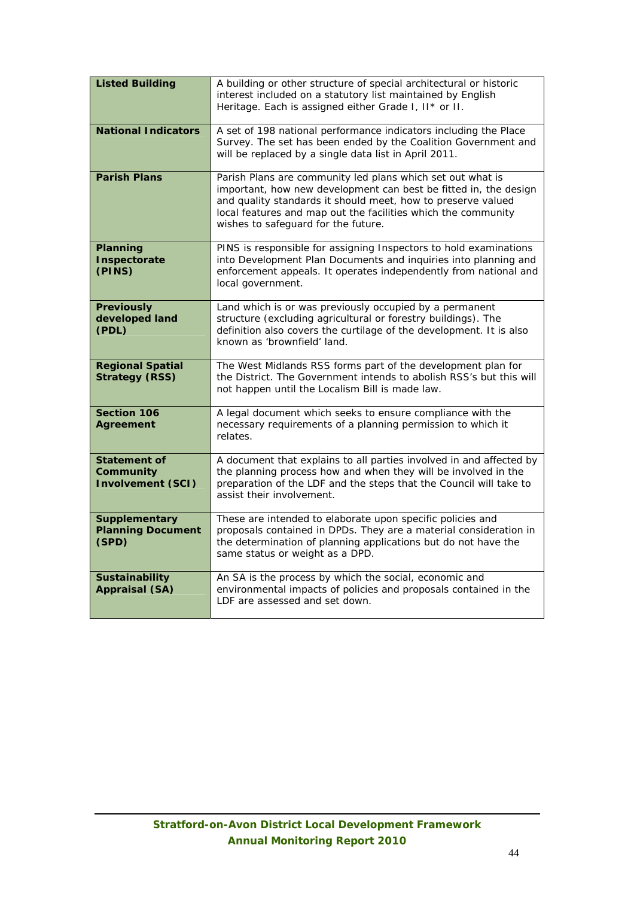| | |
|---|---|
| **Listed Building** | A building or other structure of special architectural or historic interest included on a statutory list maintained by English Heritage. Each is assigned either Grade I, II* or II. |
| **National Indicators** | A set of 198 national performance indicators including the Place Survey. The set has been ended by the Coalition Government and will be replaced by a single data list in April 2011. |
| **Parish Plans** | Parish Plans are community led plans which set out what is important, how new development can best be fitted in, the design and quality standards it should meet, how to preserve valued local features and map out the facilities which the community wishes to safeguard for the future. |
| **Planning Inspectorate (PINS)** | PINS is responsible for assigning Inspectors to hold examinations into Development Plan Documents and inquiries into planning and enforcement appeals. It operates independently from national and local government. |
| **Previously developed land (PDL)** | Land which is or was previously occupied by a permanent structure (excluding agricultural or forestry buildings). The definition also covers the curtilage of the development. It is also known as 'brownfield' land. |
| **Regional Spatial Strategy (RSS)** | The West Midlands RSS forms part of the development plan for the District. The Government intends to abolish RSS's but this will not happen until the Localism Bill is made law. |
| **Section 106 Agreement** | A legal document which seeks to ensure compliance with the necessary requirements of a planning permission to which it relates. |
| **Statement of Community Involvement (SCI)** | A document that explains to all parties involved in and affected by the planning process how and when they will be involved in the preparation of the LDF and the steps that the Council will take to assist their involvement. |
| **Supplementary Planning Document (SPD)** | These are intended to elaborate upon specific policies and proposals contained in DPDs. They are a material consideration in the determination of planning applications but do not have the same status or weight as a DPD. |
| **Sustainability Appraisal (SA)** | An SA is the process by which the social, economic and environmental impacts of policies and proposals contained in the LDF are assessed and set down. |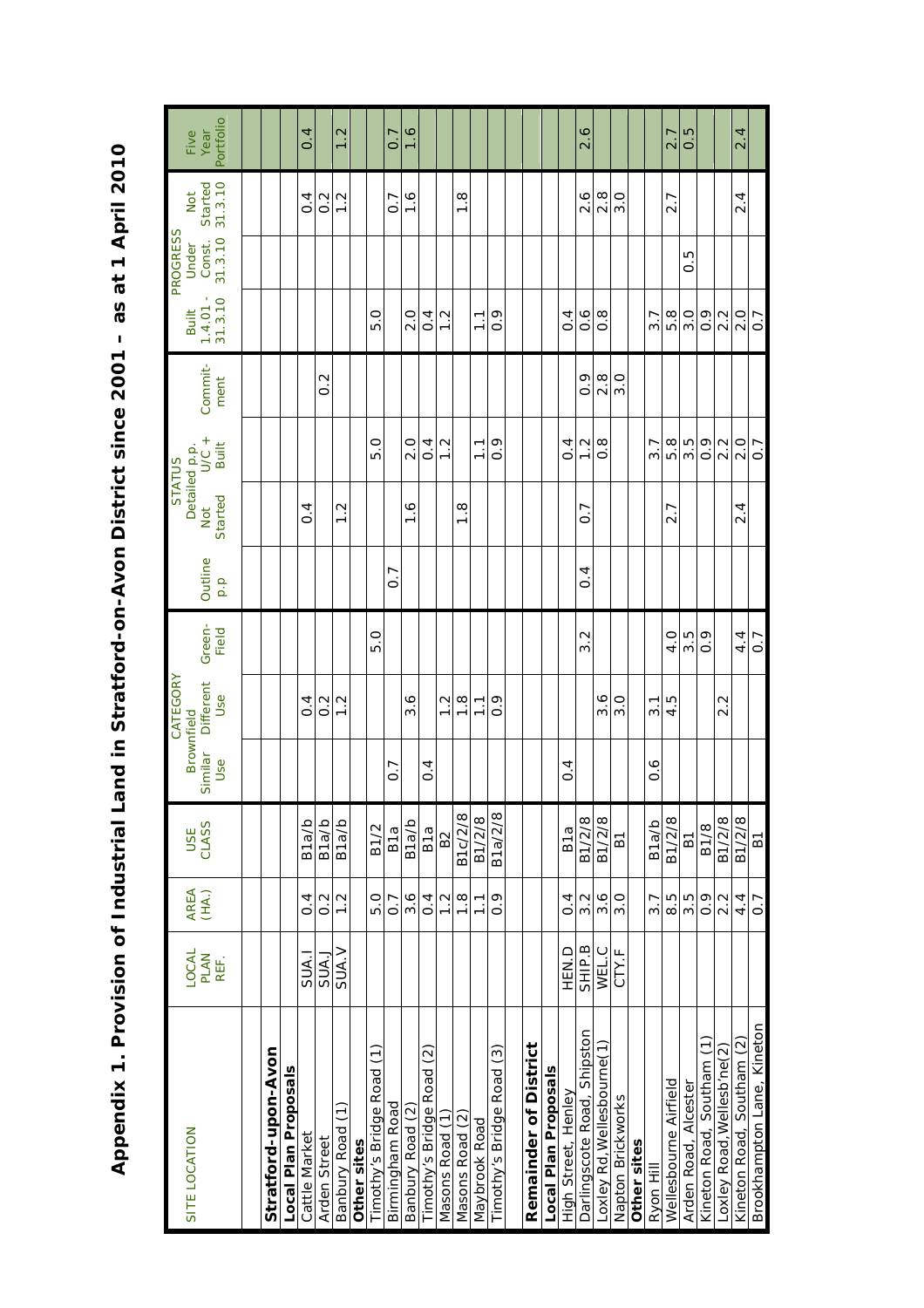# Appendix 1. Provision of Industrial Land in Stratford-on-Avon District since 2001 – as at 1 April 2010

| SITE LOCATION | LOCAL PLAN REF. | AREA (HA.) | USE CLASS | CATEGORY: Brownfield Similar Use | CATEGORY: Brownfield Different Use | CATEGORY: Green-Field | STATUS: Outline p.p | STATUS: Detailed p.p. Not Started | STATUS: Detailed p.p. U/C + Built | STATUS: Commit-ment | PROGRESS: Built 1.4.01 - 31.3.10 | PROGRESS: Under Const. 31.3.10 | PROGRESS: Not Started 31.3.10 | Five Year Portfolio |
|---|---|---|---|---|---|---|---|---|---|---|---|---|---|---|
| **Stratford-upon-Avon** | | | | | | | | | | | | | | |
| **Local Plan Proposals** | | | | | | | | | | | | | | |
| Cattle Market | SUA.I | 0.4 | B1a/b | | 0.4 | | | 0.4 | | | | | 0.4 | 0.4 |
| Arden Street | SUA.J | 0.2 | B1a/b | | 0.2 | | | | | 0.2 | | | 0.2 | |
| Banbury Road (1) | SUA.V | 1.2 | B1a/b | | 1.2 | | | 1.2 | | | | | 1.2 | 1.2 |
| **Other sites** | | | | | | | | | | | | | | |
| Timothy's Bridge Road (1) | | 5.0 | B1/2 | | | 5.0 | | | 5.0 | | 5.0 | | | |
| Birmingham Road | | 0.7 | B1a | 0.7 | | | 0.7 | | | | | | 0.7 | 0.7 |
| Banbury Road (2) | | 3.6 | B1a/b | | 3.6 | | | 1.6 | 2.0 | | 2.0 | | 1.6 | 1.6 |
| Timothy's Bridge Road (2) | | 0.4 | B1a | 0.4 | | | | | 0.4 | | 0.4 | | | |
| Masons Road (1) | | 1.2 | B2 | | 1.2 | | | | 1.2 | | 1.2 | | | |
| Masons Road (2) | | 1.8 | B1c/2/8 | | 1.8 | | | 1.8 | | | | | 1.8 | |
| Maybrook Road | | 1.1 | B1/2/8 | | 1.1 | | | | 1.1 | | 1.1 | | | |
| Timothy's Bridge Road (3) | | 0.9 | B1a/2/8 | | 0.9 | | | | 0.9 | | 0.9 | | | |
| **Remainder of District** | | | | | | | | | | | | | | |
| **Local Plan Proposals** | | | | | | | | | | | | | | |
| High Street, Henley | HEN.D | 0.4 | B1a | 0.4 | | | | | 0.4 | | 0.4 | | | |
| Darlingscote Road, Shipston | SHIP.B | 3.2 | B1/2/8 | | | 3.2 | 0.4 | 0.7 | 1.2 | 0.9 | 0.6 | | 2.6 | 2.6 |
| Loxley Rd, Wellesbourne(1) | WEL.C | 3.6 | B1/2/8 | | 3.6 | | | | 0.8 | 2.8 | 0.8 | | 2.8 | |
| Napton Brickworks | CTY.F | 3.0 | B1 | | 3.0 | | | | | 3.0 | | | 3.0 | |
| **Other sites** | | | | | | | | | | | | | | |
| Ryon Hill | | 3.7 | B1a/b | 0.6 | 3.1 | | | | 3.7 | | 3.7 | | | |
| Wellesbourne Airfield | | 8.5 | B1/2/8 | | 4.5 | 4.0 | | 2.7 | 5.8 | | 5.8 | | 2.7 | 2.7 |
| Arden Road, Alcester | | 3.5 | B1 | | | 3.5 | | | 3.5 | | 3.0 | 0.5 | | 0.5 |
| Kineton Road, Southam (1) | | 0.9 | B1/8 | | | 0.9 | | | 0.9 | | 0.9 | | | |
| Loxley Road, Wellesb'ne(2) | | 2.2 | B1/2/8 | | 2.2 | | | | 2.2 | | 2.2 | | | |
| Kineton Road, Southam (2) | | 4.4 | B1/2/8 | | | 4.4 | | 2.4 | 2.0 | | 2.0 | | 2.4 | 2.4 |
| Brookhampton Lane, Kineton | | 0.7 | B1 | | | 0.7 | | | 0.7 | | 0.7 | | | |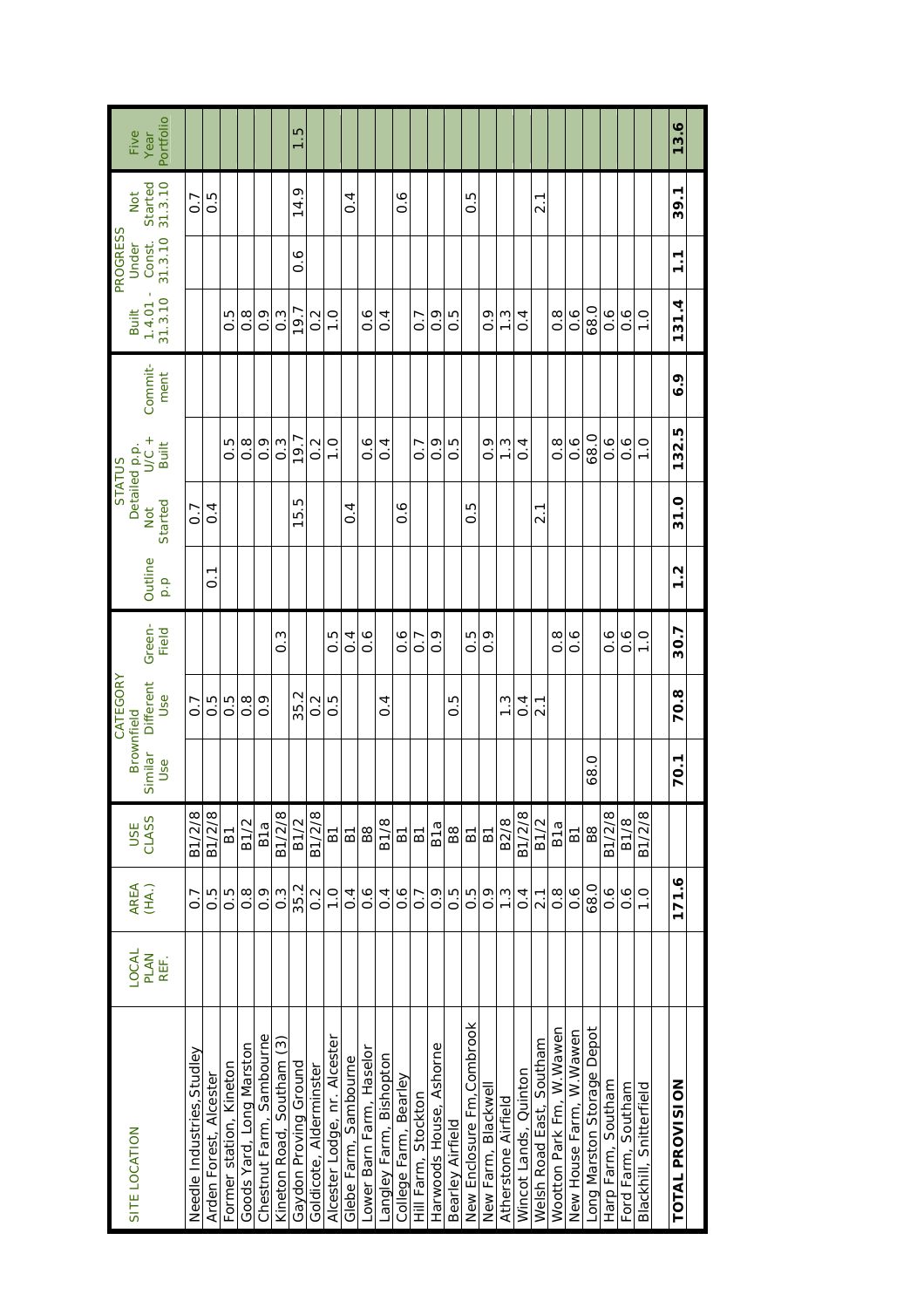| SITE LOCATION | LOCAL PLAN REF. | AREA (HA.) | USE CLASS | CATEGORY Brownfield Similar Use | CATEGORY Brownfield Different Use | CATEGORY Green-Field | STATUS Outline p.p | STATUS Detailed p.p. Not Started | STATUS Detailed p.p. U/C + Built | STATUS Commit-ment | PROGRESS Built 1.4.01 - 31.3.10 | PROGRESS Under Const. 31.3.10 | PROGRESS Not Started 31.3.10 | Five Year Portfolio |
|---|---|---|---|---|---|---|---|---|---|---|---|---|---|---|
| Needle Industries, Studley | | 0.7 | B1/2/8 | | 0.7 | | | 0.7 | | | | | 0.7 | |
| Arden Forest, Alcester | | 0.5 | B1/2/8 | | 0.5 | | 0.1 | 0.4 | | | | | 0.5 | |
| Former station, Kineton | | 0.5 | B1 | | 0.5 | | | | 0.5 | | 0.5 | | | |
| Goods Yard, Long Marston | | 0.8 | B1/2 | | 0.8 | | | | 0.8 | | 0.8 | | | |
| Chestnut Farm, Sambourne | | 0.9 | B1a | | 0.9 | | | | 0.9 | | 0.9 | | | |
| Kineton Road, Southam (3) | | 0.3 | B1/2/8 | | | 0.3 | | | 0.3 | | 0.3 | | | |
| Gaydon Proving Ground | | 35.2 | B1/2 | | 35.2 | | | 15.5 | 19.7 | | 19.7 | 0.6 | 14.9 | 1.5 |
| Goldicote, Alderminster | | 0.2 | B1/2/8 | | 0.2 | | | | 0.2 | | 0.2 | | | |
| Alcester Lodge, nr. Alcester | | 1.0 | B1 | | 0.5 | 0.5 | | | 1.0 | | 1.0 | | | |
| Glebe Farm, Sambourne | | 0.4 | B1 | | | 0.4 | | 0.4 | | | | | 0.4 | |
| Lower Barn Farm, Haselor | | 0.6 | B8 | | | 0.6 | | | 0.6 | | 0.6 | | | |
| Langley Farm, Bishopton | | 0.4 | B1/8 | | 0.4 | | | | 0.4 | | 0.4 | | | |
| College Farm, Bearley | | 0.6 | B1 | | | 0.6 | | 0.6 | | | | | 0.6 | |
| Hill Farm, Stockton | | 0.7 | B1 | | | 0.7 | | | 0.7 | | 0.7 | | | |
| Harwoods House, Ashorne | | 0.9 | B1a | | | 0.9 | | | 0.9 | | 0.9 | | | |
| Bearley Airfield | | 0.5 | B8 | | 0.5 | | | | 0.5 | | 0.5 | | | |
| New Enclosure Fm, Combrook | | 0.5 | B1 | | | 0.5 | | 0.5 | | | | | 0.5 | |
| New Farm, Blackwell | | 0.9 | B1 | | | 0.9 | | | 0.9 | | 0.9 | | | |
| Atherstone Airfield | | 1.3 | B2/8 | | 1.3 | | | | 1.3 | | 1.3 | | | |
| Wincot Lands, Quinton | | 0.4 | B1/2/8 | | 0.4 | | | | 0.4 | | 0.4 | | | |
| Welsh Road East, Southam | | 2.1 | B1/2 | | 2.1 | | | 2.1 | | | | | 2.1 | |
| Wootton Park Fm, W.Wawen | | 0.8 | B1a | | | 0.8 | | | 0.8 | | 0.8 | | | |
| New House Farm, W.Wawen | | 0.6 | B1 | | | 0.6 | | | 0.6 | | 0.6 | | | |
| Long Marston Storage Depot | | 68.0 | B8 | 68.0 | | | | | 68.0 | | 68.0 | | | |
| Harp Farm, Southam | | 0.6 | B1/2/8 | | | 0.6 | | | 0.6 | | 0.6 | | | |
| Ford Farm, Southam | | 0.6 | B1/8 | | | 0.6 | | | 0.6 | | 0.6 | | | |
| Blackhill, Snitterfield | | 1.0 | B1/2/8 | | | 1.0 | | | 1.0 | | 1.0 | | | |
| **TOTAL PROVISION** | | **171.6** | | **70.1** | **70.8** | **30.7** | **1.2** | **31.0** | **132.5** | **6.9** | **131.4** | **1.1** | **39.1** | **13.6** |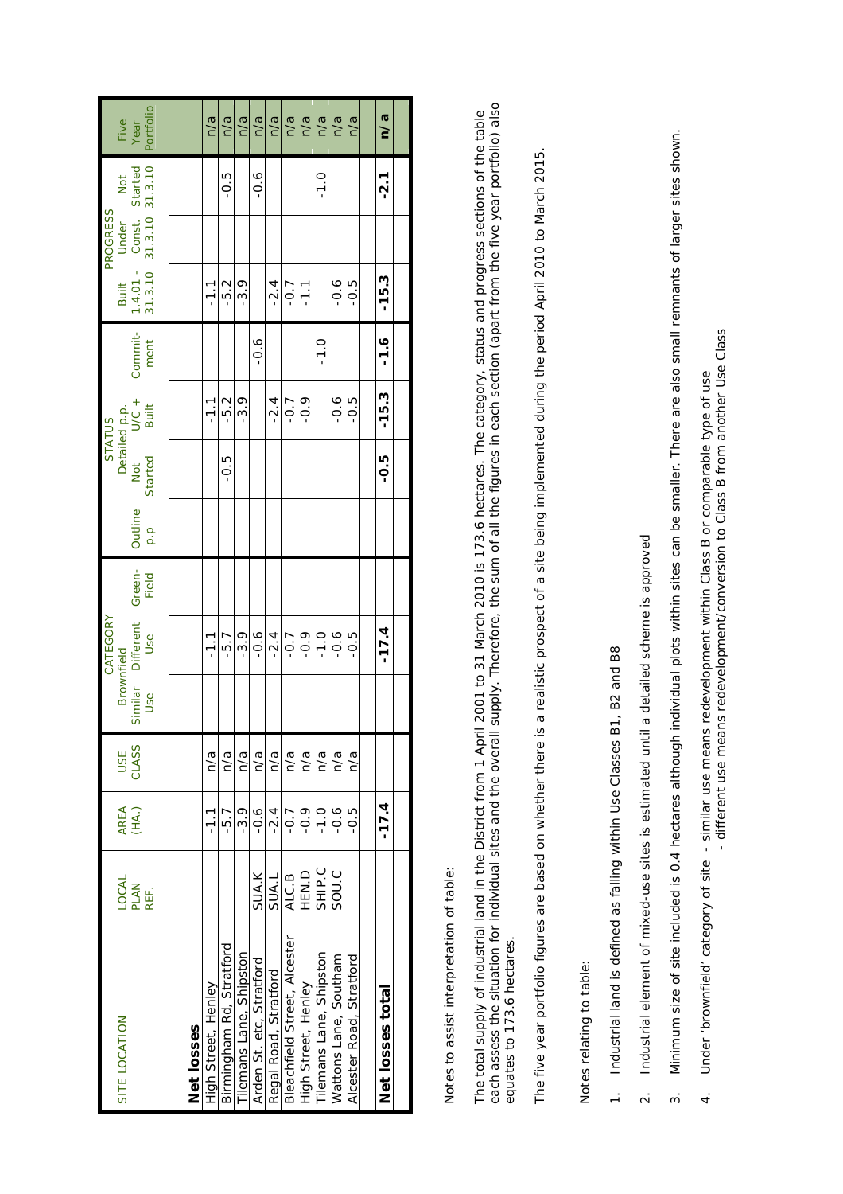| SITE LOCATION | LOCAL PLAN REF. | AREA (HA.) | USE CLASS | CATEGORY Brownfield Similar Use | | | STATUS Outline p.p | Detailed p.p. | | Commit-ment | PROGRESS Built 1.4.01 - 31.3.10 | | | Five Year Portfolio |
|---|---|---|---|---|---|---|---|---|---|---|---|---|---|---|
| | | | | Similar Use | Different Use | Green-Field | | Not Started | U/C + Built | | Built 1.4.01 - 31.3.10 | Under Const. 31.3.10 | Not Started 31.3.10 | |
| **Net losses** | | | | | | | | | | | | | | |
| High Street, Henley | | -1.1 | n/a | | -1.1 | | | | -1.1 | | -1.1 | | | n/a |
| Birmingham Rd, Stratford | | -5.7 | n/a | | -5.7 | | | -0.5 | -5.2 | | -5.2 | | -0.5 | n/a |
| Tilemans Lane, Shipston | | -3.9 | n/a | | -3.9 | | | | -3.9 | | -3.9 | | | n/a |
| Arden St. etc, Stratford | SUA.K | -0.6 | n/a | | -0.6 | | | | | -0.6 | | | -0.6 | n/a |
| Regal Road, Stratford | SUA.L | -2.4 | n/a | | -2.4 | | | | -2.4 | | -2.4 | | | n/a |
| Bleachfield Street, Alcester | ALC.B | -0.7 | n/a | | -0.7 | | | | -0.7 | | -0.7 | | | n/a |
| High Street, Henley | HEN.D | -0.9 | n/a | | -0.9 | | | | -0.9 | | -1.1 | | | n/a |
| Tilemans Lane, Shipston | SHIP.C | -1.0 | n/a | | -1.0 | | | | | -1.0 | | | -1.0 | n/a |
| Wattons Lane, Southam | SOU.C | -0.6 | n/a | | -0.6 | | | | -0.6 | | -0.6 | | | n/a |
| Alcester Road, Stratford | | -0.5 | n/a | | -0.5 | | | | -0.5 | | -0.5 | | | n/a |
| **Net losses total** | | **-17.4** | | | **-17.4** | | | **-0.5** | **-15.3** | **-1.6** | **-15.3** | | **-2.1** | **n/a** |

Notes to assist interpretation of table:

The total supply of industrial land in the District from 1 April 2001 to 31 March 2010 is 173.6 hectares. The category, status and progress sections of the table each assess the situation for individual sites and the overall supply. Therefore, the sum of all the figures in each section (apart from the five year portfolio) also equates to 173.6 hectares.

The five year portfolio figures are based on whether there is a realistic prospect of a site being implemented during the period April 2010 to March 2015.

Notes relating to table:

1. Industrial land is defined as falling within Use Classes B1, B2 and B8
2. Industrial element of mixed-use sites is estimated until a detailed scheme is approved
3. Minimum size of site included is 0.4 hectares although individual plots within sites can be smaller. There are also small remnants of larger sites shown.
4. Under 'brownfield' category of site - similar use means redevelopment within Class B or comparable type of use
   - different use means redevelopment/conversion to Class B from another Use Class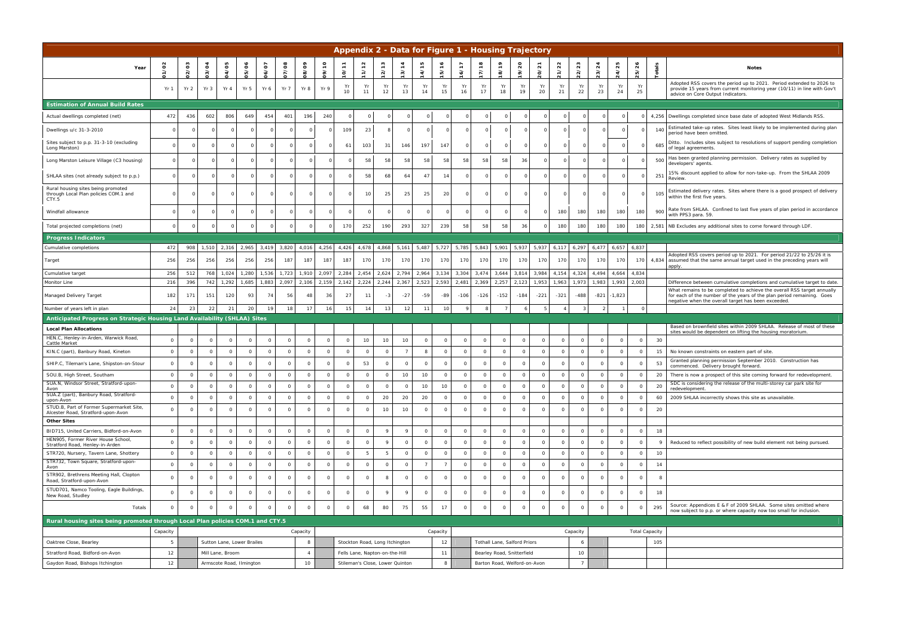# Appendix 2 - Data for Figure 1 - Housing Trajectory

| Year | 01/02 | 02/03 | 03/04 | 04/05 | 05/06 | 06/07 | 07/08 | 08/09 | 09/10 | 10/11 | 11/12 | 12/13 | 13/14 | 14/15 | 15/16 | 16/17 | 17/18 | 18/19 | 19/20 | 20/21 | 21/22 | 22/23 | 23/24 | 24/25 | 25/26 | Totals | Notes |
|---|---|---|---|---|---|---|---|---|---|---|---|---|---|---|---|---|---|---|---|---|---|---|---|---|---|---|---|
| | Yr 1 | Yr 2 | Yr 3 | Yr 4 | Yr 5 | Yr 6 | Yr 7 | Yr 8 | Yr 9 | Yr 10 | Yr 11 | Yr 12 | Yr 13 | Yr 14 | Yr 15 | Yr 16 | Yr 17 | Yr 18 | Yr 19 | Yr 20 | Yr 21 | Yr 22 | Yr 23 | Yr 24 | Yr 25 | | Adopted RSS covers the period up to 2021. Period extended to 2026 to provide 15 years from current monitoring year (10/11) in line with Gov't advice on Core Output Indicators. |
| **Estimation of Annual Build Rates** | | | | | | | | | | | | | | | | | | | | | | | | | | | |
| Actual dwellings completed (net) | 472 | 436 | 602 | 806 | 649 | 454 | 401 | 196 | 240 | 0 | 0 | 0 | 0 | 0 | 0 | 0 | 0 | 0 | 0 | 0 | 0 | 0 | 0 | 0 | 0 | 4,256 | Dwellings completed since base date of adopted West Midlands RSS. |
| Dwellings u/c 31-3-2010 | 0 | 0 | 0 | 0 | 0 | 0 | 0 | 0 | 0 | 109 | 23 | 8 | 0 | 0 | 0 | 0 | 0 | 0 | 0 | 0 | 0 | 0 | 0 | 0 | 0 | 140 | Estimated take-up rates. Sites least likely to be implemented during plan period have been omitted. |
| Sites subject to p.p. 31-3-10 (excluding Long Marston) | 0 | 0 | 0 | 0 | 0 | 0 | 0 | 0 | 0 | 61 | 103 | 31 | 146 | 197 | 147 | 0 | 0 | 0 | 0 | 0 | 0 | 0 | 0 | 0 | 0 | 685 | Ditto. Includes sites subject to resolutions of support pending completion of legal agreements. |
| Long Marston Leisure Village (C3 housing) | 0 | 0 | 0 | 0 | 0 | 0 | 0 | 0 | 0 | 0 | 58 | 58 | 58 | 58 | 58 | 58 | 58 | 58 | 36 | 0 | 0 | 0 | 0 | 0 | 0 | 500 | Has been granted planning permission. Delivery rates as supplied by developers' agents. |
| SHLAA sites (not already subject to p.p.) | 0 | 0 | 0 | 0 | 0 | 0 | 0 | 0 | 0 | 0 | 58 | 68 | 64 | 47 | 14 | 0 | 0 | 0 | 0 | 0 | 0 | 0 | 0 | 0 | 0 | 251 | 15% discount applied to allow for non-take-up. From the SHLAA 2009 Review. |
| Rural housing sites being promoted through Local Plan policies COM.1 and CTY.5 | 0 | 0 | 0 | 0 | 0 | 0 | 0 | 0 | 0 | 0 | 10 | 25 | 25 | 25 | 20 | 0 | 0 | 0 | 0 | 0 | 0 | 0 | 0 | 0 | 0 | 105 | Estimated delivery rates. Sites where there is a good prospect of delivery within the first five years. |
| Windfall allowance | 0 | 0 | 0 | 0 | 0 | 0 | 0 | 0 | 0 | 0 | 0 | 0 | 0 | 0 | 0 | 0 | 0 | 0 | 0 | 0 | 180 | 180 | 180 | 180 | 180 | 900 | Rate from SHLAA. Confined to last five years of plan period in accordance with PPS3 para. 59. |
| Total projected completions (net) | 0 | 0 | 0 | 0 | 0 | 0 | 0 | 0 | 0 | 170 | 252 | 190 | 293 | 327 | 239 | 58 | 58 | 58 | 36 | 0 | 180 | 180 | 180 | 180 | 180 | 2,581 | NB Excludes any additional sites to come forward through LDF. |
| **Progress Indicators** | | | | | | | | | | | | | | | | | | | | | | | | | | | |
| Cumulative completions | 472 | 908 | 1,510 | 2,316 | 2,965 | 3,419 | 3,820 | 4,016 | 4,256 | 4,426 | 4,678 | 4,868 | 5,161 | 5,487 | 5,727 | 5,785 | 5,843 | 5,901 | 5,937 | 5,937 | 6,117 | 6,297 | 6,477 | 6,657 | 6,837 | | |
| Target | 256 | 256 | 256 | 256 | 256 | 256 | 187 | 187 | 187 | 187 | 170 | 170 | 170 | 170 | 170 | 170 | 170 | 170 | 170 | 170 | 170 | 170 | 170 | 170 | 170 | 4,834 | Adopted RSS covers period up to 2021. For period 21/22 to 25/26 it is assumed that the same annual target used in the preceding years will apply. |
| Cumulative target | 256 | 512 | 768 | 1,024 | 1,280 | 1,536 | 1,723 | 1,910 | 2,097 | 2,284 | 2,454 | 2,624 | 2,794 | 2,964 | 3,134 | 3,304 | 3,474 | 3,644 | 3,814 | 3,984 | 4,154 | 4,324 | 4,494 | 4,664 | 4,834 | | |
| Monitor Line | 216 | 396 | 742 | 1,292 | 1,685 | 1,883 | 2,097 | 2,106 | 2,159 | 2,142 | 2,224 | 2,244 | 2,367 | 2,523 | 2,593 | 2,481 | 2,369 | 2,257 | 2,123 | 1,953 | 1,963 | 1,973 | 1,983 | 1,993 | 2,003 | | Difference between cumulative completions and cumulative target to date. |
| Managed Delivery Target | 182 | 171 | 151 | 120 | 93 | 74 | 56 | 48 | 36 | 27 | 11 | -3 | -27 | -59 | -89 | -106 | -126 | -152 | -184 | -221 | -321 | -488 | -821 | -1,823 | | | What remains to be completed to achieve the overall RSS target annually for each of the number of the years of the plan period remaining. Goes negative when the overall target has been exceeded. |
| Number of years left in plan | 24 | 23 | 22 | 21 | 20 | 19 | 18 | 17 | 16 | 15 | 14 | 13 | 12 | 11 | 10 | 9 | 8 | 7 | 6 | 5 | 4 | 3 | 2 | 1 | 0 | | |
| **Anticipated Progress on Strategic Housing Land Availability (SHLAA) Sites** | | | | | | | | | | | | | | | | | | | | | | | | | | | |
| **Local Plan Allocations** | | | | | | | | | | | | | | | | | | | | | | | | | | | Based on brownfield sites within 2009 SHLAA. Release of most of these sites would be dependent on lifting the housing moratorium. |
| HEN.C, Henley-in-Arden, Warwick Road, Cattle Market | 0 | 0 | 0 | 0 | 0 | 0 | 0 | 0 | 0 | 0 | 10 | 10 | 10 | 0 | 0 | 0 | 0 | 0 | 0 | 0 | 0 | 0 | 0 | 0 | 0 | 30 | |
| KIN.C (part), Banbury Road, Kineton | 0 | 0 | 0 | 0 | 0 | 0 | 0 | 0 | 0 | 0 | 0 | 0 | 7 | 8 | 0 | 0 | 0 | 0 | 0 | 0 | 0 | 0 | 0 | 0 | 0 | 15 | No known constraints on eastern part of site. |
| SHIP.C, Tileman's Lane, Shipston-on-Stour | 0 | 0 | 0 | 0 | 0 | 0 | 0 | 0 | 0 | 0 | 53 | 0 | 0 | 0 | 0 | 0 | 0 | 0 | 0 | 0 | 0 | 0 | 0 | 0 | 0 | 53 | Granted planning permission September 2010. Construction has commenced. Delivery brought forward. |
| SOU.B, High Street, Southam | 0 | 0 | 0 | 0 | 0 | 0 | 0 | 0 | 0 | 0 | 0 | 0 | 10 | 10 | 0 | 0 | 0 | 0 | 0 | 0 | 0 | 0 | 0 | 0 | 0 | 20 | There is now a prospect of this site coming forward for redevelopment. |
| SUA.N, Windsor Street, Stratford-upon-Avon | 0 | 0 | 0 | 0 | 0 | 0 | 0 | 0 | 0 | 0 | 0 | 0 | 0 | 10 | 10 | 0 | 0 | 0 | 0 | 0 | 0 | 0 | 0 | 0 | 0 | 20 | SDC is considering the release of the multi-storey car park site for redevelopment. |
| SUA.Z (part), Banbury Road, Stratford-upon-Avon | 0 | 0 | 0 | 0 | 0 | 0 | 0 | 0 | 0 | 0 | 0 | 20 | 20 | 20 | 0 | 0 | 0 | 0 | 0 | 0 | 0 | 0 | 0 | 0 | 0 | 60 | 2009 SHLAA incorrectly shows this site as unavailable. |
| STUD.B, Part of Former Supermarket Site, Alcester Road, Stratford-upon-Avon | 0 | 0 | 0 | 0 | 0 | 0 | 0 | 0 | 0 | 0 | 0 | 10 | 10 | 0 | 0 | 0 | 0 | 0 | 0 | 0 | 0 | 0 | 0 | 0 | 0 | 20 | |
| **Other Sites** | | | | | | | | | | | | | | | | | | | | | | | | | | | |
| BID715, United Carriers, Bidford-on-Avon | 0 | 0 | 0 | 0 | 0 | 0 | 0 | 0 | 0 | 0 | 0 | 9 | 9 | 0 | 0 | 0 | 0 | 0 | 0 | 0 | 0 | 0 | 0 | 0 | 0 | 18 | |
| HEN905, Former River House School, Stratford Road, Henley-in-Arden | 0 | 0 | 0 | 0 | 0 | 0 | 0 | 0 | 0 | 0 | 0 | 9 | 0 | 0 | 0 | 0 | 0 | 0 | 0 | 0 | 0 | 0 | 0 | 0 | 0 | 9 | Reduced to reflect possibility of new build element not being pursued. |
| STR720, Nursery, Tavern Lane, Shottery | 0 | 0 | 0 | 0 | 0 | 0 | 0 | 0 | 0 | 0 | 5 | 5 | 0 | 0 | 0 | 0 | 0 | 0 | 0 | 0 | 0 | 0 | 0 | 0 | 0 | 10 | |
| STR732, Town Square, Stratford-upon-Avon | 0 | 0 | 0 | 0 | 0 | 0 | 0 | 0 | 0 | 0 | 0 | 0 | 0 | 7 | 7 | 0 | 0 | 0 | 0 | 0 | 0 | 0 | 0 | 0 | 0 | 14 | |
| STR902, Brethrens Meeting Hall, Clopton Road, Stratford-upon-Avon | 0 | 0 | 0 | 0 | 0 | 0 | 0 | 0 | 0 | 0 | 0 | 8 | 0 | 0 | 0 | 0 | 0 | 0 | 0 | 0 | 0 | 0 | 0 | 0 | 0 | 8 | |
| STUD701, Namco Tooling, Eagle Buildings, New Road, Studley | 0 | 0 | 0 | 0 | 0 | 0 | 0 | 0 | 0 | 0 | 0 | 9 | 9 | 0 | 0 | 0 | 0 | 0 | 0 | 0 | 0 | 0 | 0 | 0 | 0 | 18 | |
| Totals | 0 | 0 | 0 | 0 | 0 | 0 | 0 | 0 | 0 | 0 | 68 | 80 | 75 | 55 | 17 | 0 | 0 | 0 | 0 | 0 | 0 | 0 | 0 | 0 | 0 | 295 | Source: Appendices E & F of 2009 SHLAA. Some sites omitted where now subject to p.p. or where capacity now too small for inclusion. |

## Rural housing sites being promoted through Local Plan policies COM.1 and CTY.5

| Site | Capacity | Site | Capacity | Site | Capacity | Site | Capacity | Total Capacity |
|---|---|---|---|---|---|---|---|---|
| Oaktree Close, Bearley | 5 | Sutton Lane, Lower Brailes | 8 | Stockton Road, Long Itchington | 12 | Tothall Lane, Salford Priors | 6 | 105 |
| Stratford Road, Bidford-on-Avon | 12 | Mill Lane, Broom | 4 | Fells Lane, Napton-on-the-Hill | 11 | Bearley Road, Snitterfield | 10 | |
| Gaydon Road, Bishops Itchington | 12 | Armscote Road, Ilmington | 10 | Stileman's Close, Lower Quinton | 8 | Barton Road, Welford-on-Avon | 7 | |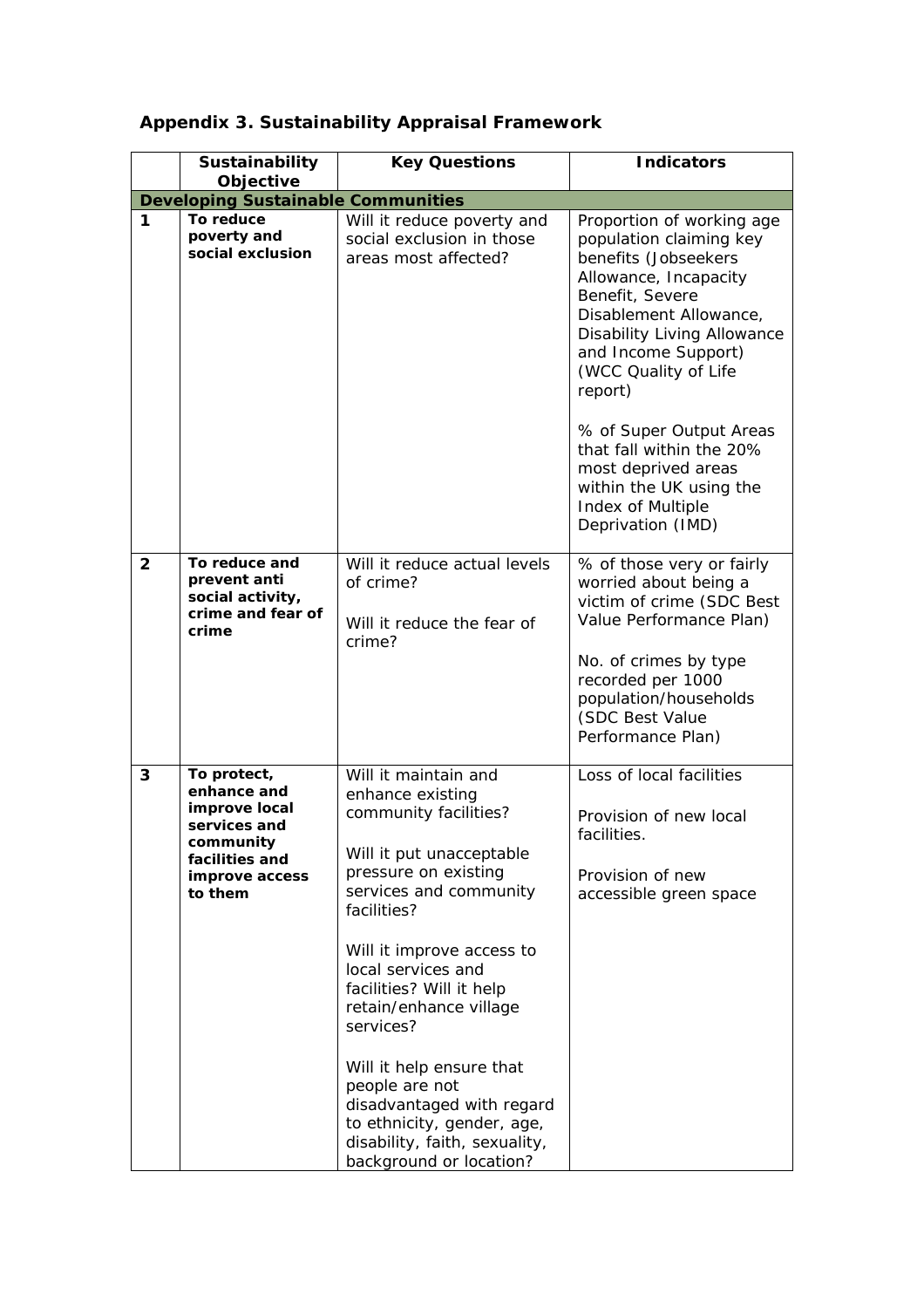## Appendix 3. Sustainability Appraisal Framework

| | Sustainability Objective | Key Questions | Indicators |
|---|---|---|---|
| **Developing Sustainable Communities** | | | |
| 1 | **To reduce poverty and social exclusion** | Will it reduce poverty and social exclusion in those areas most affected? | Proportion of working age population claiming key benefits (Jobseekers Allowance, Incapacity Benefit, Severe Disablement Allowance, Disability Living Allowance and Income Support) (WCC Quality of Life report)<br><br>% of Super Output Areas that fall within the 20% most deprived areas within the UK using the Index of Multiple Deprivation (IMD) |
| 2 | **To reduce and prevent anti social activity, crime and fear of crime** | Will it reduce actual levels of crime?<br><br>Will it reduce the fear of crime? | % of those very or fairly worried about being a victim of crime (SDC Best Value Performance Plan)<br><br>No. of crimes by type recorded per 1000 population/households (SDC Best Value Performance Plan) |
| 3 | **To protect, enhance and improve local services and community facilities and improve access to them** | Will it maintain and enhance existing community facilities?<br><br>Will it put unacceptable pressure on existing services and community facilities?<br><br>Will it improve access to local services and facilities? Will it help retain/enhance village services?<br><br>Will it help ensure that people are not disadvantaged with regard to ethnicity, gender, age, disability, faith, sexuality, background or location? | Loss of local facilities<br><br>Provision of new local facilities.<br><br>Provision of new accessible green space |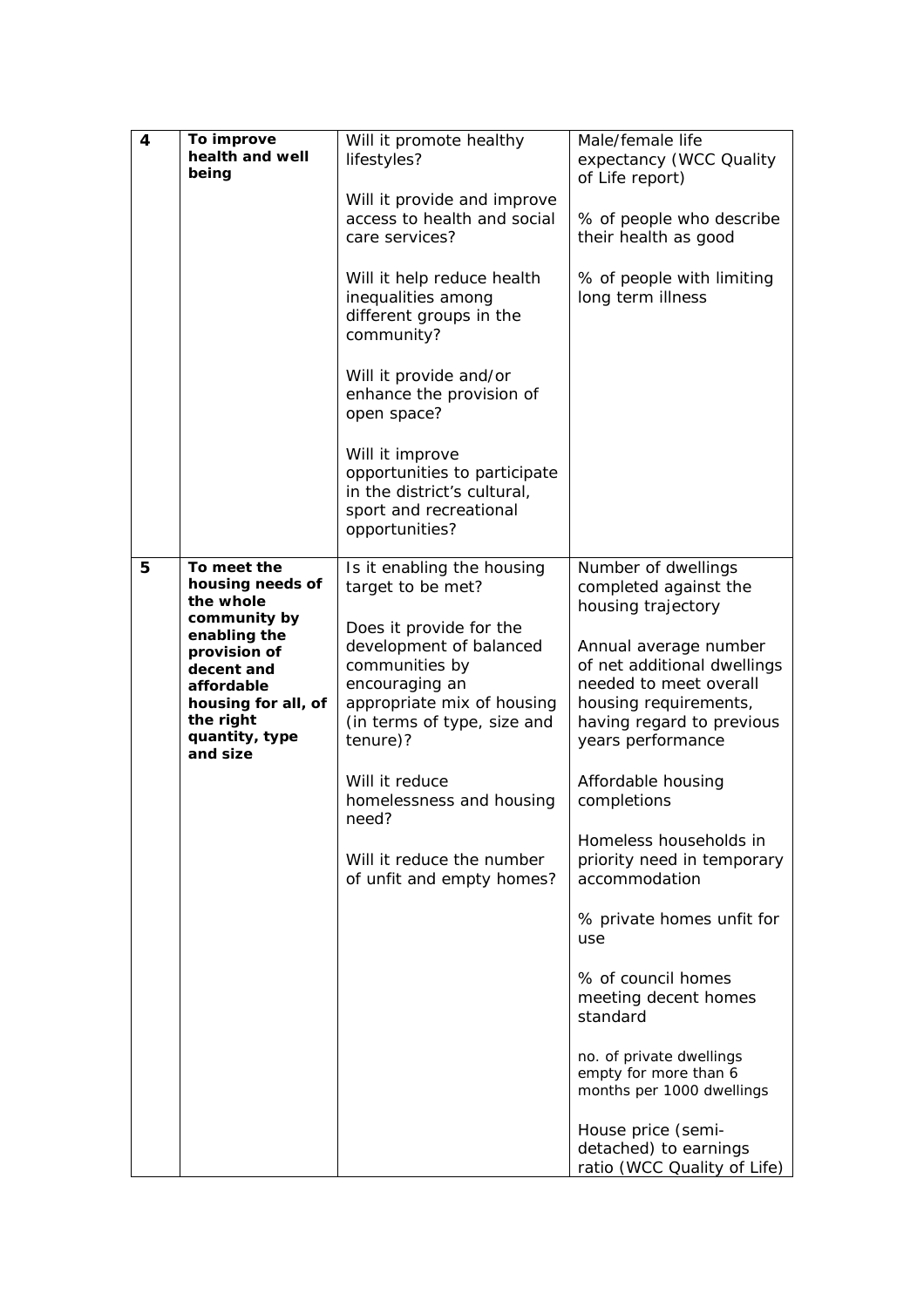| | | | |
|---|---|---|---|
| **4** | **To improve health and well being** | Will it promote healthy lifestyles?<br><br>Will it provide and improve access to health and social care services?<br><br>Will it help reduce health inequalities among different groups in the community?<br><br>Will it provide and/or enhance the provision of open space?<br><br>Will it improve opportunities to participate in the district's cultural, sport and recreational opportunities? | Male/female life expectancy (WCC Quality of Life report)<br><br>% of people who describe their health as good<br><br>% of people with limiting long term illness |
| **5** | **To meet the housing needs of the whole community by enabling the provision of decent and affordable housing for all, of the right quantity, type and size** | Is it enabling the housing target to be met?<br><br>Does it provide for the development of balanced communities by encouraging an appropriate mix of housing (in terms of type, size and tenure)?<br><br>Will it reduce homelessness and housing need?<br><br>Will it reduce the number of unfit and empty homes? | Number of dwellings completed against the housing trajectory<br><br>Annual average number of net additional dwellings needed to meet overall housing requirements, having regard to previous years performance<br><br>Affordable housing completions<br><br>Homeless households in priority need in temporary accommodation<br><br>% private homes unfit for use<br><br>% of council homes meeting decent homes standard<br><br>no. of private dwellings empty for more than 6 months per 1000 dwellings<br><br>House price (semi-detached) to earnings ratio (WCC Quality of Life) |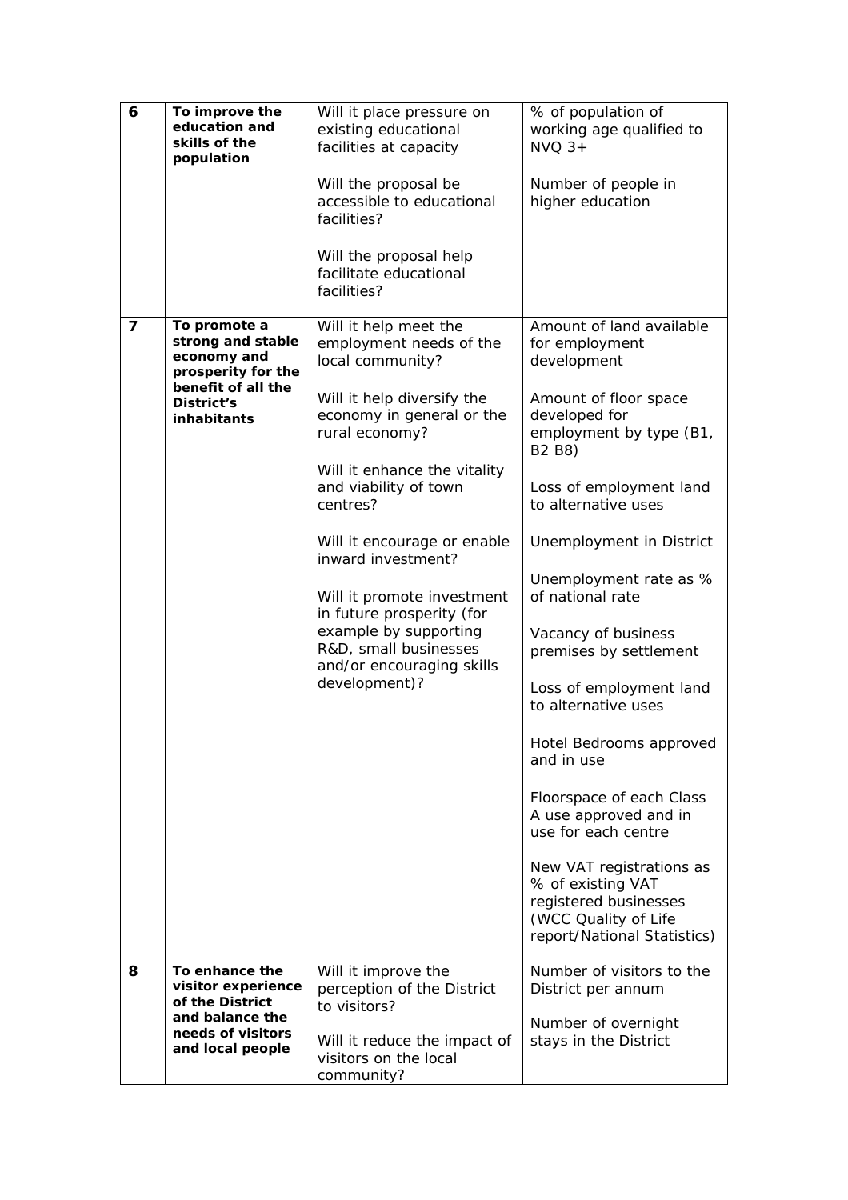| 6 | **To improve the education and skills of the population** | Will it place pressure on existing educational facilities at capacity<br><br>Will the proposal be accessible to educational facilities?<br><br>Will the proposal help facilitate educational facilities? | % of population of working age qualified to NVQ 3+<br><br>Number of people in higher education |
|---|---|---|---|
| 7 | **To promote a strong and stable economy and prosperity for the benefit of all the District's inhabitants** | Will it help meet the employment needs of the local community?<br><br>Will it help diversify the economy in general or the rural economy?<br><br>Will it enhance the vitality and viability of town centres?<br><br>Will it encourage or enable inward investment?<br><br>Will it promote investment in future prosperity (for example by supporting R&D, small businesses and/or encouraging skills development)? | Amount of land available for employment development<br><br>Amount of floor space developed for employment by type (B1, B2 B8)<br><br>Loss of employment land to alternative uses<br><br>Unemployment in District<br><br>Unemployment rate as % of national rate<br><br>Vacancy of business premises by settlement<br><br>Loss of employment land to alternative uses<br><br>Hotel Bedrooms approved and in use<br><br>Floorspace of each Class A use approved and in use for each centre<br><br>New VAT registrations as % of existing VAT registered businesses (WCC Quality of Life report/National Statistics) |
| 8 | **To enhance the visitor experience of the District and balance the needs of visitors and local people** | Will it improve the perception of the District to visitors?<br><br>Will it reduce the impact of visitors on the local community? | Number of visitors to the District per annum<br><br>Number of overnight stays in the District |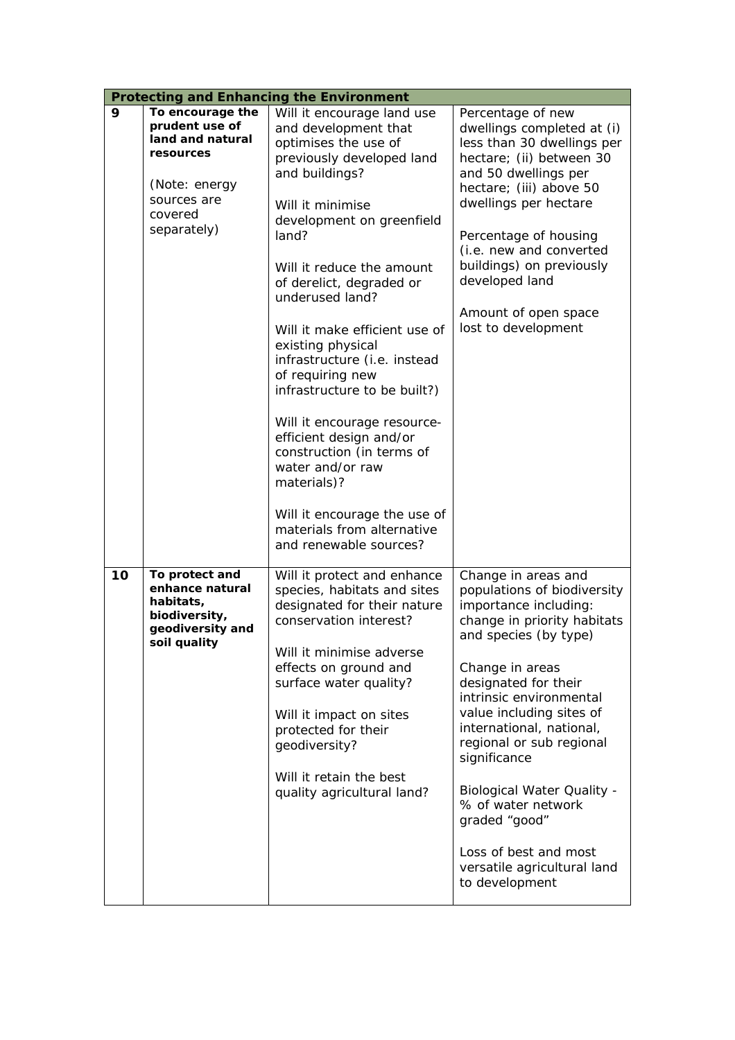| Protecting and Enhancing the Environment | | | |
|---|---|---|---|
| 9 | **To encourage the prudent use of land and natural resources**<br><br>(Note: energy sources are covered separately) | Will it encourage land use and development that optimises the use of previously developed land and buildings?<br><br>Will it minimise development on greenfield land?<br><br>Will it reduce the amount of derelict, degraded or underused land?<br><br>Will it make efficient use of existing physical infrastructure (i.e. instead of requiring new infrastructure to be built?)<br><br>Will it encourage resource-efficient design and/or construction (in terms of water and/or raw materials)?<br><br>Will it encourage the use of materials from alternative and renewable sources? | Percentage of new dwellings completed at (i) less than 30 dwellings per hectare; (ii) between 30 and 50 dwellings per hectare; (iii) above 50 dwellings per hectare<br><br>Percentage of housing (i.e. new and converted buildings) on previously developed land<br><br>Amount of open space lost to development |
| 10 | **To protect and enhance natural habitats, biodiversity, geodiversity and soil quality** | Will it protect and enhance species, habitats and sites designated for their nature conservation interest?<br><br>Will it minimise adverse effects on ground and surface water quality?<br><br>Will it impact on sites protected for their geodiversity?<br><br>Will it retain the best quality agricultural land? | Change in areas and populations of biodiversity importance including: change in priority habitats and species (by type)<br><br>Change in areas designated for their intrinsic environmental value including sites of international, national, regional or sub regional significance<br><br>Biological Water Quality - % of water network graded "good"<br><br>Loss of best and most versatile agricultural land to development |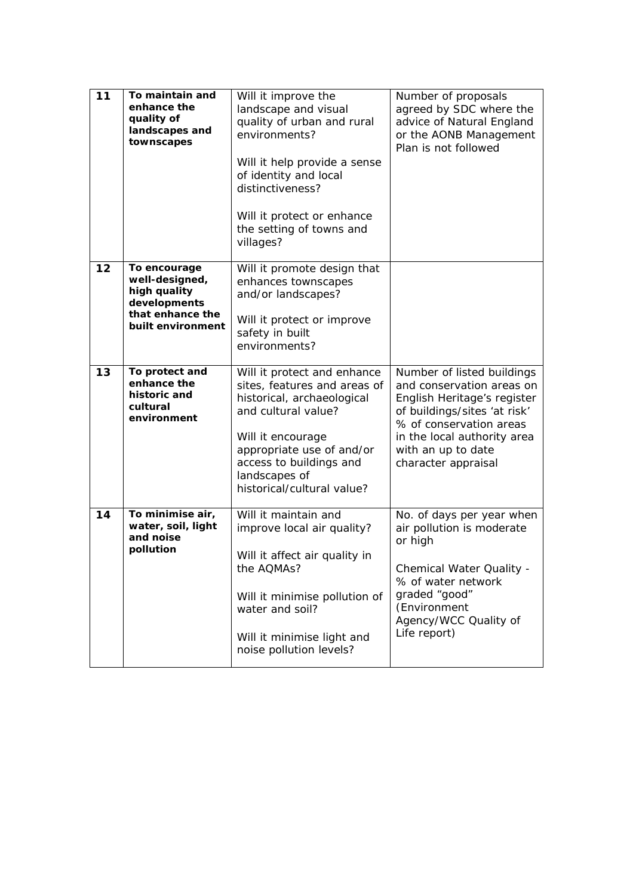| 11 | **To maintain and enhance the quality of landscapes and townscapes** | Will it improve the landscape and visual quality of urban and rural environments?<br><br>Will it help provide a sense of identity and local distinctiveness?<br><br>Will it protect or enhance the setting of towns and villages? | Number of proposals agreed by SDC where the advice of Natural England or the AONB Management Plan is not followed |
|---|---|---|---|
| 12 | **To encourage well-designed, high quality developments that enhance the built environment** | Will it promote design that enhances townscapes and/or landscapes?<br><br>Will it protect or improve safety in built environments? | |
| 13 | **To protect and enhance the historic and cultural environment** | Will it protect and enhance sites, features and areas of historical, archaeological and cultural value?<br><br>Will it encourage appropriate use of and/or access to buildings and landscapes of historical/cultural value? | Number of listed buildings and conservation areas on English Heritage's register of buildings/sites 'at risk'<br>% of conservation areas in the local authority area with an up to date character appraisal |
| 14 | **To minimise air, water, soil, light and noise pollution** | Will it maintain and improve local air quality?<br><br>Will it affect air quality in the AQMAs?<br><br>Will it minimise pollution of water and soil?<br><br>Will it minimise light and noise pollution levels? | No. of days per year when air pollution is moderate or high<br><br>Chemical Water Quality - % of water network graded "good" (Environment Agency/WCC Quality of Life report) |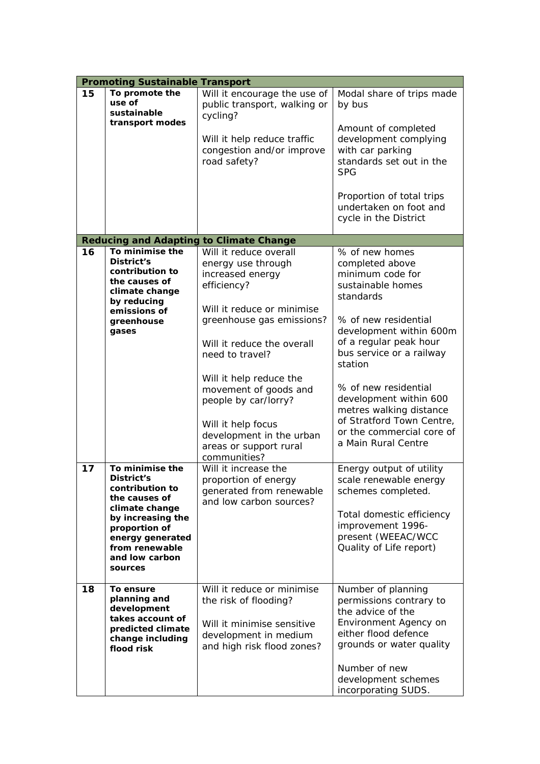| | | | |
|---|---|---|---|
| **Promoting Sustainable Transport** | | | |
| **15** | **To promote the use of sustainable transport modes** | Will it encourage the use of public transport, walking or cycling?<br><br>Will it help reduce traffic congestion and/or improve road safety? | Modal share of trips made by bus<br><br>Amount of completed development complying with car parking standards set out in the SPG<br><br>Proportion of total trips undertaken on foot and cycle in the District |
| **Reducing and Adapting to Climate Change** | | | |
| **16** | **To minimise the District's contribution to the causes of climate change by reducing emissions of greenhouse gases** | Will it reduce overall energy use through increased energy efficiency?<br><br>Will it reduce or minimise greenhouse gas emissions?<br><br>Will it reduce the overall need to travel?<br><br>Will it help reduce the movement of goods and people by car/lorry?<br><br>Will it help focus development in the urban areas or support rural communities? | % of new homes completed above minimum code for sustainable homes standards<br><br>% of new residential development within 600m of a regular peak hour bus service or a railway station<br><br>% of new residential development within 600 metres walking distance of Stratford Town Centre, or the commercial core of a Main Rural Centre |
| **17** | **To minimise the District's contribution to the causes of climate change by increasing the proportion of energy generated from renewable and low carbon sources** | Will it increase the proportion of energy generated from renewable and low carbon sources? | Energy output of utility scale renewable energy schemes completed.<br><br>Total domestic efficiency improvement 1996-present (WEEAC/WCC Quality of Life report) |
| **18** | **To ensure planning and development takes account of predicted climate change including flood risk** | Will it reduce or minimise the risk of flooding?<br><br>Will it minimise sensitive development in medium and high risk flood zones? | Number of planning permissions contrary to the advice of the Environment Agency on either flood defence grounds or water quality<br><br>Number of new development schemes incorporating SUDS. |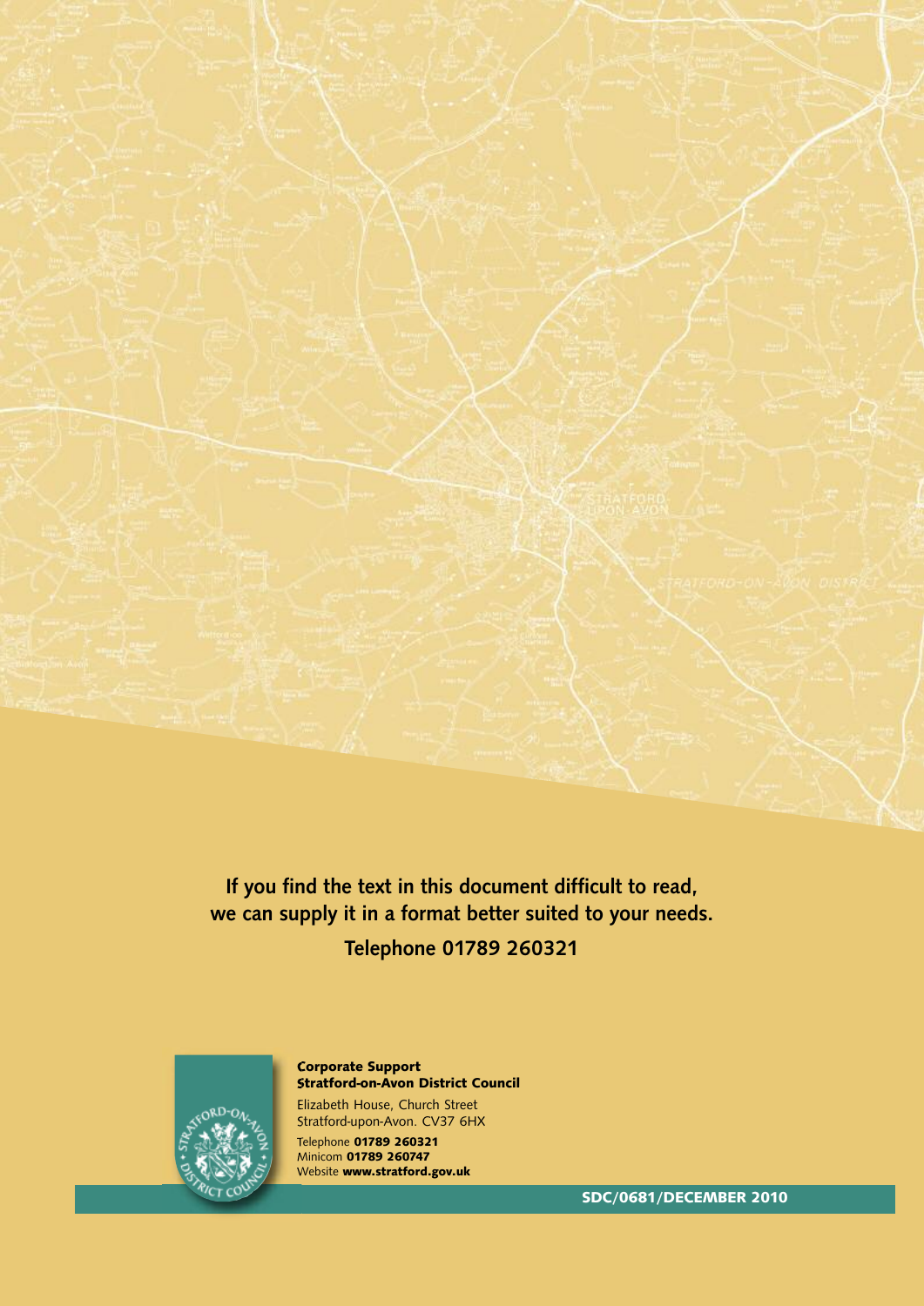**If you find the text in this document difficult to read, we can supply it in a format better suited to your needs.**

**Telephone 01789 260321**

**Corporate Support**
**Stratford-on-Avon District Council**

Elizabeth House, Church Street
Stratford-upon-Avon. CV37 6HX

Telephone **01789 260321**
Minicom **01789 260747**
Website **www.stratford.gov.uk**

**SDC/0681/DECEMBER 2010**